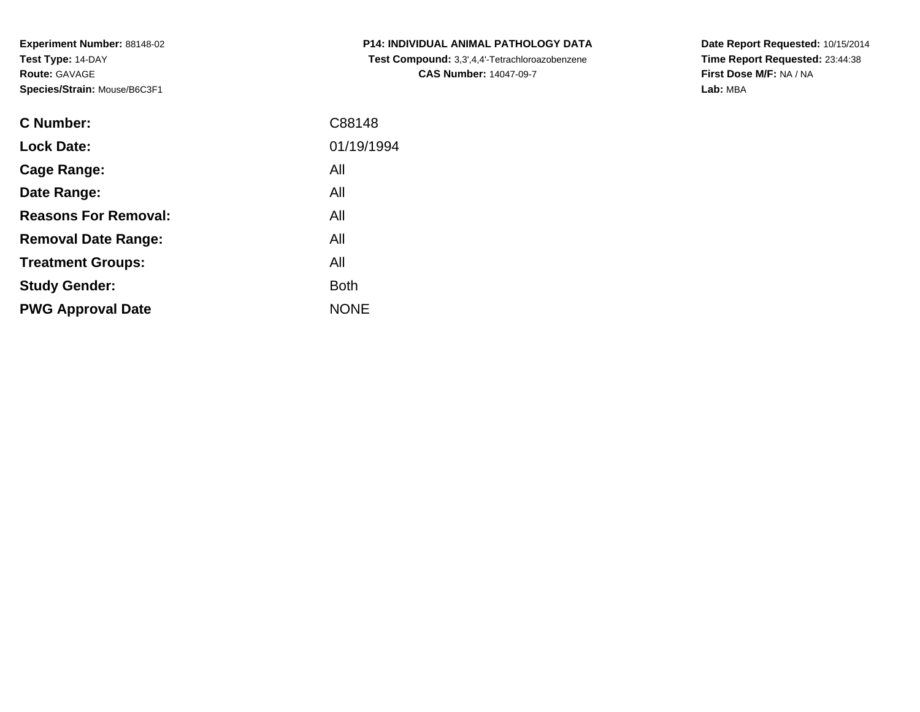**Experiment Number:** 88148-02
**Test Type:** 14-DAY
**Route:** GAVAGE
**Species/Strain:** Mouse/B6C3F1

**P14: INDIVIDUAL ANIMAL PATHOLOGY DATA**
**Test Compound:** 3,3',4,4'-Tetrachloroazobenzene
**CAS Number:** 14047-09-7

**Date Report Requested:** 10/15/2014
**Time Report Requested:** 23:44:38
**First Dose M/F:** NA / NA
**Lab:** MBA

| | |
|---|---|
| **C Number:** | C88148 |
| **Lock Date:** | 01/19/1994 |
| **Cage Range:** | All |
| **Date Range:** | All |
| **Reasons For Removal:** | All |
| **Removal Date Range:** | All |
| **Treatment Groups:** | All |
| **Study Gender:** | Both |
| **PWG Approval Date** | NONE |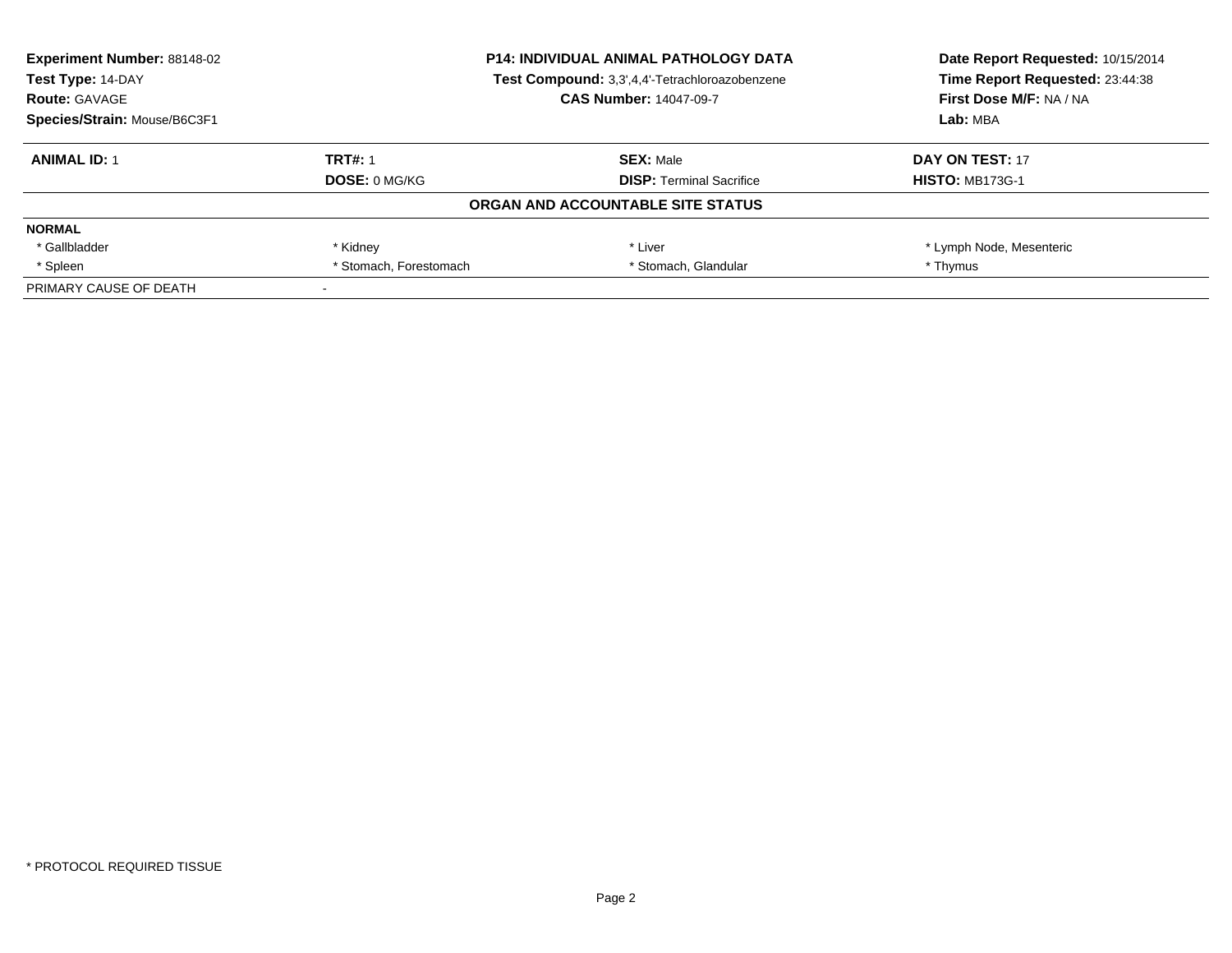**Experiment Number:** 88148-02
**Test Type:** 14-DAY
**Route:** GAVAGE
**Species/Strain:** Mouse/B6C3F1

**P14: INDIVIDUAL ANIMAL PATHOLOGY DATA**
**Test Compound:** 3,3',4,4'-Tetrachloroazobenzene
**CAS Number:** 14047-09-7

**Date Report Requested:** 10/15/2014
**Time Report Requested:** 23:44:38
**First Dose M/F:** NA / NA
**Lab:** MBA

| **ANIMAL ID:** 1 | **TRT#:** 1 | **SEX:** Male | **DAY ON TEST:** 17 |
|---|---|---|---|
| | **DOSE:** 0 MG/KG | **DISP:** Terminal Sacrifice | **HISTO:** MB173G-1 |

**ORGAN AND ACCOUNTABLE SITE STATUS**

**NORMAL**

| | | | |
|---|---|---|---|
| * Gallbladder | * Kidney | * Liver | * Lymph Node, Mesenteric |
| * Spleen | * Stomach, Forestomach | * Stomach, Glandular | * Thymus |

PRIMARY CAUSE OF DEATH -

* PROTOCOL REQUIRED TISSUE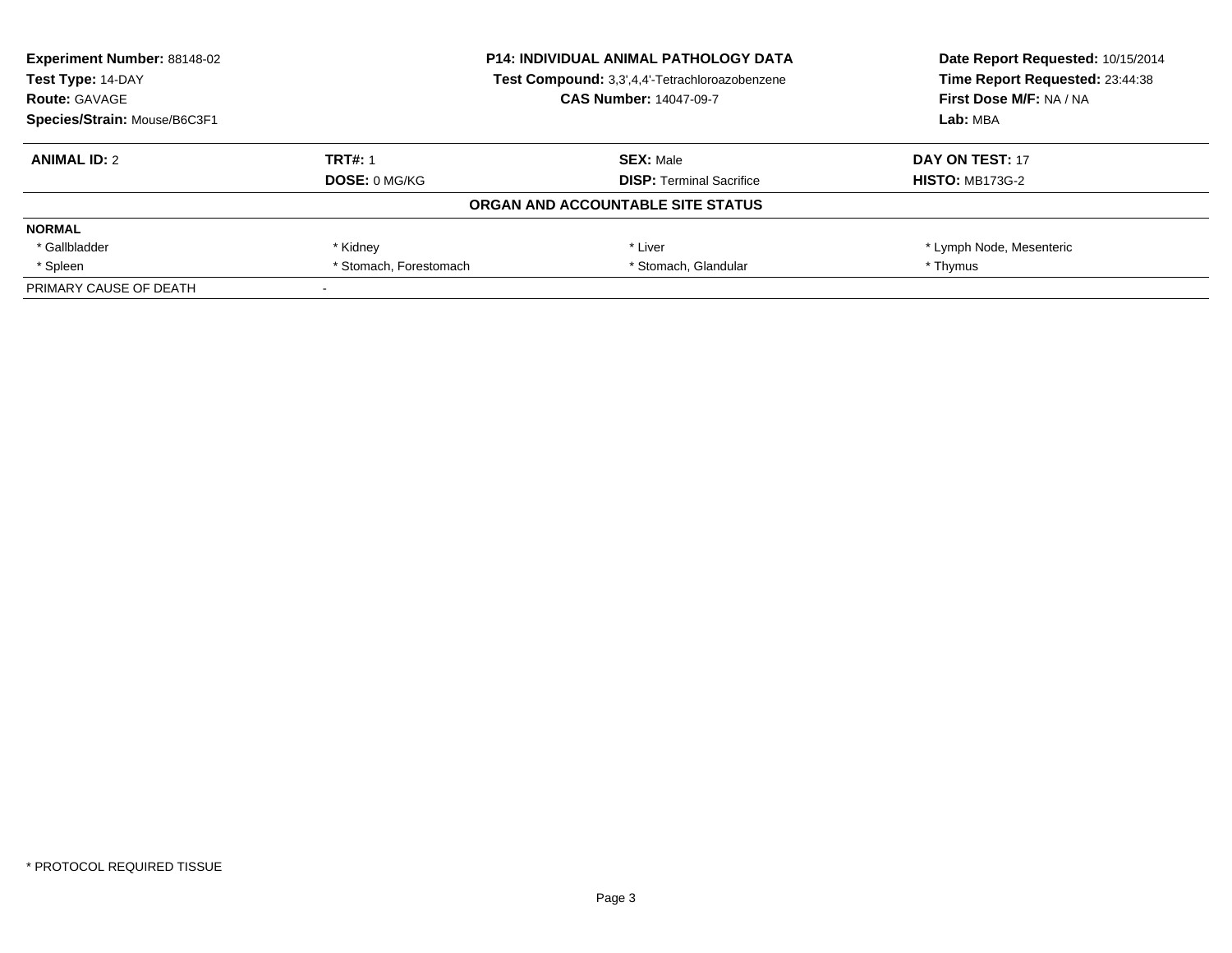**Experiment Number:** 88148-02
**Test Type:** 14-DAY
**Route:** GAVAGE
**Species/Strain:** Mouse/B6C3F1

**P14: INDIVIDUAL ANIMAL PATHOLOGY DATA**
**Test Compound:** 3,3',4,4'-Tetrachloroazobenzene
**CAS Number:** 14047-09-7

**Date Report Requested:** 10/15/2014
**Time Report Requested:** 23:44:38
**First Dose M/F:** NA / NA
**Lab:** MBA

| **ANIMAL ID:** 2 | **TRT#:** 1 | **SEX:** Male | **DAY ON TEST:** 17 |
|---|---|---|---|
| | **DOSE:** 0 MG/KG | **DISP:** Terminal Sacrifice | **HISTO:** MB173G-2 |

**ORGAN AND ACCOUNTABLE SITE STATUS**

| **NORMAL** | | | |
|---|---|---|---|
| * Gallbladder | * Kidney | * Liver | * Lymph Node, Mesenteric |
| * Spleen | * Stomach, Forestomach | * Stomach, Glandular | * Thymus |
| PRIMARY CAUSE OF DEATH | - | | |

* PROTOCOL REQUIRED TISSUE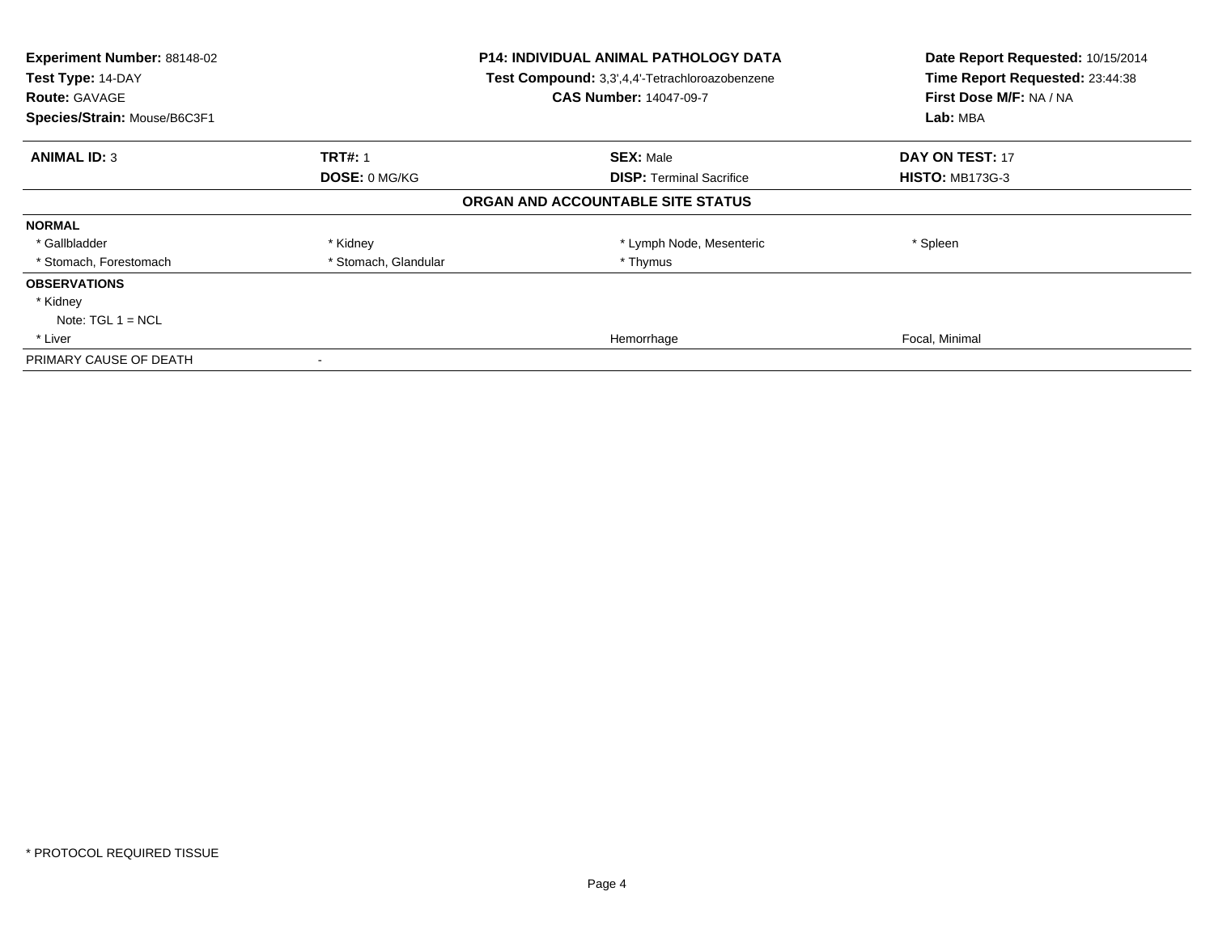**Experiment Number:** 88148-02
**Test Type:** 14-DAY
**Route:** GAVAGE
**Species/Strain:** Mouse/B6C3F1

**P14: INDIVIDUAL ANIMAL PATHOLOGY DATA**
**Test Compound:** 3,3',4,4'-Tetrachloroazobenzene
**CAS Number:** 14047-09-7

**Date Report Requested:** 10/15/2014
**Time Report Requested:** 23:44:38
**First Dose M/F:** NA / NA
**Lab:** MBA

| **ANIMAL ID:** 3 | **TRT#:** 1 | **SEX:** Male | **DAY ON TEST:** 17 |
|---|---|---|---|
| | **DOSE:** 0 MG/KG | **DISP:** Terminal Sacrifice | **HISTO:** MB173G-3 |

**ORGAN AND ACCOUNTABLE SITE STATUS**

| | | | |
|---|---|---|---|
| **NORMAL** | | | |
| * Gallbladder | * Kidney | * Lymph Node, Mesenteric | * Spleen |
| * Stomach, Forestomach | * Stomach, Glandular | * Thymus | |
| **OBSERVATIONS** | | | |
| * Kidney | | | |
| Note: TGL 1 = NCL | | | |
| * Liver | | Hemorrhage | Focal, Minimal |
| PRIMARY CAUSE OF DEATH | - | | |

* PROTOCOL REQUIRED TISSUE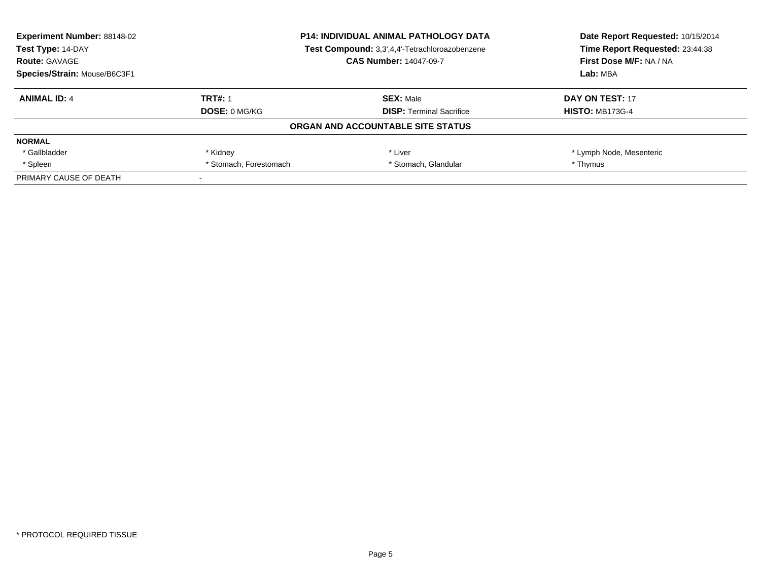**Experiment Number:** 88148-02
**Test Type:** 14-DAY
**Route:** GAVAGE
**Species/Strain:** Mouse/B6C3F1

**P14: INDIVIDUAL ANIMAL PATHOLOGY DATA**
**Test Compound:** 3,3',4,4'-Tetrachloroazobenzene
**CAS Number:** 14047-09-7

**Date Report Requested:** 10/15/2014
**Time Report Requested:** 23:44:38
**First Dose M/F:** NA / NA
**Lab:** MBA

| **ANIMAL ID:** 4 | **TRT#:** 1 | **SEX:** Male | **DAY ON TEST:** 17 |
|---|---|---|---|
| | **DOSE:** 0 MG/KG | **DISP:** Terminal Sacrifice | **HISTO:** MB173G-4 |

**ORGAN AND ACCOUNTABLE SITE STATUS**

| **NORMAL** | | | |
|---|---|---|---|
| * Gallbladder | * Kidney | * Liver | * Lymph Node, Mesenteric |
| * Spleen | * Stomach, Forestomach | * Stomach, Glandular | * Thymus |
| PRIMARY CAUSE OF DEATH | - | | |

* PROTOCOL REQUIRED TISSUE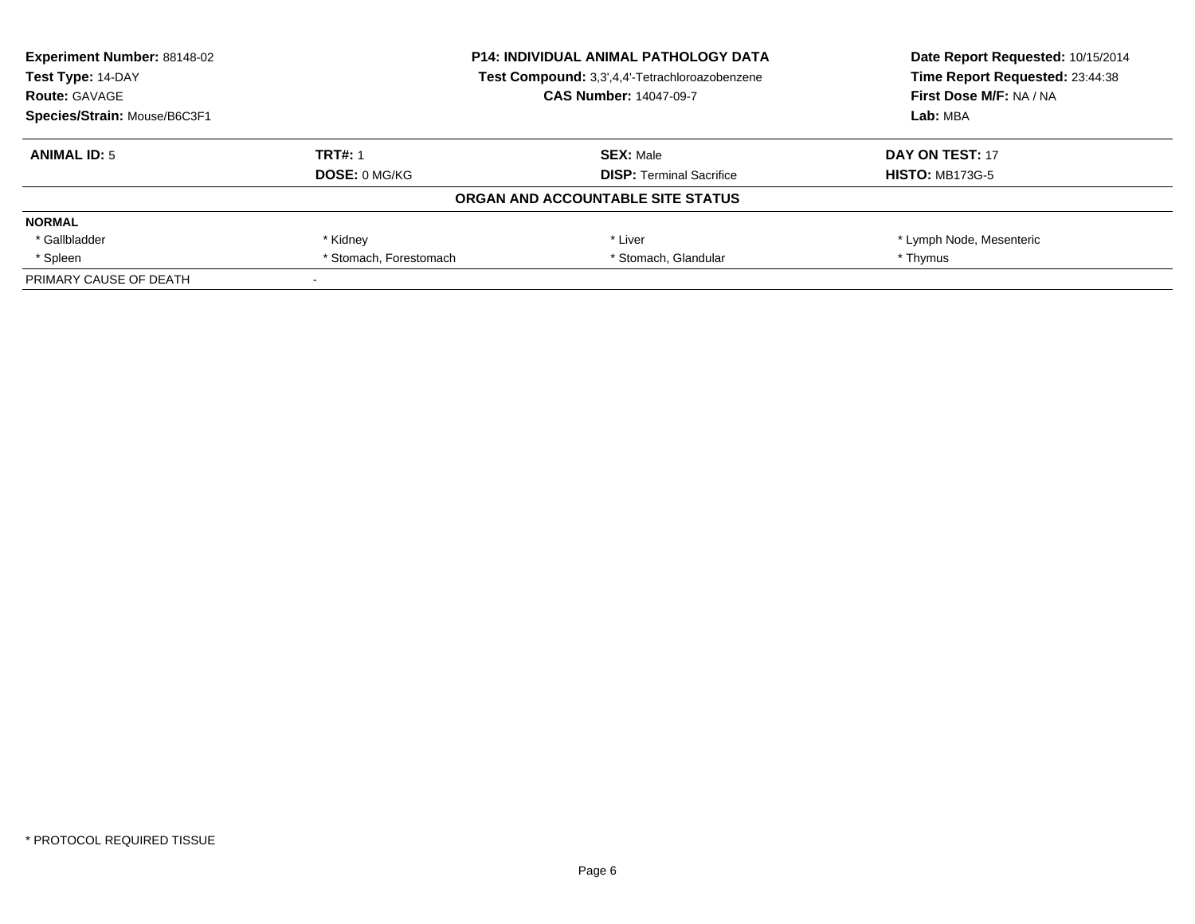**Experiment Number:** 88148-02
**Test Type:** 14-DAY
**Route:** GAVAGE
**Species/Strain:** Mouse/B6C3F1

**P14: INDIVIDUAL ANIMAL PATHOLOGY DATA**
**Test Compound:** 3,3',4,4'-Tetrachloroazobenzene
**CAS Number:** 14047-09-7

**Date Report Requested:** 10/15/2014
**Time Report Requested:** 23:44:38
**First Dose M/F:** NA / NA
**Lab:** MBA

| **ANIMAL ID:** 5 | **TRT#:** 1 | **SEX:** Male | **DAY ON TEST:** 17 |
|---|---|---|---|
| | **DOSE:** 0 MG/KG | **DISP:** Terminal Sacrifice | **HISTO:** MB173G-5 |

**ORGAN AND ACCOUNTABLE SITE STATUS**

| **NORMAL** | | | |
|---|---|---|---|
| * Gallbladder | * Kidney | * Liver | * Lymph Node, Mesenteric |
| * Spleen | * Stomach, Forestomach | * Stomach, Glandular | * Thymus |
| PRIMARY CAUSE OF DEATH | - | | |

* PROTOCOL REQUIRED TISSUE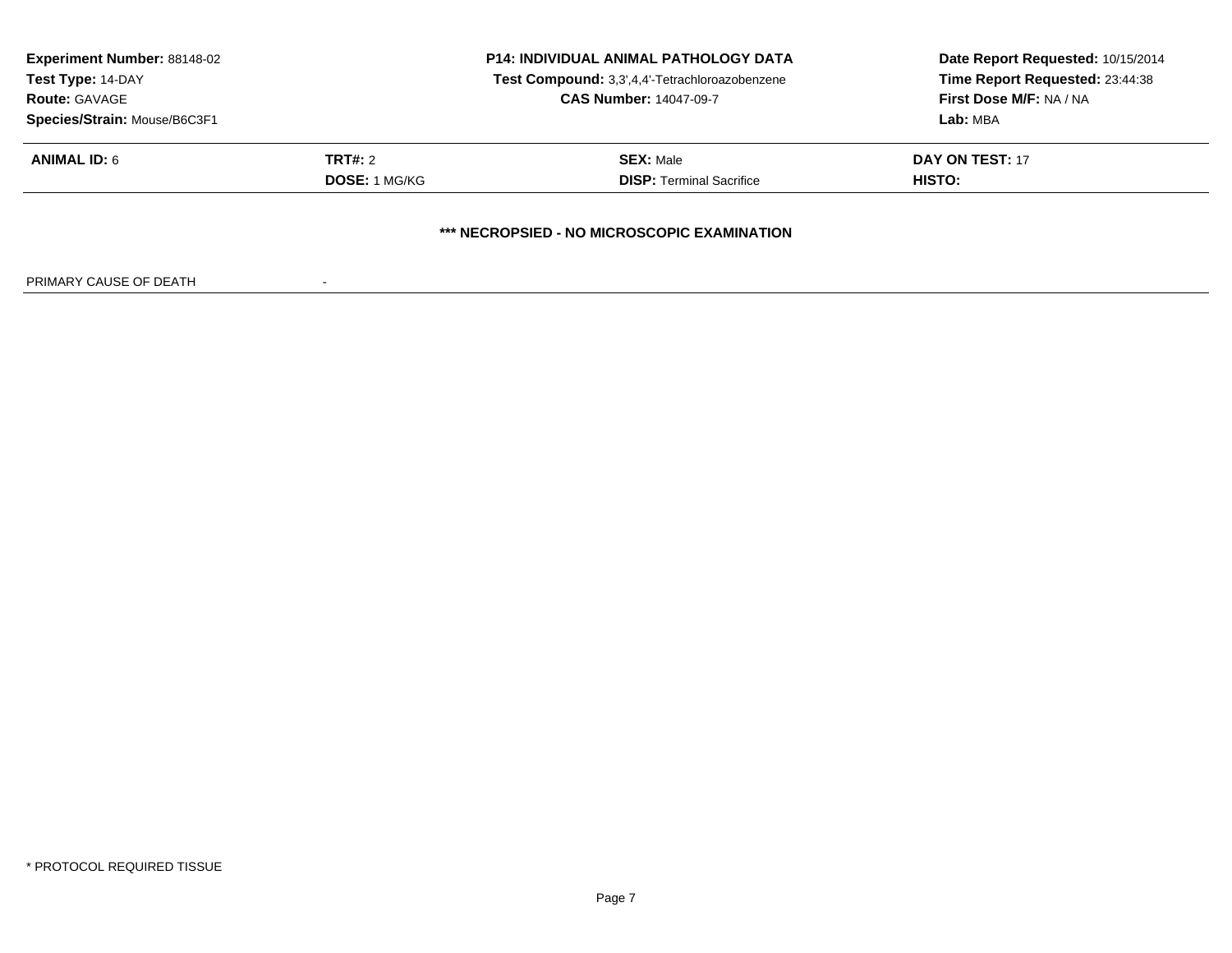**Experiment Number:** 88148-02
**Test Type:** 14-DAY
**Route:** GAVAGE
**Species/Strain:** Mouse/B6C3F1

**P14: INDIVIDUAL ANIMAL PATHOLOGY DATA**
**Test Compound:** 3,3',4,4'-Tetrachloroazobenzene
**CAS Number:** 14047-09-7

**Date Report Requested:** 10/15/2014
**Time Report Requested:** 23:44:38
**First Dose M/F:** NA / NA
**Lab:** MBA

| **ANIMAL ID:** 6 | **TRT#:** 2 | **SEX:** Male | **DAY ON TEST:** 17 |
|---|---|---|---|
| | **DOSE:** 1 MG/KG | **DISP:** Terminal Sacrifice | **HISTO:** |

**\*\*\* NECROPSIED - NO MICROSCOPIC EXAMINATION**

PRIMARY CAUSE OF DEATH -

\* PROTOCOL REQUIRED TISSUE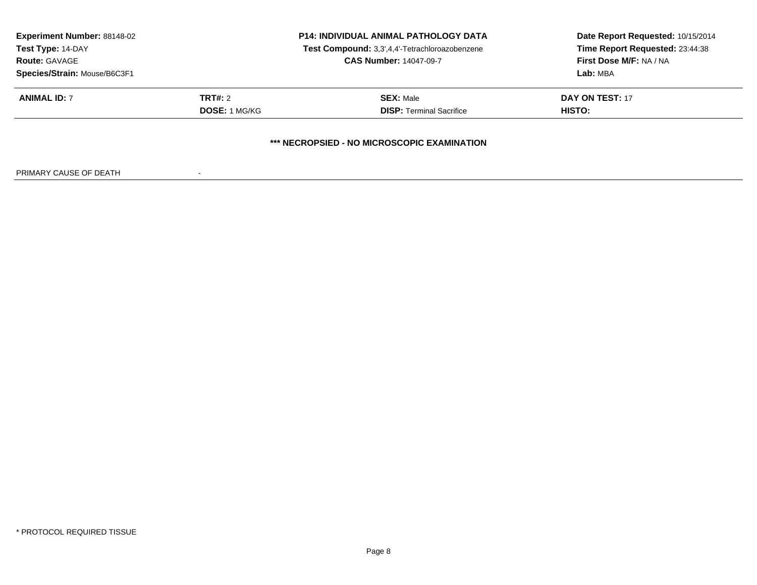**Experiment Number:** 88148-02
**Test Type:** 14-DAY
**Route:** GAVAGE
**Species/Strain:** Mouse/B6C3F1

**P14: INDIVIDUAL ANIMAL PATHOLOGY DATA**
**Test Compound:** 3,3',4,4'-Tetrachloroazobenzene
**CAS Number:** 14047-09-7

**Date Report Requested:** 10/15/2014
**Time Report Requested:** 23:44:38
**First Dose M/F:** NA / NA
**Lab:** MBA

| **ANIMAL ID:** 7 | **TRT#:** 2 | **SEX:** Male | **DAY ON TEST:** 17 |
|---|---|---|---|
| | **DOSE:** 1 MG/KG | **DISP:** Terminal Sacrifice | **HISTO:** |

**\*\*\* NECROPSIED - NO MICROSCOPIC EXAMINATION**

PRIMARY CAUSE OF DEATH -

\* PROTOCOL REQUIRED TISSUE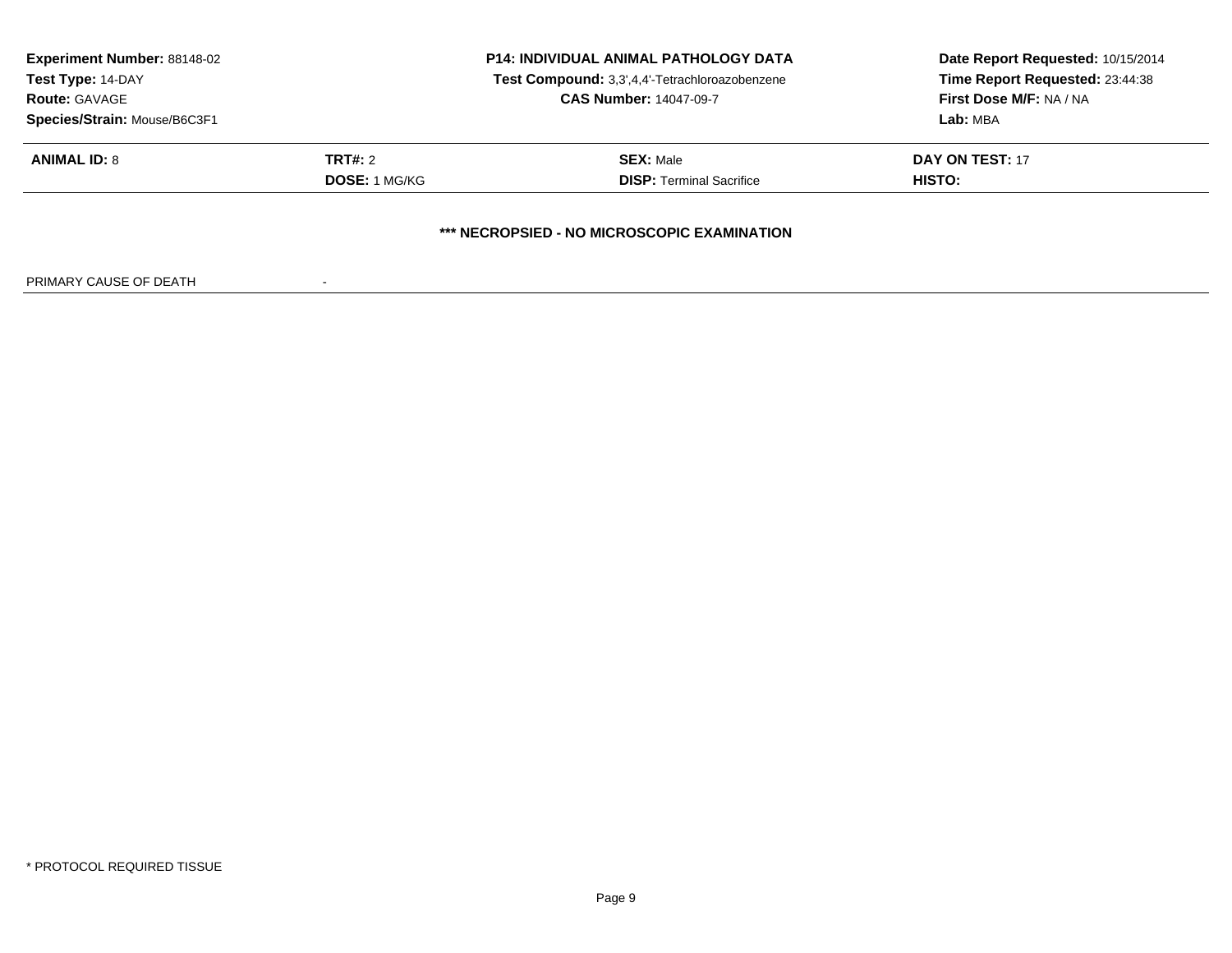**Experiment Number:** 88148-02
**Test Type:** 14-DAY
**Route:** GAVAGE
**Species/Strain:** Mouse/B6C3F1

**P14: INDIVIDUAL ANIMAL PATHOLOGY DATA**
**Test Compound:** 3,3',4,4'-Tetrachloroazobenzene
**CAS Number:** 14047-09-7

**Date Report Requested:** 10/15/2014
**Time Report Requested:** 23:44:38
**First Dose M/F:** NA / NA
**Lab:** MBA

| **ANIMAL ID:** 8 | **TRT#:** 2 | **SEX:** Male | **DAY ON TEST:** 17 |
|---|---|---|---|
| | **DOSE:** 1 MG/KG | **DISP:** Terminal Sacrifice | **HISTO:** |

**\*\*\* NECROPSIED - NO MICROSCOPIC EXAMINATION**

PRIMARY CAUSE OF DEATH -

\* PROTOCOL REQUIRED TISSUE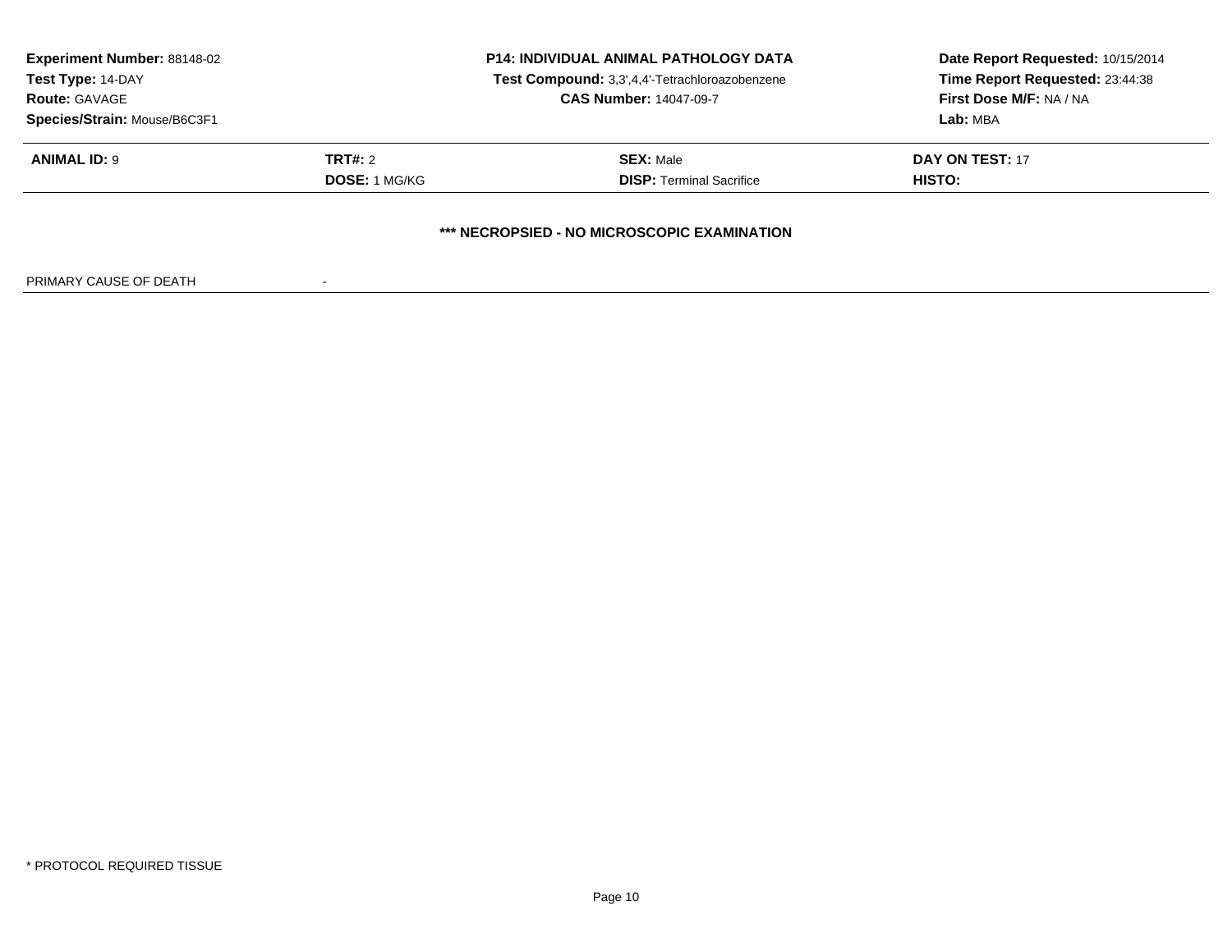**Experiment Number:** 88148-02
**Test Type:** 14-DAY
**Route:** GAVAGE
**Species/Strain:** Mouse/B6C3F1

**P14: INDIVIDUAL ANIMAL PATHOLOGY DATA**
**Test Compound:** 3,3',4,4'-Tetrachloroazobenzene
**CAS Number:** 14047-09-7

**Date Report Requested:** 10/15/2014
**Time Report Requested:** 23:44:38
**First Dose M/F:** NA / NA
**Lab:** MBA

| **ANIMAL ID:** 9 | **TRT#:** 2 | **SEX:** Male | **DAY ON TEST:** 17 |
|---|---|---|---|
| | **DOSE:** 1 MG/KG | **DISP:** Terminal Sacrifice | **HISTO:** |

**\*\*\* NECROPSIED - NO MICROSCOPIC EXAMINATION**

PRIMARY CAUSE OF DEATH -

\* PROTOCOL REQUIRED TISSUE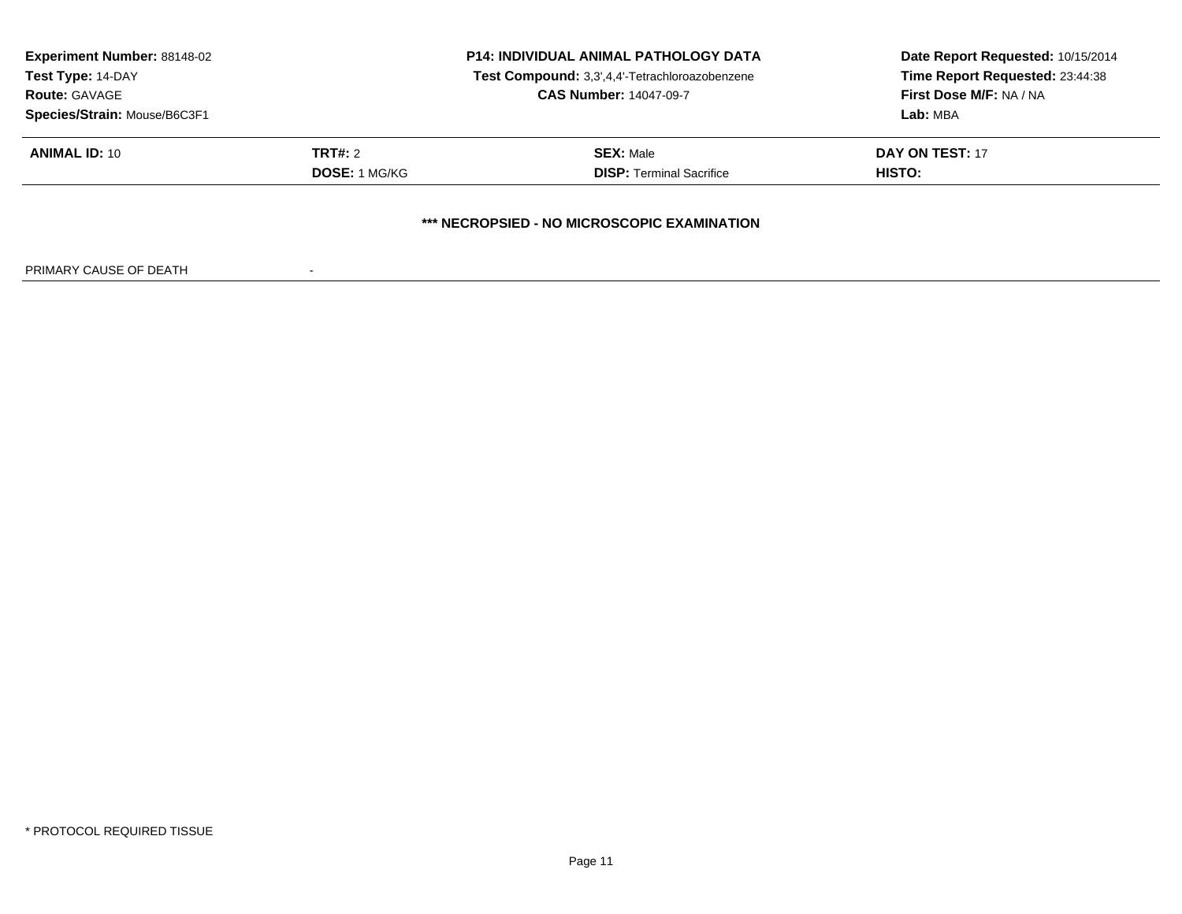**Experiment Number:** 88148-02
**Test Type:** 14-DAY
**Route:** GAVAGE
**Species/Strain:** Mouse/B6C3F1

**P14: INDIVIDUAL ANIMAL PATHOLOGY DATA**
**Test Compound:** 3,3',4,4'-Tetrachloroazobenzene
**CAS Number:** 14047-09-7

**Date Report Requested:** 10/15/2014
**Time Report Requested:** 23:44:38
**First Dose M/F:** NA / NA
**Lab:** MBA

| **ANIMAL ID:** 10 | **TRT#:** 2 | **SEX:** Male | **DAY ON TEST:** 17 |
|---|---|---|---|
| | **DOSE:** 1 MG/KG | **DISP:** Terminal Sacrifice | **HISTO:** |

**\*\*\* NECROPSIED - NO MICROSCOPIC EXAMINATION**

PRIMARY CAUSE OF DEATH -

\* PROTOCOL REQUIRED TISSUE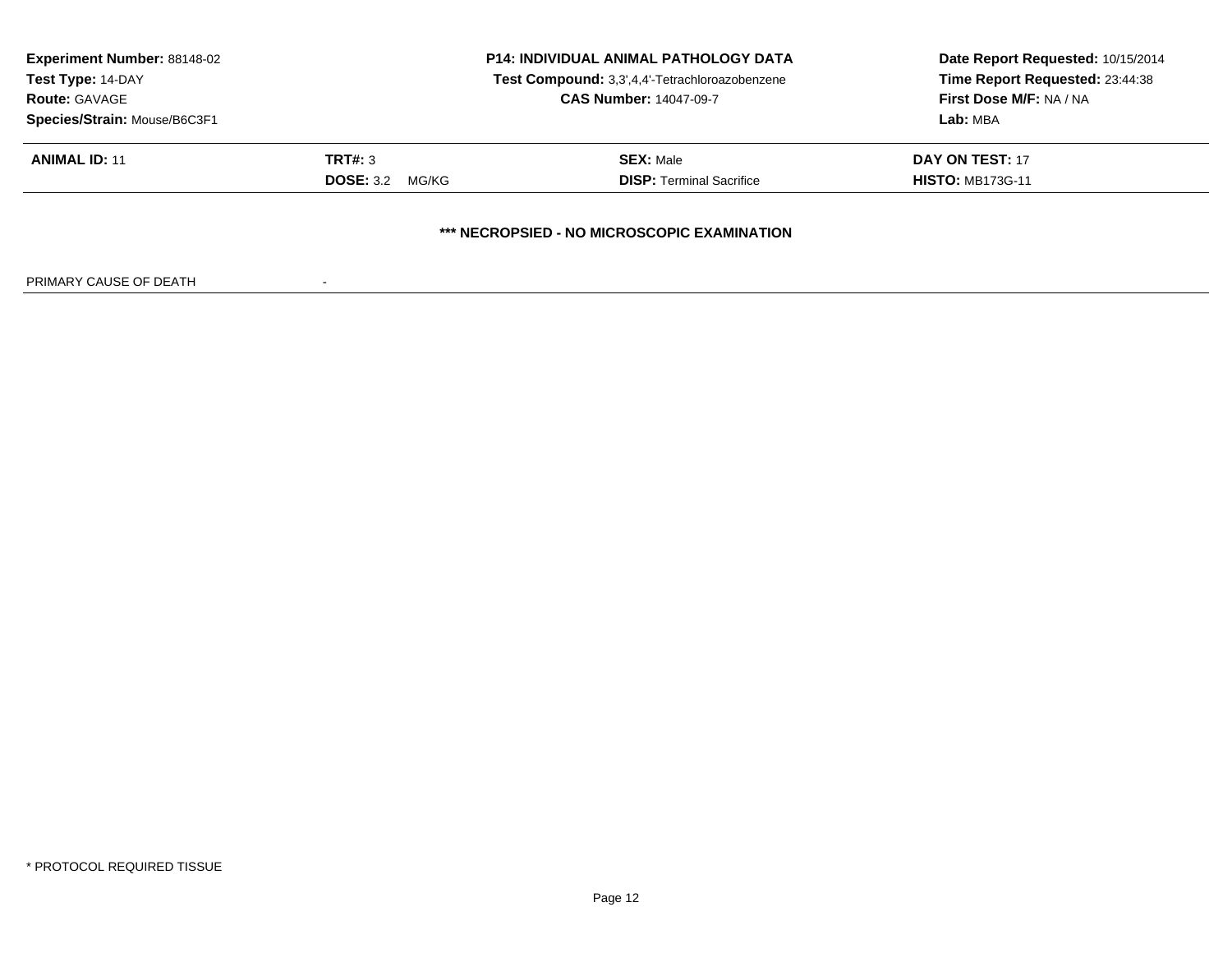**Experiment Number:** 88148-02
**Test Type:** 14-DAY
**Route:** GAVAGE
**Species/Strain:** Mouse/B6C3F1

**P14: INDIVIDUAL ANIMAL PATHOLOGY DATA**
**Test Compound:** 3,3',4,4'-Tetrachloroazobenzene
**CAS Number:** 14047-09-7

**Date Report Requested:** 10/15/2014
**Time Report Requested:** 23:44:38
**First Dose M/F:** NA / NA
**Lab:** MBA

| **ANIMAL ID:** 11 | **TRT#:** 3 | **SEX:** Male | **DAY ON TEST:** 17 |
|---|---|---|---|
| | **DOSE:** 3.2 MG/KG | **DISP:** Terminal Sacrifice | **HISTO:** MB173G-11 |

**\*\*\* NECROPSIED - NO MICROSCOPIC EXAMINATION**

PRIMARY CAUSE OF DEATH -

\* PROTOCOL REQUIRED TISSUE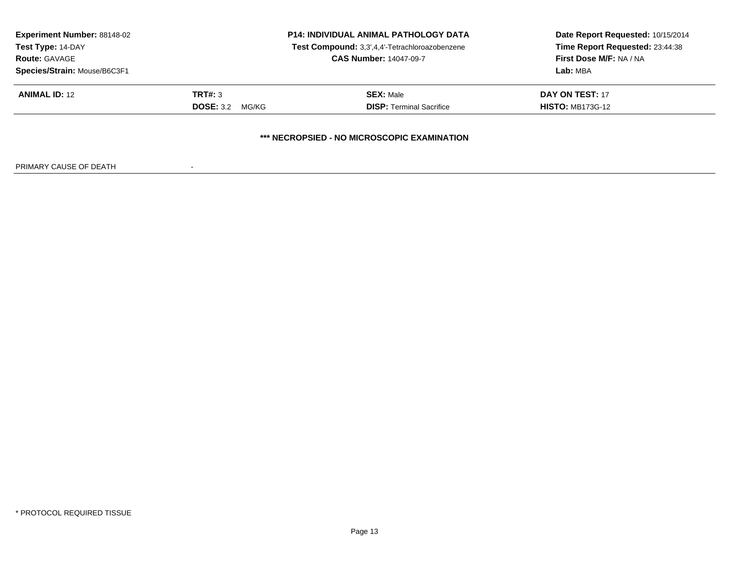**Experiment Number:** 88148-02
**Test Type:** 14-DAY
**Route:** GAVAGE
**Species/Strain:** Mouse/B6C3F1

**P14: INDIVIDUAL ANIMAL PATHOLOGY DATA**
**Test Compound:** 3,3',4,4'-Tetrachloroazobenzene
**CAS Number:** 14047-09-7

**Date Report Requested:** 10/15/2014
**Time Report Requested:** 23:44:38
**First Dose M/F:** NA / NA
**Lab:** MBA

| **ANIMAL ID:** 12 | **TRT#:** 3 | **SEX:** Male | **DAY ON TEST:** 17 |
|---|---|---|---|
| | **DOSE:** 3.2 MG/KG | **DISP:** Terminal Sacrifice | **HISTO:** MB173G-12 |

**\*\*\* NECROPSIED - NO MICROSCOPIC EXAMINATION**

PRIMARY CAUSE OF DEATH -

* PROTOCOL REQUIRED TISSUE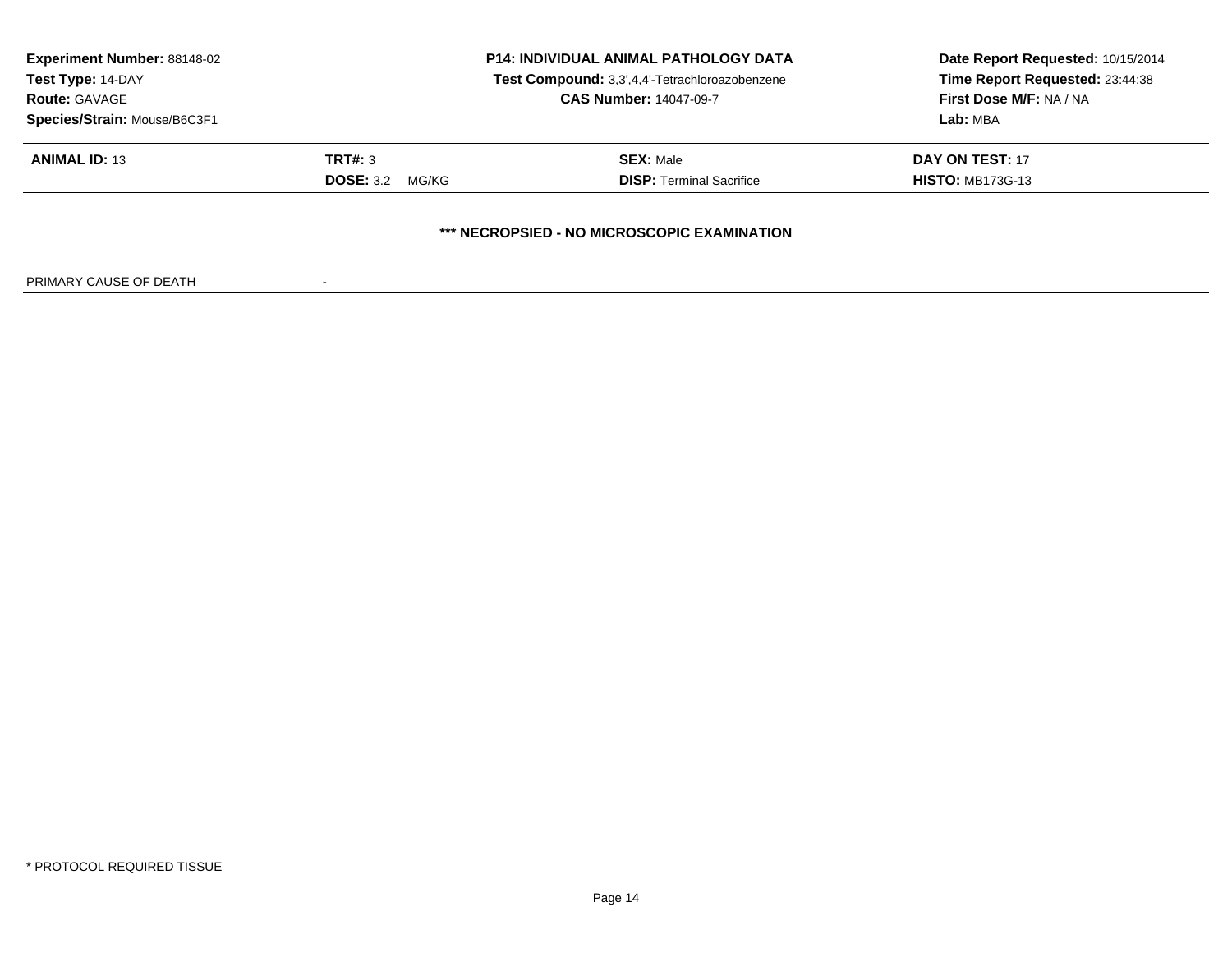**Experiment Number:** 88148-02
**Test Type:** 14-DAY
**Route:** GAVAGE
**Species/Strain:** Mouse/B6C3F1

**P14: INDIVIDUAL ANIMAL PATHOLOGY DATA**
**Test Compound:** 3,3',4,4'-Tetrachloroazobenzene
**CAS Number:** 14047-09-7

**Date Report Requested:** 10/15/2014
**Time Report Requested:** 23:44:38
**First Dose M/F:** NA / NA
**Lab:** MBA

| **ANIMAL ID:** 13 | **TRT#:** 3 | **SEX:** Male | **DAY ON TEST:** 17 |
|---|---|---|---|
| | **DOSE:** 3.2 MG/KG | **DISP:** Terminal Sacrifice | **HISTO:** MB173G-13 |

**\*\*\* NECROPSIED - NO MICROSCOPIC EXAMINATION**

PRIMARY CAUSE OF DEATH -

\* PROTOCOL REQUIRED TISSUE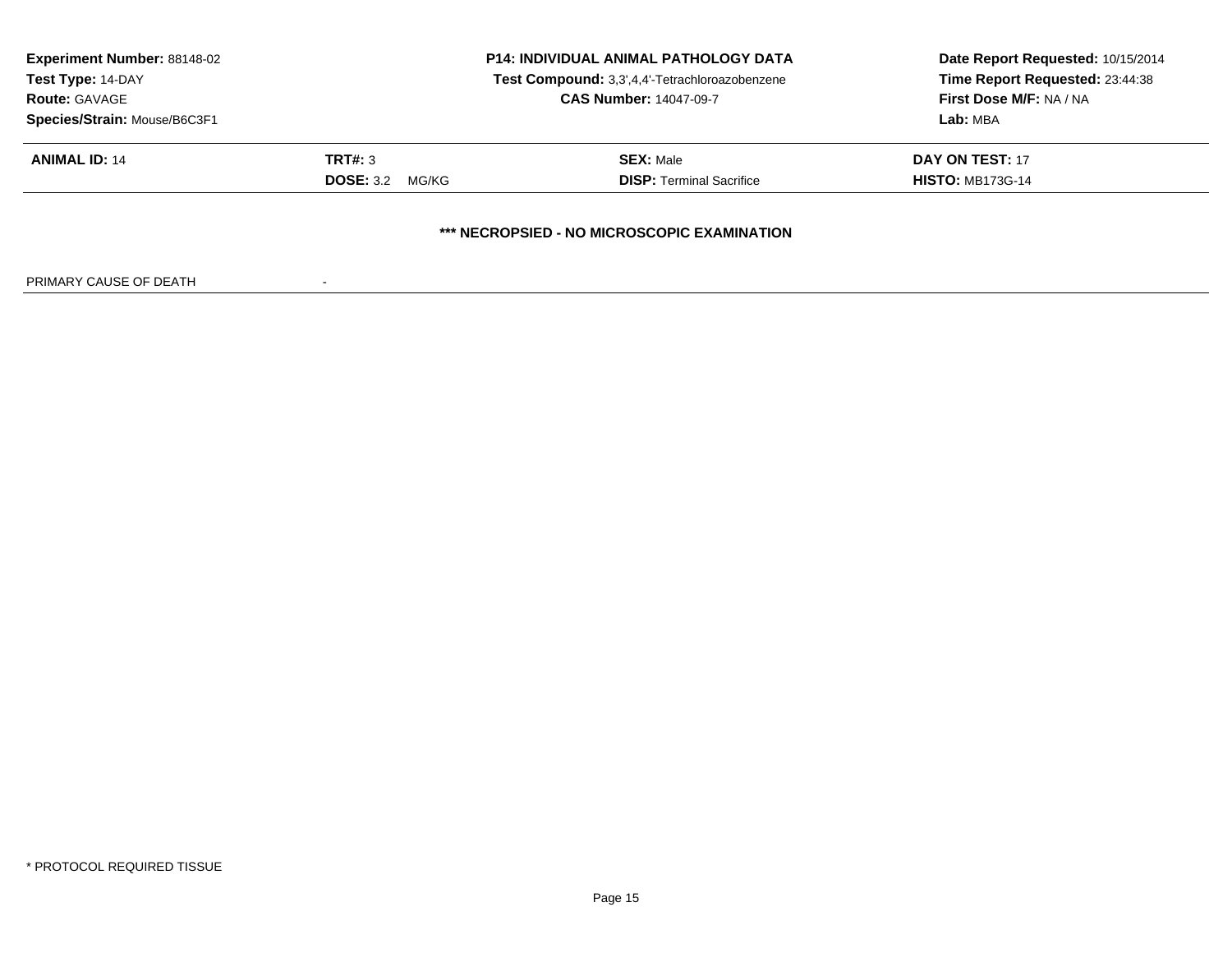**Experiment Number:** 88148-02
**Test Type:** 14-DAY
**Route:** GAVAGE
**Species/Strain:** Mouse/B6C3F1

**P14: INDIVIDUAL ANIMAL PATHOLOGY DATA**
**Test Compound:** 3,3',4,4'-Tetrachloroazobenzene
**CAS Number:** 14047-09-7

**Date Report Requested:** 10/15/2014
**Time Report Requested:** 23:44:38
**First Dose M/F:** NA / NA
**Lab:** MBA

| **ANIMAL ID:** 14 | **TRT#:** 3 | **SEX:** Male | **DAY ON TEST:** 17 |
|---|---|---|---|
| | **DOSE:** 3.2 MG/KG | **DISP:** Terminal Sacrifice | **HISTO:** MB173G-14 |

**\*\*\* NECROPSIED - NO MICROSCOPIC EXAMINATION**

PRIMARY CAUSE OF DEATH -

\* PROTOCOL REQUIRED TISSUE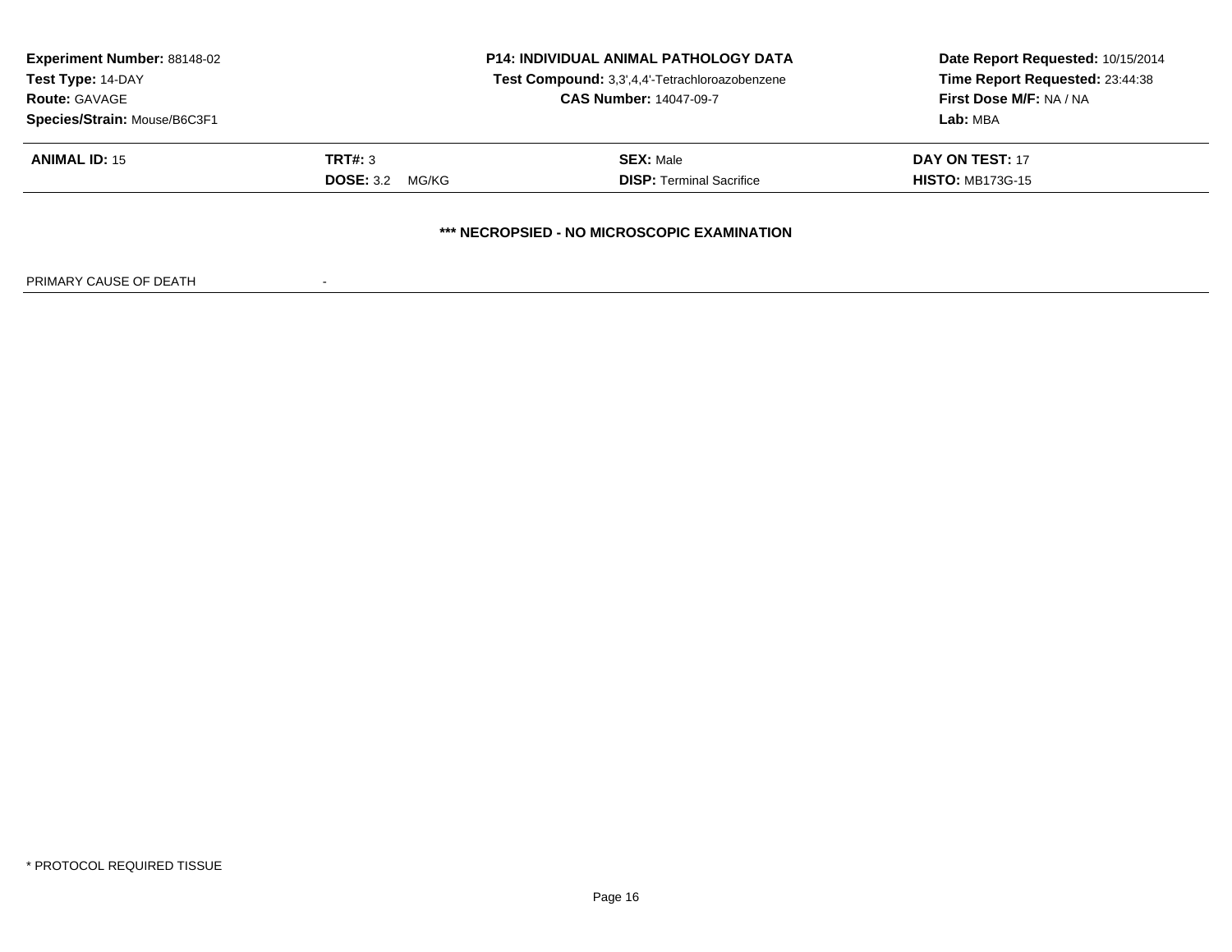**Experiment Number:** 88148-02
**Test Type:** 14-DAY
**Route:** GAVAGE
**Species/Strain:** Mouse/B6C3F1

**P14: INDIVIDUAL ANIMAL PATHOLOGY DATA**
**Test Compound:** 3,3',4,4'-Tetrachloroazobenzene
**CAS Number:** 14047-09-7

**Date Report Requested:** 10/15/2014
**Time Report Requested:** 23:44:38
**First Dose M/F:** NA / NA
**Lab:** MBA

| **ANIMAL ID:** 15 | **TRT#:** 3 | **SEX:** Male | **DAY ON TEST:** 17 |
|---|---|---|---|
| | **DOSE:** 3.2 MG/KG | **DISP:** Terminal Sacrifice | **HISTO:** MB173G-15 |

**\*\*\* NECROPSIED - NO MICROSCOPIC EXAMINATION**

PRIMARY CAUSE OF DEATH -

\* PROTOCOL REQUIRED TISSUE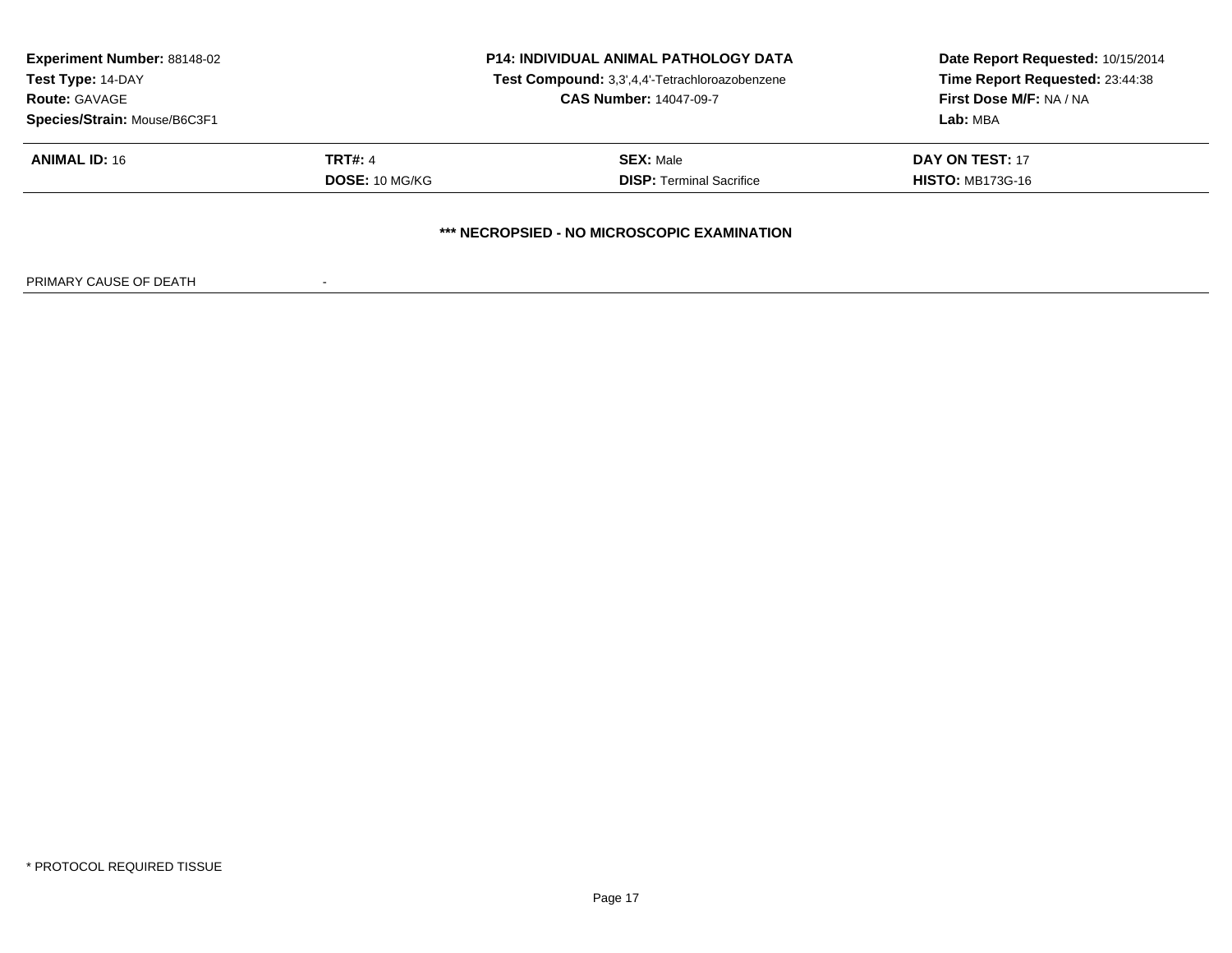**Experiment Number:** 88148-02
**Test Type:** 14-DAY
**Route:** GAVAGE
**Species/Strain:** Mouse/B6C3F1

**P14: INDIVIDUAL ANIMAL PATHOLOGY DATA**
**Test Compound:** 3,3',4,4'-Tetrachloroazobenzene
**CAS Number:** 14047-09-7

**Date Report Requested:** 10/15/2014
**Time Report Requested:** 23:44:38
**First Dose M/F:** NA / NA
**Lab:** MBA

| | | | |
|---|---|---|---|
| **ANIMAL ID:** 16 | **TRT#:** 4 | **SEX:** Male | **DAY ON TEST:** 17 |
| | **DOSE:** 10 MG/KG | **DISP:** Terminal Sacrifice | **HISTO:** MB173G-16 |

**\*\*\* NECROPSIED - NO MICROSCOPIC EXAMINATION**

PRIMARY CAUSE OF DEATH -

* PROTOCOL REQUIRED TISSUE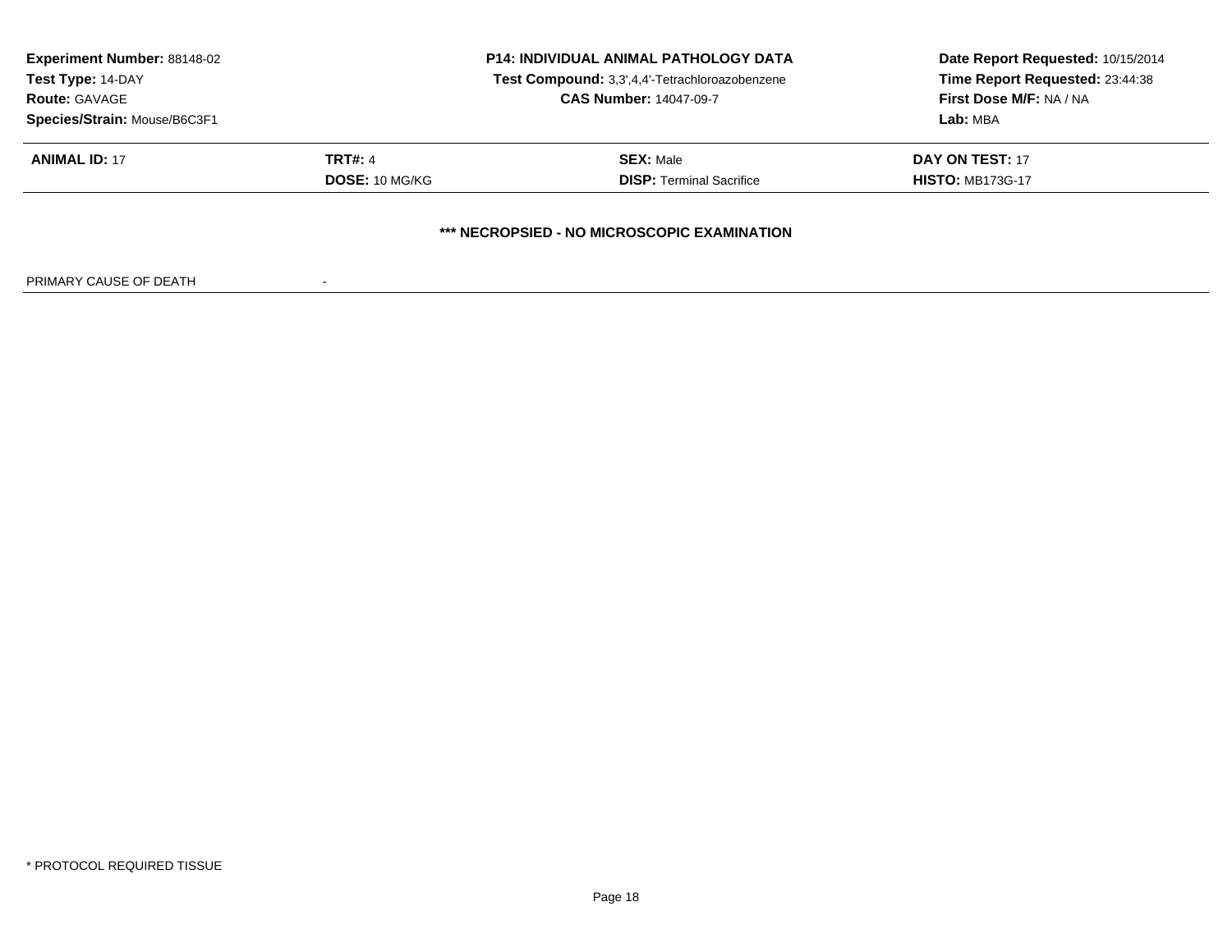**Experiment Number:** 88148-02
**Test Type:** 14-DAY
**Route:** GAVAGE
**Species/Strain:** Mouse/B6C3F1

**P14: INDIVIDUAL ANIMAL PATHOLOGY DATA**
**Test Compound:** 3,3',4,4'-Tetrachloroazobenzene
**CAS Number:** 14047-09-7

**Date Report Requested:** 10/15/2014
**Time Report Requested:** 23:44:38
**First Dose M/F:** NA / NA
**Lab:** MBA

| **ANIMAL ID:** 17 | **TRT#:** 4 | **SEX:** Male | **DAY ON TEST:** 17 |
|---|---|---|---|
| | **DOSE:** 10 MG/KG | **DISP:** Terminal Sacrifice | **HISTO:** MB173G-17 |

**\*\*\* NECROPSIED - NO MICROSCOPIC EXAMINATION**

PRIMARY CAUSE OF DEATH -

\* PROTOCOL REQUIRED TISSUE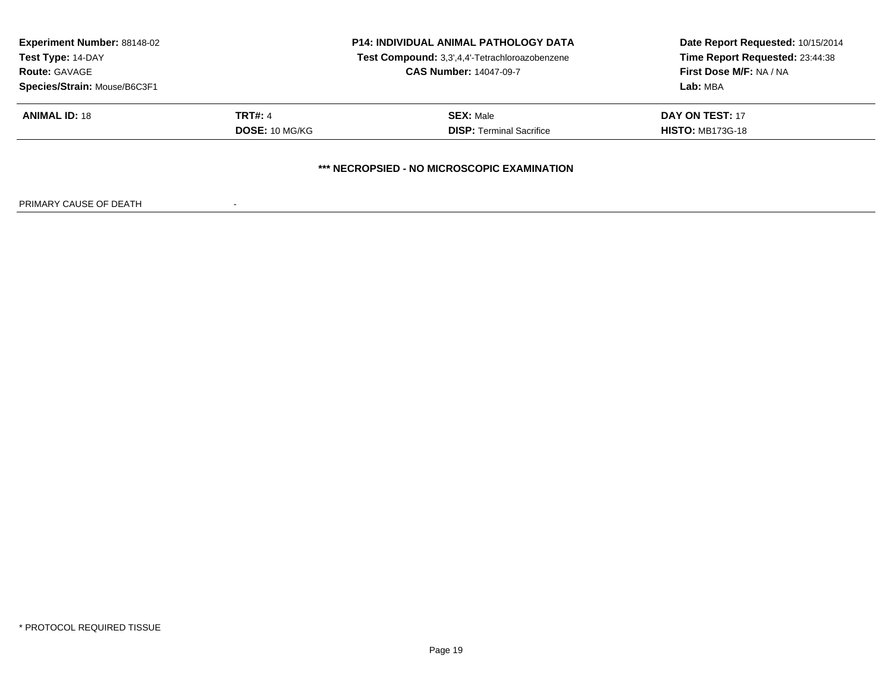**Experiment Number:** 88148-02
**Test Type:** 14-DAY
**Route:** GAVAGE
**Species/Strain:** Mouse/B6C3F1

**P14: INDIVIDUAL ANIMAL PATHOLOGY DATA**
**Test Compound:** 3,3',4,4'-Tetrachloroazobenzene
**CAS Number:** 14047-09-7

**Date Report Requested:** 10/15/2014
**Time Report Requested:** 23:44:38
**First Dose M/F:** NA / NA
**Lab:** MBA

| | | | |
|---|---|---|---|
| **ANIMAL ID:** 18 | **TRT#:** 4 | **SEX:** Male | **DAY ON TEST:** 17 |
| | **DOSE:** 10 MG/KG | **DISP:** Terminal Sacrifice | **HISTO:** MB173G-18 |

**\*\*\* NECROPSIED - NO MICROSCOPIC EXAMINATION**

PRIMARY CAUSE OF DEATH -

\* PROTOCOL REQUIRED TISSUE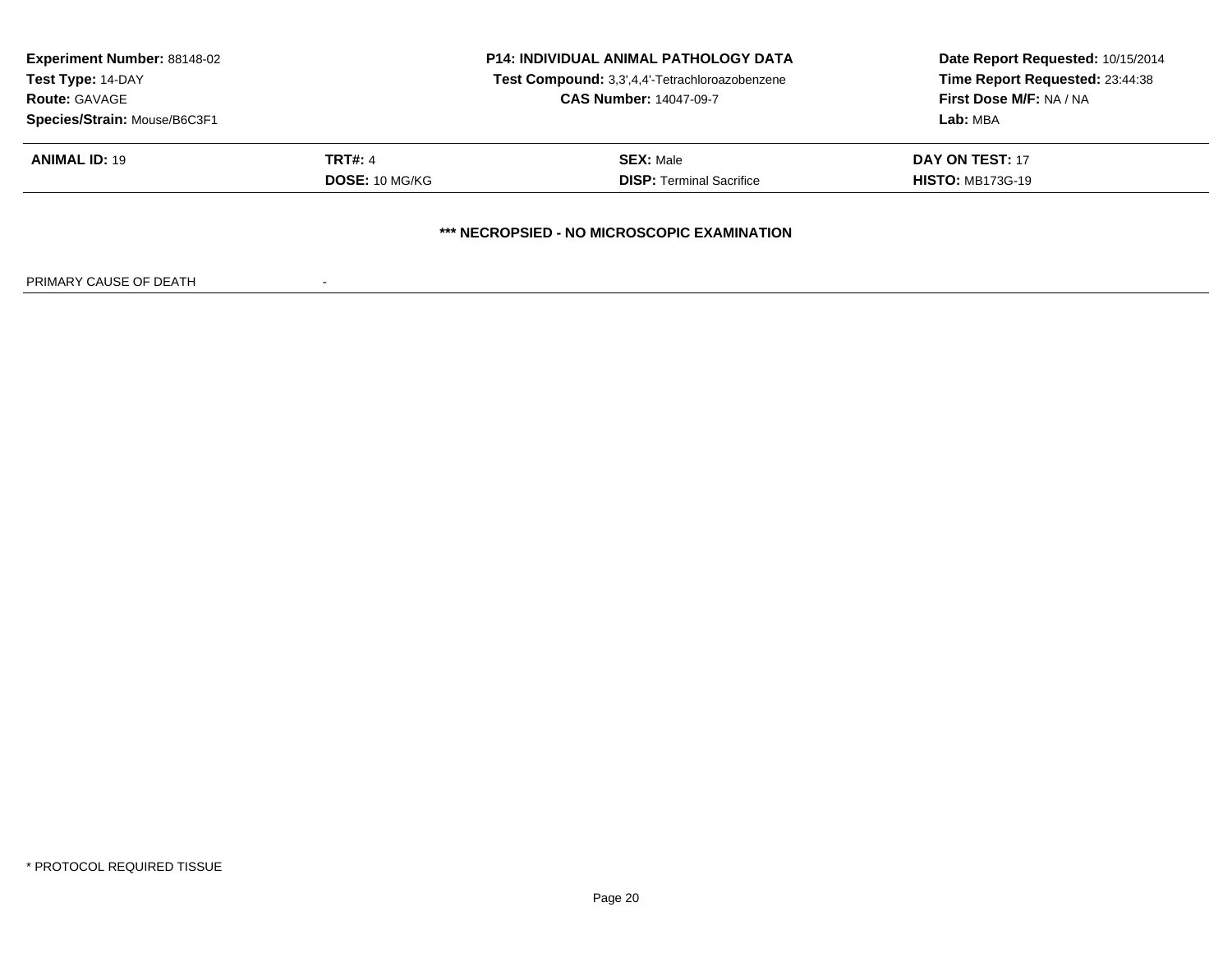**Experiment Number:** 88148-02
**Test Type:** 14-DAY
**Route:** GAVAGE
**Species/Strain:** Mouse/B6C3F1

**P14: INDIVIDUAL ANIMAL PATHOLOGY DATA**
**Test Compound:** 3,3',4,4'-Tetrachloroazobenzene
**CAS Number:** 14047-09-7

**Date Report Requested:** 10/15/2014
**Time Report Requested:** 23:44:38
**First Dose M/F:** NA / NA
**Lab:** MBA

| **ANIMAL ID:** 19 | **TRT#:** 4 | **SEX:** Male | **DAY ON TEST:** 17 |
|---|---|---|---|
| | **DOSE:** 10 MG/KG | **DISP:** Terminal Sacrifice | **HISTO:** MB173G-19 |

**\*\*\* NECROPSIED - NO MICROSCOPIC EXAMINATION**

PRIMARY CAUSE OF DEATH -

\* PROTOCOL REQUIRED TISSUE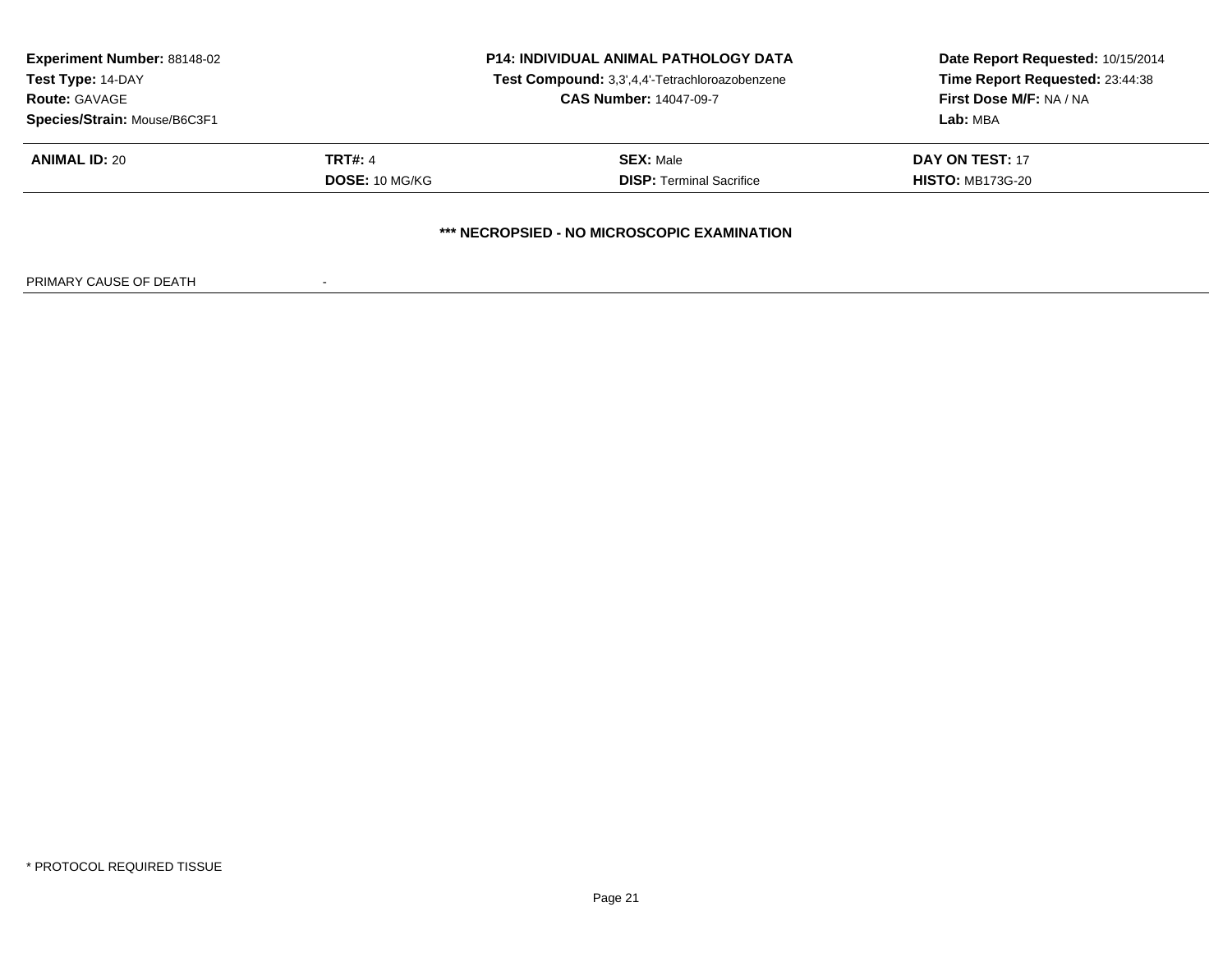**Experiment Number:** 88148-02
**Test Type:** 14-DAY
**Route:** GAVAGE
**Species/Strain:** Mouse/B6C3F1

**P14: INDIVIDUAL ANIMAL PATHOLOGY DATA**
**Test Compound:** 3,3',4,4'-Tetrachloroazobenzene
**CAS Number:** 14047-09-7

**Date Report Requested:** 10/15/2014
**Time Report Requested:** 23:44:38
**First Dose M/F:** NA / NA
**Lab:** MBA

| **ANIMAL ID:** 20 | **TRT#:** 4 | **SEX:** Male | **DAY ON TEST:** 17 |
|---|---|---|---|
| | **DOSE:** 10 MG/KG | **DISP:** Terminal Sacrifice | **HISTO:** MB173G-20 |

**\*\*\* NECROPSIED - NO MICROSCOPIC EXAMINATION**

PRIMARY CAUSE OF DEATH -

\* PROTOCOL REQUIRED TISSUE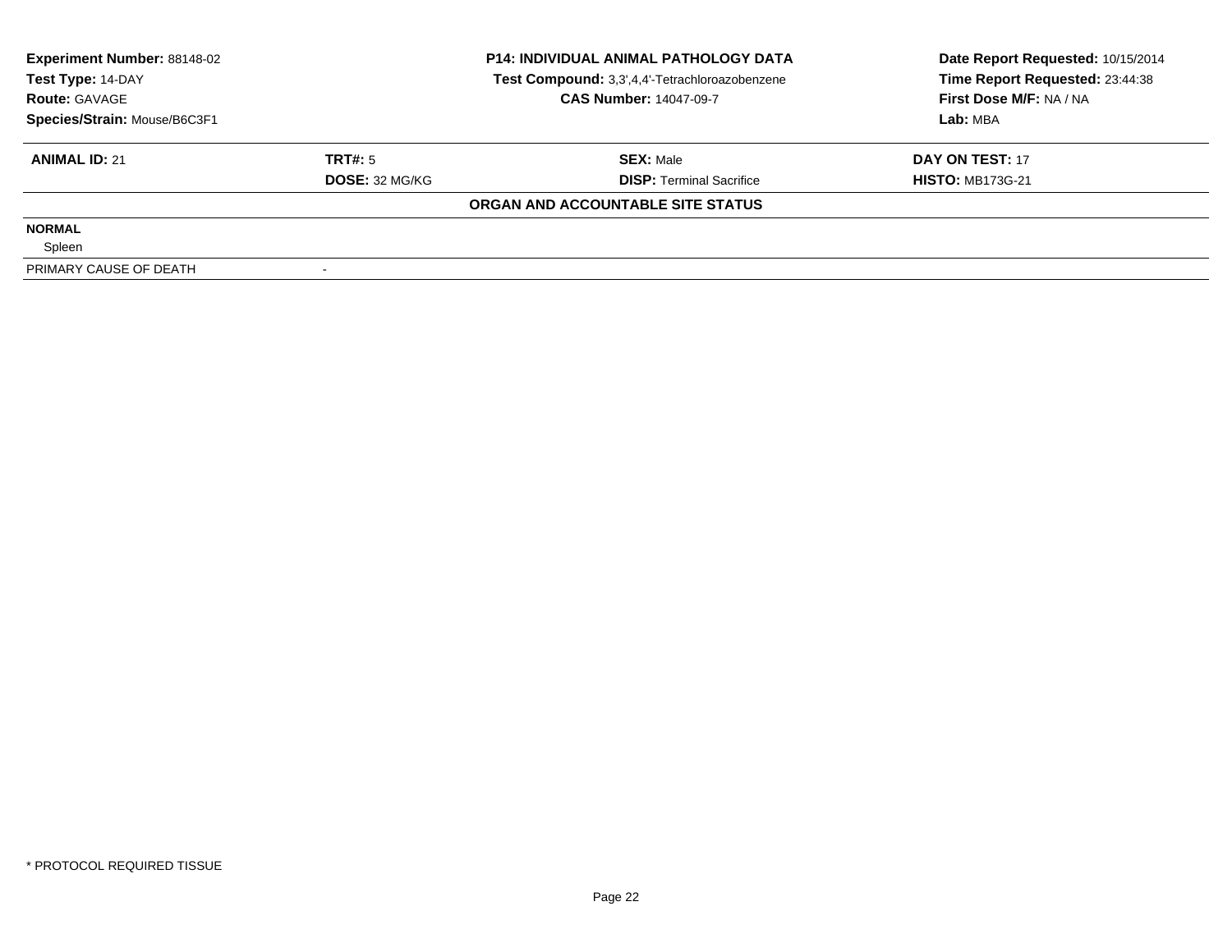| **Experiment Number:** 88148-02 | **P14: INDIVIDUAL ANIMAL PATHOLOGY DATA** | **Date Report Requested:** 10/15/2014 |
|---|---|---|
| **Test Type:** 14-DAY | **Test Compound:** 3,3',4,4'-Tetrachloroazobenzene | **Time Report Requested:** 23:44:38 |
| **Route:** GAVAGE | **CAS Number:** 14047-09-7 | **First Dose M/F:** NA / NA |
| **Species/Strain:** Mouse/B6C3F1 | | **Lab:** MBA |

| **ANIMAL ID:** 21 | **TRT#:** 5 | **SEX:** Male | **DAY ON TEST:** 17 |
|---|---|---|---|
| | **DOSE:** 32 MG/KG | **DISP:** Terminal Sacrifice | **HISTO:** MB173G-21 |

**ORGAN AND ACCOUNTABLE SITE STATUS**

| | |
|---|---|
| **NORMAL** | |
| Spleen | |
| PRIMARY CAUSE OF DEATH | - |

* PROTOCOL REQUIRED TISSUE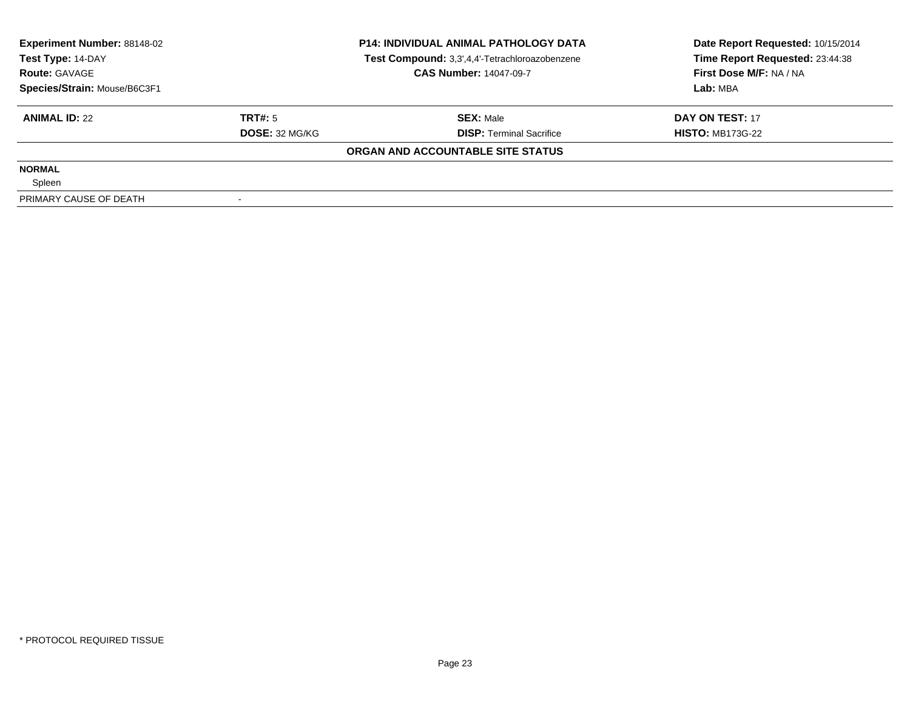| Experiment Number: 88148-02 | P14: INDIVIDUAL ANIMAL PATHOLOGY DATA | Date Report Requested: 10/15/2014 |
|---|---|---|
| Test Type: 14-DAY | Test Compound: 3,3',4,4'-Tetrachloroazobenzene | Time Report Requested: 23:44:38 |
| Route: GAVAGE | CAS Number: 14047-09-7 | First Dose M/F: NA / NA |
| Species/Strain: Mouse/B6C3F1 | | Lab: MBA |

| ANIMAL ID: 22 | TRT#: 5 | SEX: Male | DAY ON TEST: 17 |
|---|---|---|---|
| | DOSE: 32 MG/KG | DISP: Terminal Sacrifice | HISTO: MB173G-22 |

**ORGAN AND ACCOUNTABLE SITE STATUS**

**NORMAL**

Spleen

| PRIMARY CAUSE OF DEATH | - |
|---|---|

* PROTOCOL REQUIRED TISSUE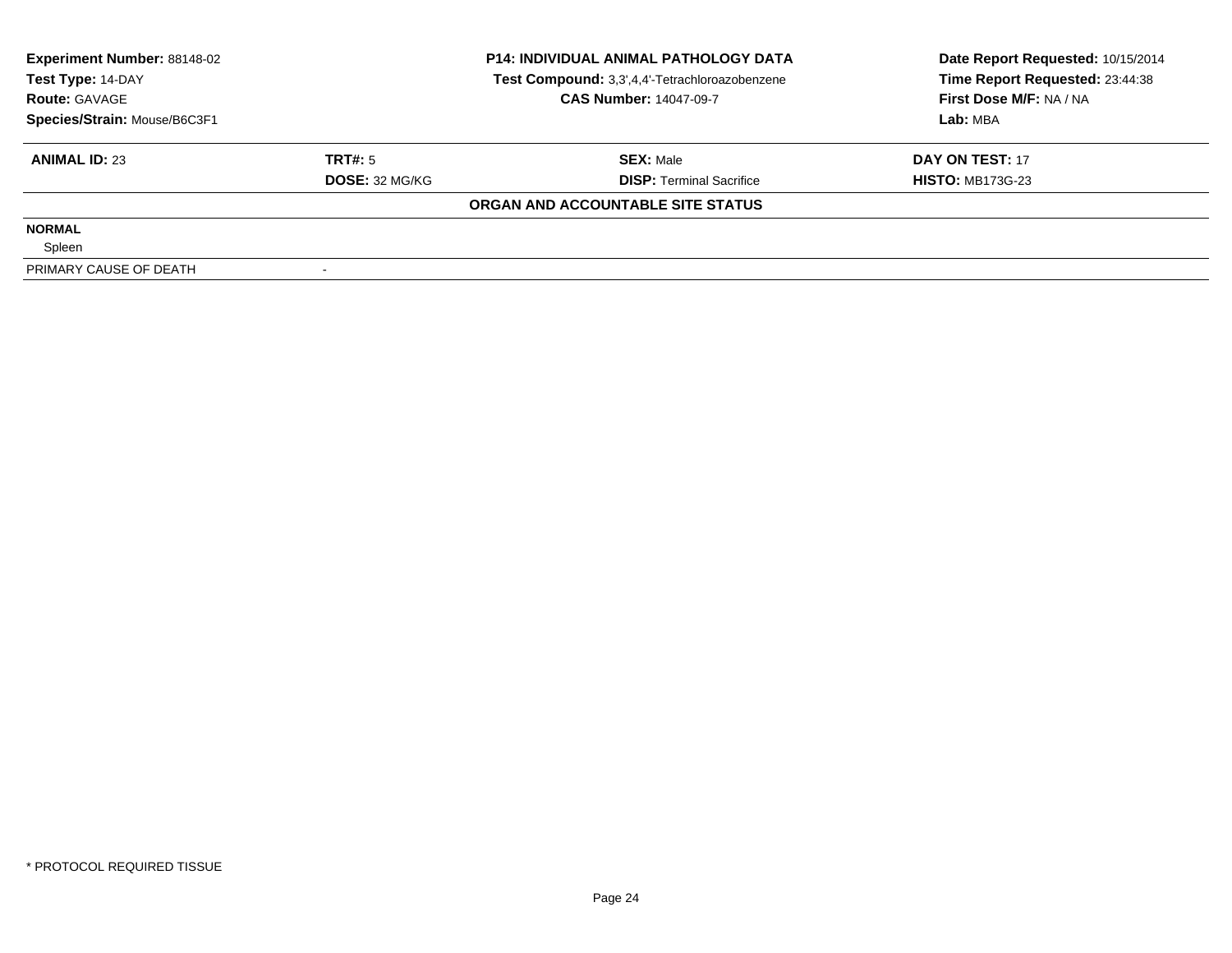**Experiment Number:** 88148-02
**Test Type:** 14-DAY
**Route:** GAVAGE
**Species/Strain:** Mouse/B6C3F1

**P14: INDIVIDUAL ANIMAL PATHOLOGY DATA**
**Test Compound:** 3,3',4,4'-Tetrachloroazobenzene
**CAS Number:** 14047-09-7

**Date Report Requested:** 10/15/2014
**Time Report Requested:** 23:44:38
**First Dose M/F:** NA / NA
**Lab:** MBA

| **ANIMAL ID:** 23 | **TRT#:** 5 | **SEX:** Male | **DAY ON TEST:** 17 |
|---|---|---|---|
| | **DOSE:** 32 MG/KG | **DISP:** Terminal Sacrifice | **HISTO:** MB173G-23 |

**ORGAN AND ACCOUNTABLE SITE STATUS**

**NORMAL**

Spleen

| PRIMARY CAUSE OF DEATH | - |
|---|---|

\* PROTOCOL REQUIRED TISSUE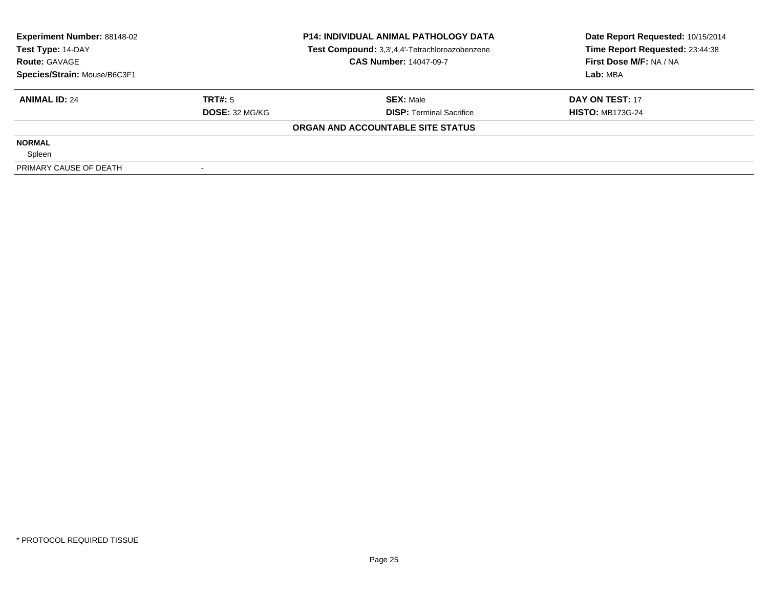**Experiment Number:** 88148-02
**Test Type:** 14-DAY
**Route:** GAVAGE
**Species/Strain:** Mouse/B6C3F1

**P14: INDIVIDUAL ANIMAL PATHOLOGY DATA**
**Test Compound:** 3,3',4,4'-Tetrachloroazobenzene
**CAS Number:** 14047-09-7

**Date Report Requested:** 10/15/2014
**Time Report Requested:** 23:44:38
**First Dose M/F:** NA / NA
**Lab:** MBA

| **ANIMAL ID:** 24 | **TRT#:** 5 | **SEX:** Male | **DAY ON TEST:** 17 |
|---|---|---|---|
| | **DOSE:** 32 MG/KG | **DISP:** Terminal Sacrifice | **HISTO:** MB173G-24 |

**ORGAN AND ACCOUNTABLE SITE STATUS**

| | |
|---|---|
| **NORMAL** | |
| Spleen | |
| PRIMARY CAUSE OF DEATH | - |

\* PROTOCOL REQUIRED TISSUE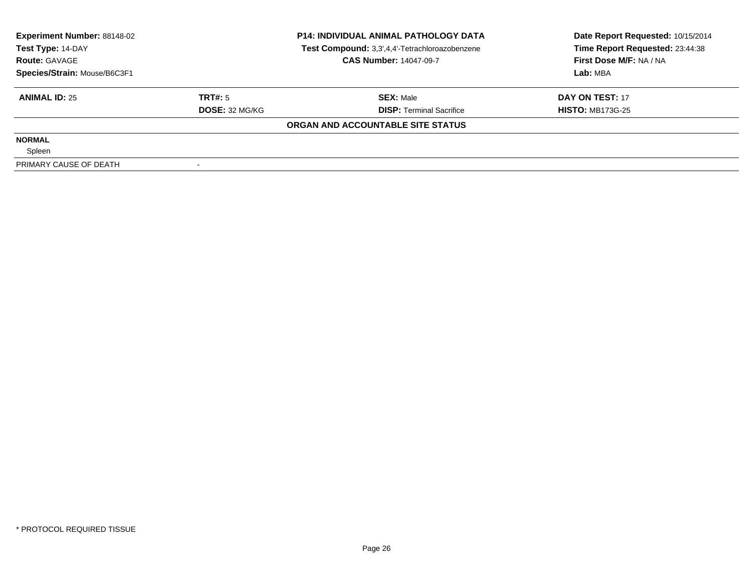| **Experiment Number:** 88148-02 | **P14: INDIVIDUAL ANIMAL PATHOLOGY DATA** | **Date Report Requested:** 10/15/2014 |
|---|---|---|
| **Test Type:** 14-DAY | **Test Compound:** 3,3',4,4'-Tetrachloroazobenzene | **Time Report Requested:** 23:44:38 |
| **Route:** GAVAGE | **CAS Number:** 14047-09-7 | **First Dose M/F:** NA / NA |
| **Species/Strain:** Mouse/B6C3F1 | | **Lab:** MBA |

| **ANIMAL ID:** 25 | **TRT#:** 5 | **SEX:** Male | **DAY ON TEST:** 17 |
|---|---|---|---|
| | **DOSE:** 32 MG/KG | **DISP:** Terminal Sacrifice | **HISTO:** MB173G-25 |

**ORGAN AND ACCOUNTABLE SITE STATUS**

| | |
|---|---|
| **NORMAL** | |
| Spleen | |
| PRIMARY CAUSE OF DEATH | - |

* PROTOCOL REQUIRED TISSUE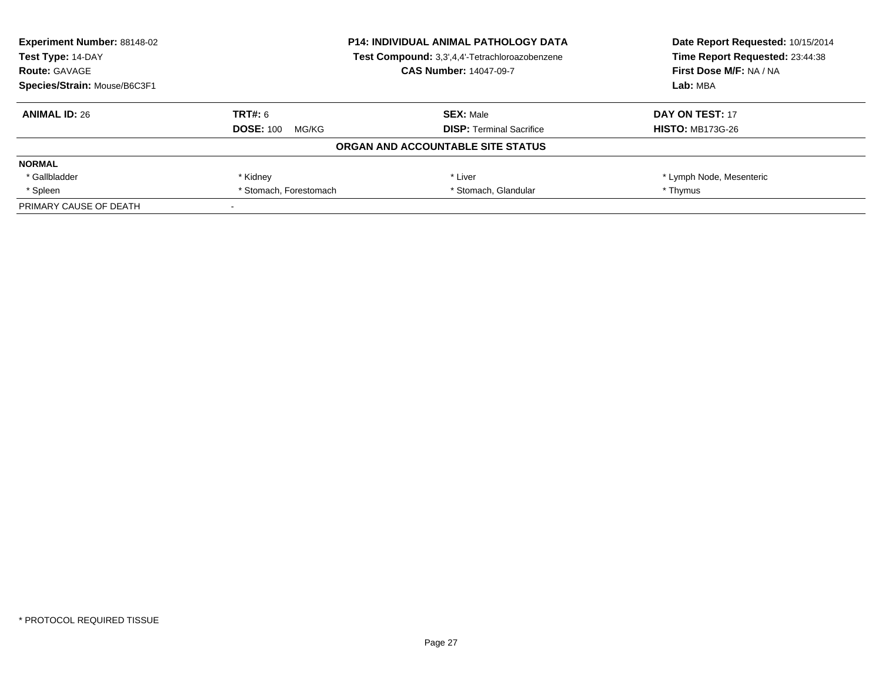**Experiment Number:** 88148-02
**Test Type:** 14-DAY
**Route:** GAVAGE
**Species/Strain:** Mouse/B6C3F1

**P14: INDIVIDUAL ANIMAL PATHOLOGY DATA**
**Test Compound:** 3,3',4,4'-Tetrachloroazobenzene
**CAS Number:** 14047-09-7

**Date Report Requested:** 10/15/2014
**Time Report Requested:** 23:44:38
**First Dose M/F:** NA / NA
**Lab:** MBA

| **ANIMAL ID:** 26 | **TRT#:** 6 | **SEX:** Male | **DAY ON TEST:** 17 |
|---|---|---|---|
| | **DOSE:** 100 MG/KG | **DISP:** Terminal Sacrifice | **HISTO:** MB173G-26 |

**ORGAN AND ACCOUNTABLE SITE STATUS**

| **NORMAL** | | | |
|---|---|---|---|
| * Gallbladder | * Kidney | * Liver | * Lymph Node, Mesenteric |
| * Spleen | * Stomach, Forestomach | * Stomach, Glandular | * Thymus |
| PRIMARY CAUSE OF DEATH | - | | |

* PROTOCOL REQUIRED TISSUE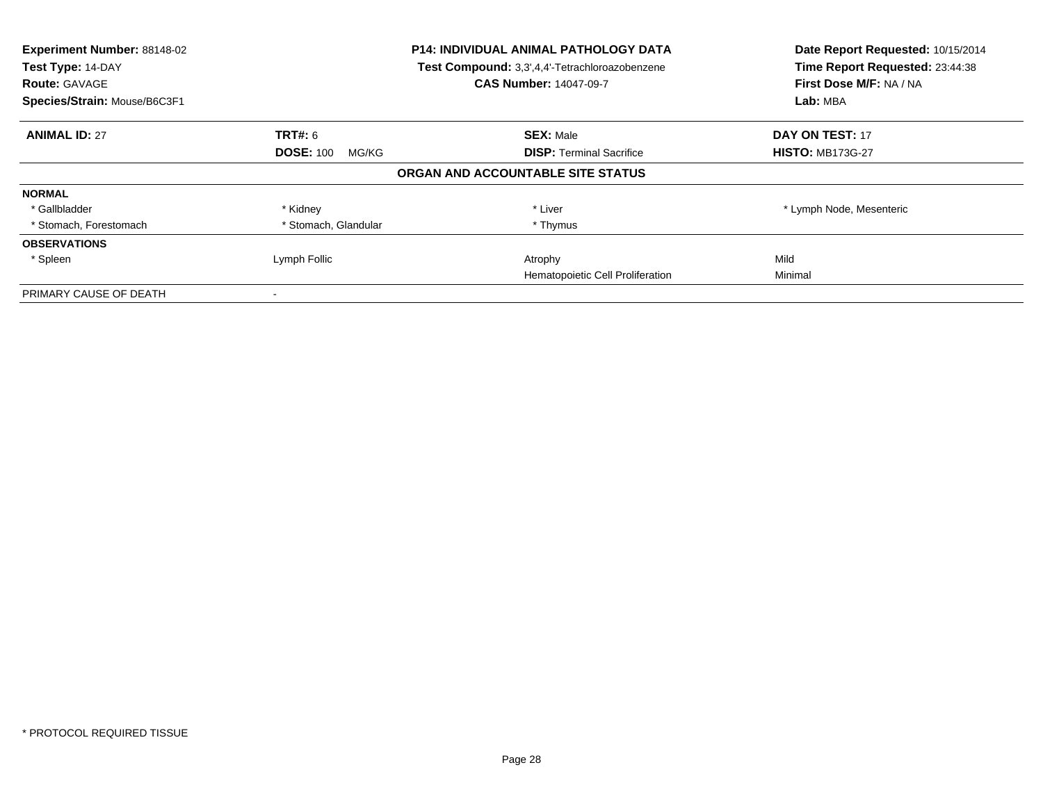**Experiment Number:** 88148-02
**Test Type:** 14-DAY
**Route:** GAVAGE
**Species/Strain:** Mouse/B6C3F1

**P14: INDIVIDUAL ANIMAL PATHOLOGY DATA**
**Test Compound:** 3,3',4,4'-Tetrachloroazobenzene
**CAS Number:** 14047-09-7

**Date Report Requested:** 10/15/2014
**Time Report Requested:** 23:44:38
**First Dose M/F:** NA / NA
**Lab:** MBA

| **ANIMAL ID:** 27 | **TRT#:** 6 | **SEX:** Male | **DAY ON TEST:** 17 |
|---|---|---|---|
| | **DOSE:** 100 MG/KG | **DISP:** Terminal Sacrifice | **HISTO:** MB173G-27 |

**ORGAN AND ACCOUNTABLE SITE STATUS**

| | | | |
|---|---|---|---|
| **NORMAL** | | | |
| * Gallbladder | * Kidney | * Liver | * Lymph Node, Mesenteric |
| * Stomach, Forestomach | * Stomach, Glandular | * Thymus | |
| **OBSERVATIONS** | | | |
| * Spleen | Lymph Follic | Atrophy | Mild |
| | | Hematopoietic Cell Proliferation | Minimal |
| PRIMARY CAUSE OF DEATH | - | | |

* PROTOCOL REQUIRED TISSUE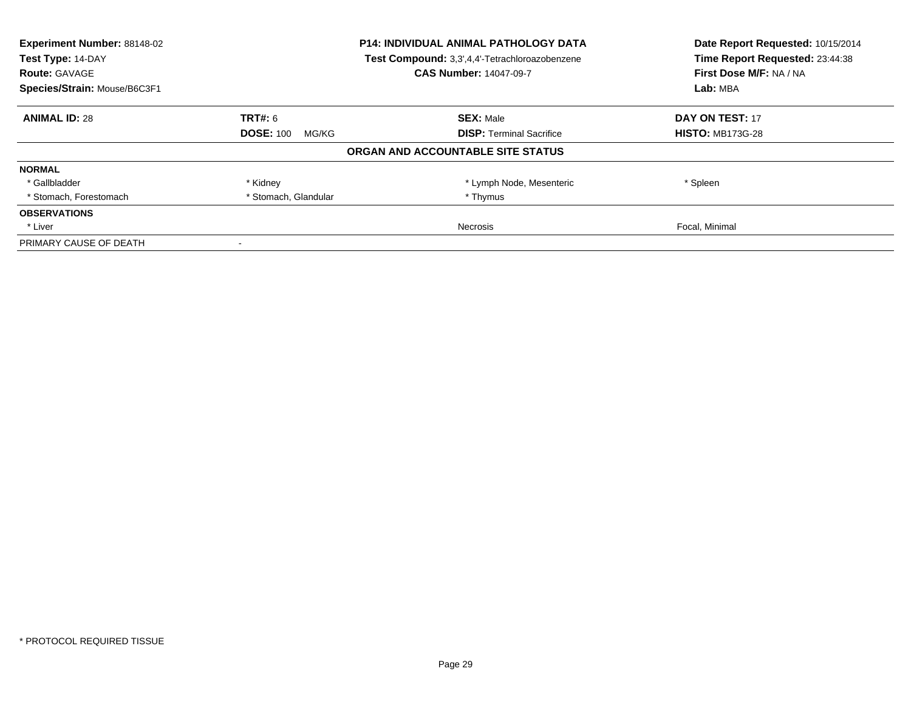**Experiment Number:** 88148-02
**Test Type:** 14-DAY
**Route:** GAVAGE
**Species/Strain:** Mouse/B6C3F1

**P14: INDIVIDUAL ANIMAL PATHOLOGY DATA**
**Test Compound:** 3,3',4,4'-Tetrachloroazobenzene
**CAS Number:** 14047-09-7

**Date Report Requested:** 10/15/2014
**Time Report Requested:** 23:44:38
**First Dose M/F:** NA / NA
**Lab:** MBA

| **ANIMAL ID:** 28 | **TRT#:** 6 | **SEX:** Male | **DAY ON TEST:** 17 |
|---|---|---|---|
| | **DOSE:** 100 MG/KG | **DISP:** Terminal Sacrifice | **HISTO:** MB173G-28 |

**ORGAN AND ACCOUNTABLE SITE STATUS**

| | | | |
|---|---|---|---|
| **NORMAL** | | | |
| * Gallbladder | * Kidney | * Lymph Node, Mesenteric | * Spleen |
| * Stomach, Forestomach | * Stomach, Glandular | * Thymus | |
| **OBSERVATIONS** | | | |
| * Liver | | Necrosis | Focal, Minimal |
| PRIMARY CAUSE OF DEATH | - | | |

* PROTOCOL REQUIRED TISSUE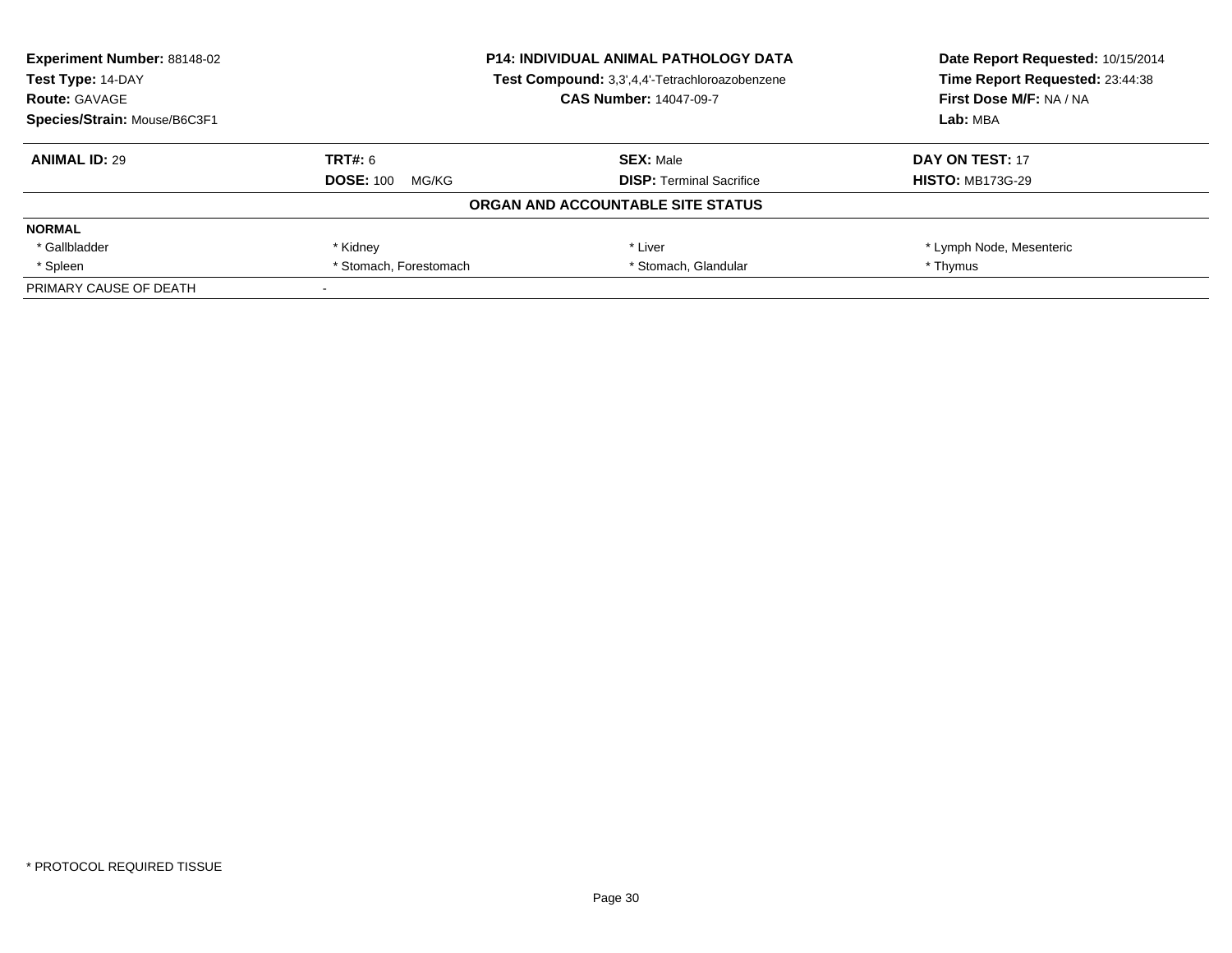**Experiment Number:** 88148-02
**Test Type:** 14-DAY
**Route:** GAVAGE
**Species/Strain:** Mouse/B6C3F1

**P14: INDIVIDUAL ANIMAL PATHOLOGY DATA**
**Test Compound:** 3,3',4,4'-Tetrachloroazobenzene
**CAS Number:** 14047-09-7

**Date Report Requested:** 10/15/2014
**Time Report Requested:** 23:44:38
**First Dose M/F:** NA / NA
**Lab:** MBA

| **ANIMAL ID:** 29 | **TRT#:** 6 | **SEX:** Male | **DAY ON TEST:** 17 |
|---|---|---|---|
| | **DOSE:** 100 MG/KG | **DISP:** Terminal Sacrifice | **HISTO:** MB173G-29 |

**ORGAN AND ACCOUNTABLE SITE STATUS**

| **NORMAL** | | | |
|---|---|---|---|
| * Gallbladder | * Kidney | * Liver | * Lymph Node, Mesenteric |
| * Spleen | * Stomach, Forestomach | * Stomach, Glandular | * Thymus |
| PRIMARY CAUSE OF DEATH | - | | |

* PROTOCOL REQUIRED TISSUE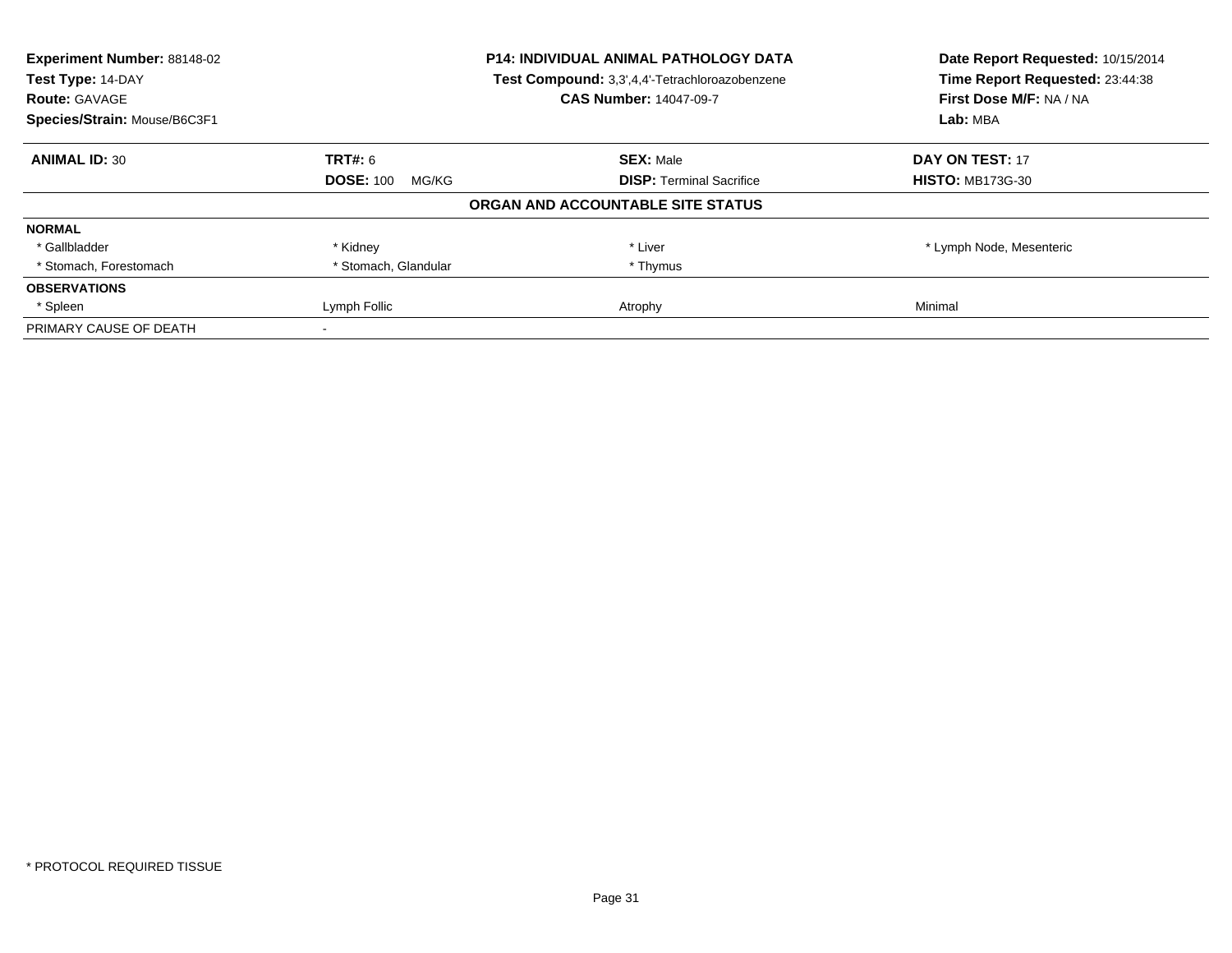| **Experiment Number:** 88148-02 | **P14: INDIVIDUAL ANIMAL PATHOLOGY DATA** | **Date Report Requested:** 10/15/2014 |
|---|---|---|
| **Test Type:** 14-DAY | **Test Compound:** 3,3',4,4'-Tetrachloroazobenzene | **Time Report Requested:** 23:44:38 |
| **Route:** GAVAGE | **CAS Number:** 14047-09-7 | **First Dose M/F:** NA / NA |
| **Species/Strain:** Mouse/B6C3F1 | | **Lab:** MBA |

| **ANIMAL ID:** 30 | **TRT#:** 6 | **SEX:** Male | **DAY ON TEST:** 17 |
|---|---|---|---|
| | **DOSE:** 100 MG/KG | **DISP:** Terminal Sacrifice | **HISTO:** MB173G-30 |

**ORGAN AND ACCOUNTABLE SITE STATUS**

| | | | |
|---|---|---|---|
| **NORMAL** | | | |
| * Gallbladder | * Kidney | * Liver | * Lymph Node, Mesenteric |
| * Stomach, Forestomach | * Stomach, Glandular | * Thymus | |
| **OBSERVATIONS** | | | |
| * Spleen | Lymph Follic | Atrophy | Minimal |
| PRIMARY CAUSE OF DEATH | - | | |

* PROTOCOL REQUIRED TISSUE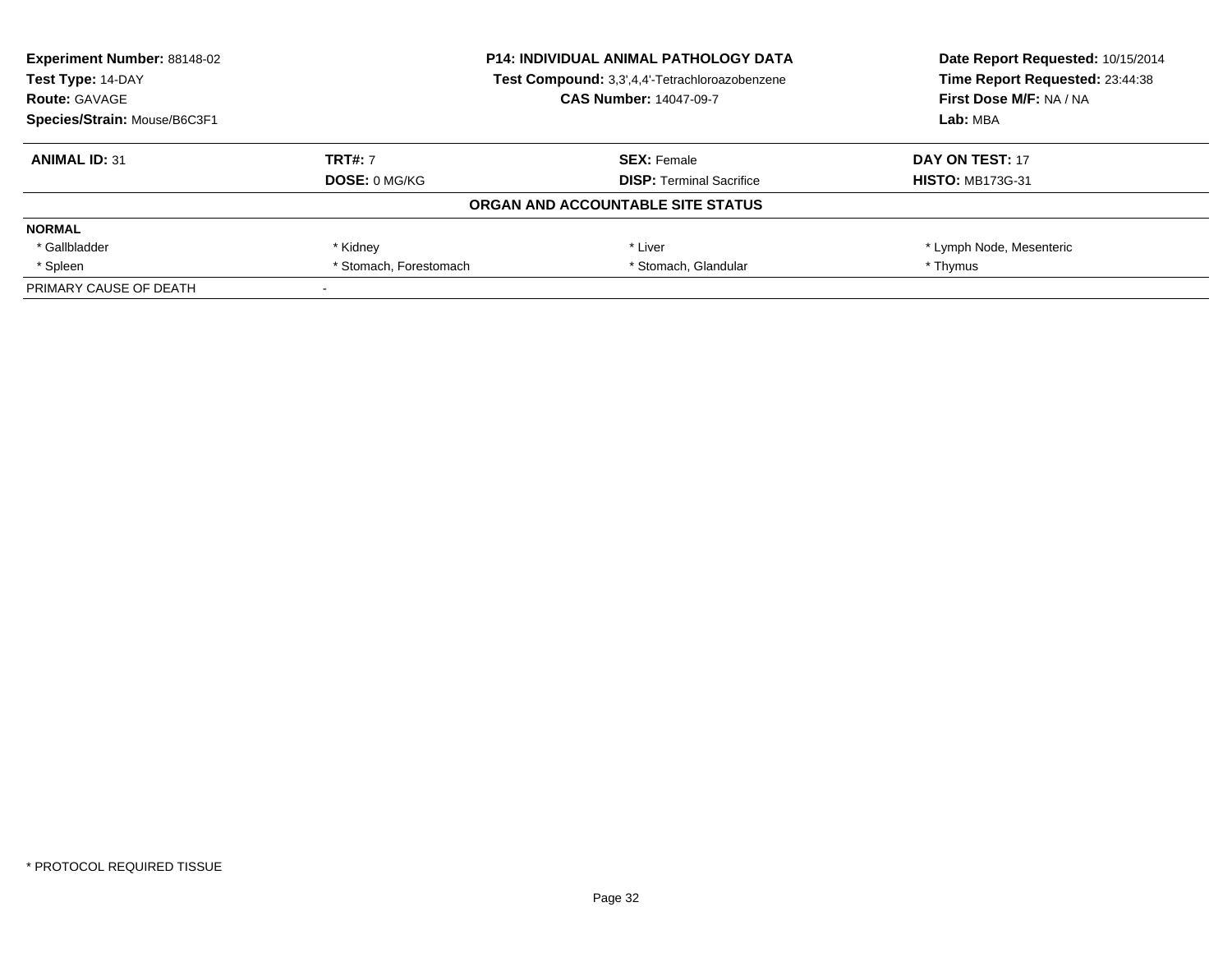**Experiment Number:** 88148-02
**Test Type:** 14-DAY
**Route:** GAVAGE
**Species/Strain:** Mouse/B6C3F1

**P14: INDIVIDUAL ANIMAL PATHOLOGY DATA**
**Test Compound:** 3,3',4,4'-Tetrachloroazobenzene
**CAS Number:** 14047-09-7

**Date Report Requested:** 10/15/2014
**Time Report Requested:** 23:44:38
**First Dose M/F:** NA / NA
**Lab:** MBA

| **ANIMAL ID:** 31 | **TRT#:** 7 | **SEX:** Female | **DAY ON TEST:** 17 |
|---|---|---|---|
| | **DOSE:** 0 MG/KG | **DISP:** Terminal Sacrifice | **HISTO:** MB173G-31 |

**ORGAN AND ACCOUNTABLE SITE STATUS**

| **NORMAL** | | | |
|---|---|---|---|
| * Gallbladder | * Kidney | * Liver | * Lymph Node, Mesenteric |
| * Spleen | * Stomach, Forestomach | * Stomach, Glandular | * Thymus |
| PRIMARY CAUSE OF DEATH | - | | |

* PROTOCOL REQUIRED TISSUE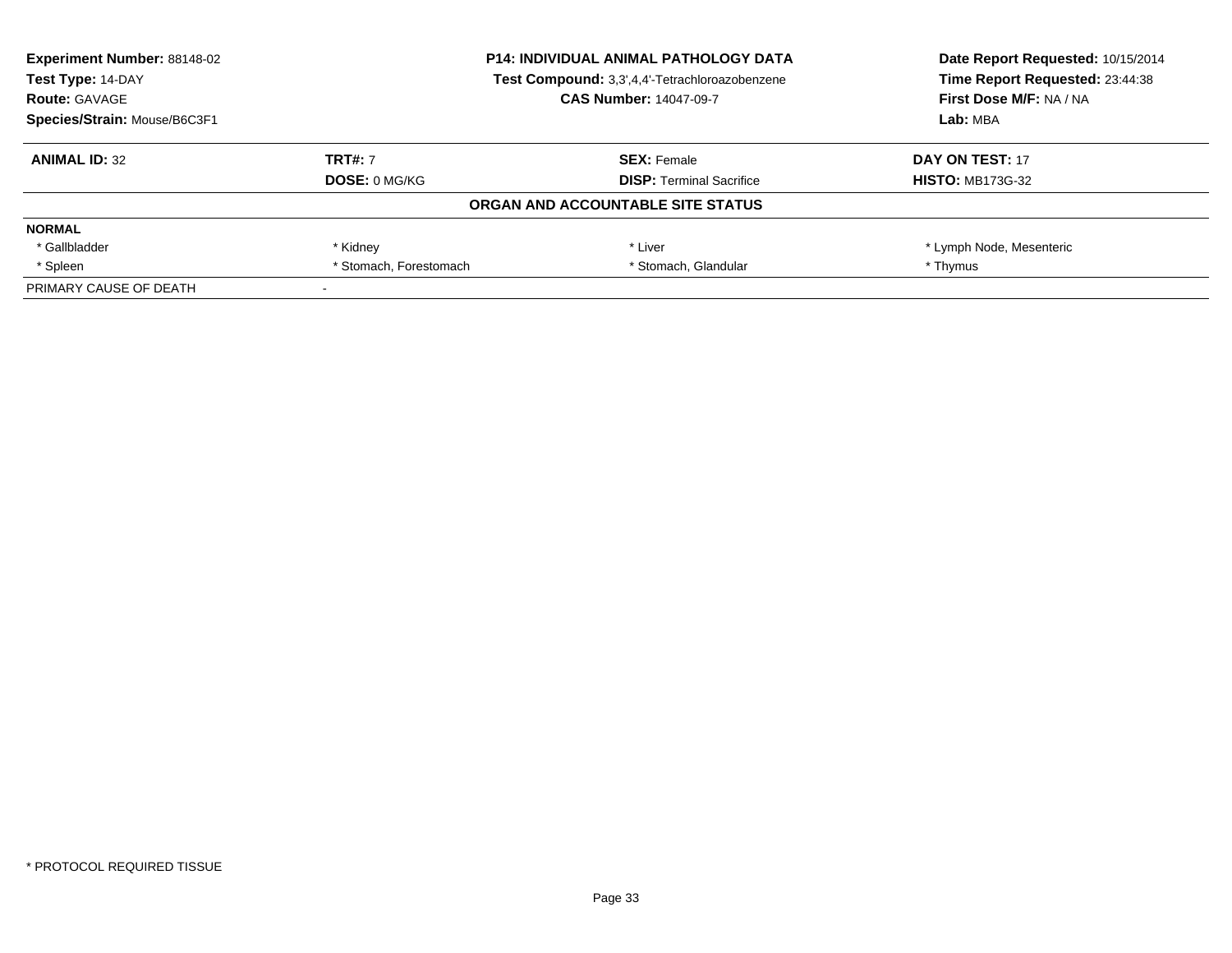**Experiment Number:** 88148-02
**Test Type:** 14-DAY
**Route:** GAVAGE
**Species/Strain:** Mouse/B6C3F1

**P14: INDIVIDUAL ANIMAL PATHOLOGY DATA**
**Test Compound:** 3,3',4,4'-Tetrachloroazobenzene
**CAS Number:** 14047-09-7

**Date Report Requested:** 10/15/2014
**Time Report Requested:** 23:44:38
**First Dose M/F:** NA / NA
**Lab:** MBA

| **ANIMAL ID:** 32 | **TRT#:** 7 | **SEX:** Female | **DAY ON TEST:** 17 |
|---|---|---|---|
| | **DOSE:** 0 MG/KG | **DISP:** Terminal Sacrifice | **HISTO:** MB173G-32 |

## ORGAN AND ACCOUNTABLE SITE STATUS

| **NORMAL** | | | |
|---|---|---|---|
| * Gallbladder | * Kidney | * Liver | * Lymph Node, Mesenteric |
| * Spleen | * Stomach, Forestomach | * Stomach, Glandular | * Thymus |
| PRIMARY CAUSE OF DEATH | - | | |

* PROTOCOL REQUIRED TISSUE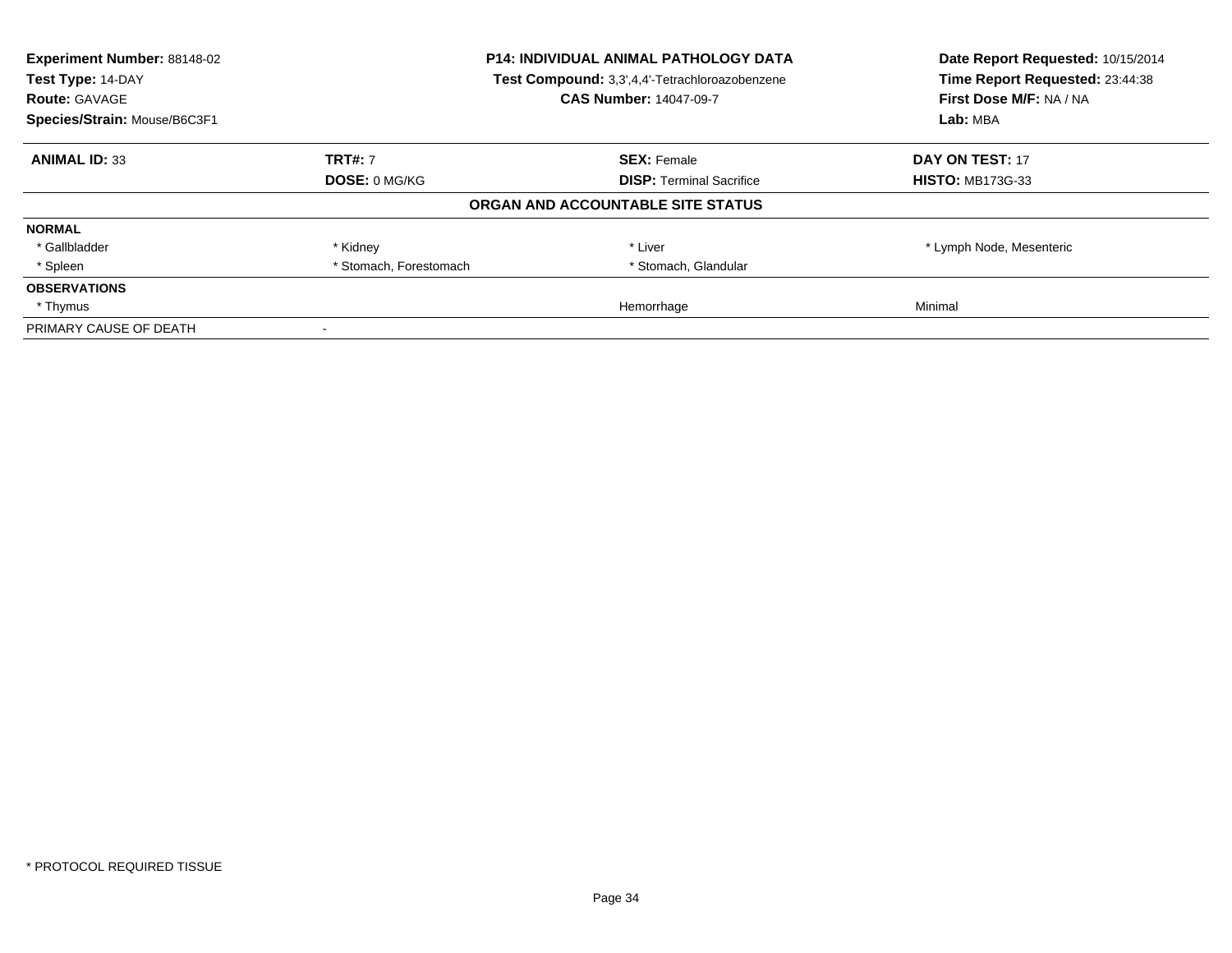**Experiment Number:** 88148-02
**Test Type:** 14-DAY
**Route:** GAVAGE
**Species/Strain:** Mouse/B6C3F1

**P14: INDIVIDUAL ANIMAL PATHOLOGY DATA**
**Test Compound:** 3,3',4,4'-Tetrachloroazobenzene
**CAS Number:** 14047-09-7

**Date Report Requested:** 10/15/2014
**Time Report Requested:** 23:44:38
**First Dose M/F:** NA / NA
**Lab:** MBA

| **ANIMAL ID:** 33 | **TRT#:** 7 | **SEX:** Female | **DAY ON TEST:** 17 |
|---|---|---|---|
| | **DOSE:** 0 MG/KG | **DISP:** Terminal Sacrifice | **HISTO:** MB173G-33 |

**ORGAN AND ACCOUNTABLE SITE STATUS**

| | | | |
|---|---|---|---|
| **NORMAL** | | | |
| * Gallbladder | * Kidney | * Liver | * Lymph Node, Mesenteric |
| * Spleen | * Stomach, Forestomach | * Stomach, Glandular | |
| **OBSERVATIONS** | | | |
| * Thymus | | Hemorrhage | Minimal |
| PRIMARY CAUSE OF DEATH | - | | |

\* PROTOCOL REQUIRED TISSUE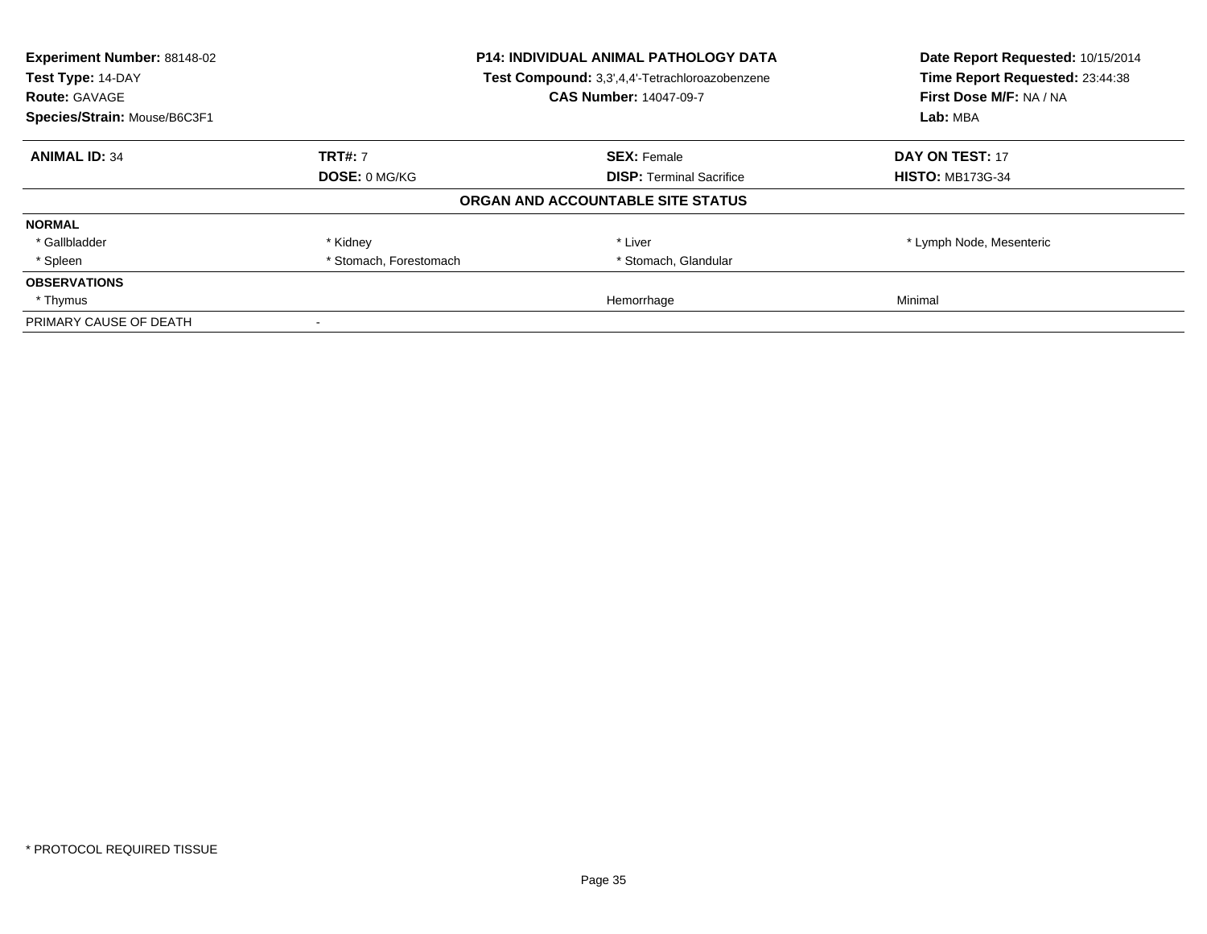**Experiment Number:** 88148-02
**Test Type:** 14-DAY
**Route:** GAVAGE
**Species/Strain:** Mouse/B6C3F1

**P14: INDIVIDUAL ANIMAL PATHOLOGY DATA**
**Test Compound:** 3,3',4,4'-Tetrachloroazobenzene
**CAS Number:** 14047-09-7

**Date Report Requested:** 10/15/2014
**Time Report Requested:** 23:44:38
**First Dose M/F:** NA / NA
**Lab:** MBA

| **ANIMAL ID:** 34 | **TRT#:** 7 | **SEX:** Female | **DAY ON TEST:** 17 |
|---|---|---|---|
| | **DOSE:** 0 MG/KG | **DISP:** Terminal Sacrifice | **HISTO:** MB173G-34 |

**ORGAN AND ACCOUNTABLE SITE STATUS**

| | | | |
|---|---|---|---|
| **NORMAL** | | | |
| * Gallbladder | * Kidney | * Liver | * Lymph Node, Mesenteric |
| * Spleen | * Stomach, Forestomach | * Stomach, Glandular | |
| **OBSERVATIONS** | | | |
| * Thymus | | Hemorrhage | Minimal |
| PRIMARY CAUSE OF DEATH | - | | |

* PROTOCOL REQUIRED TISSUE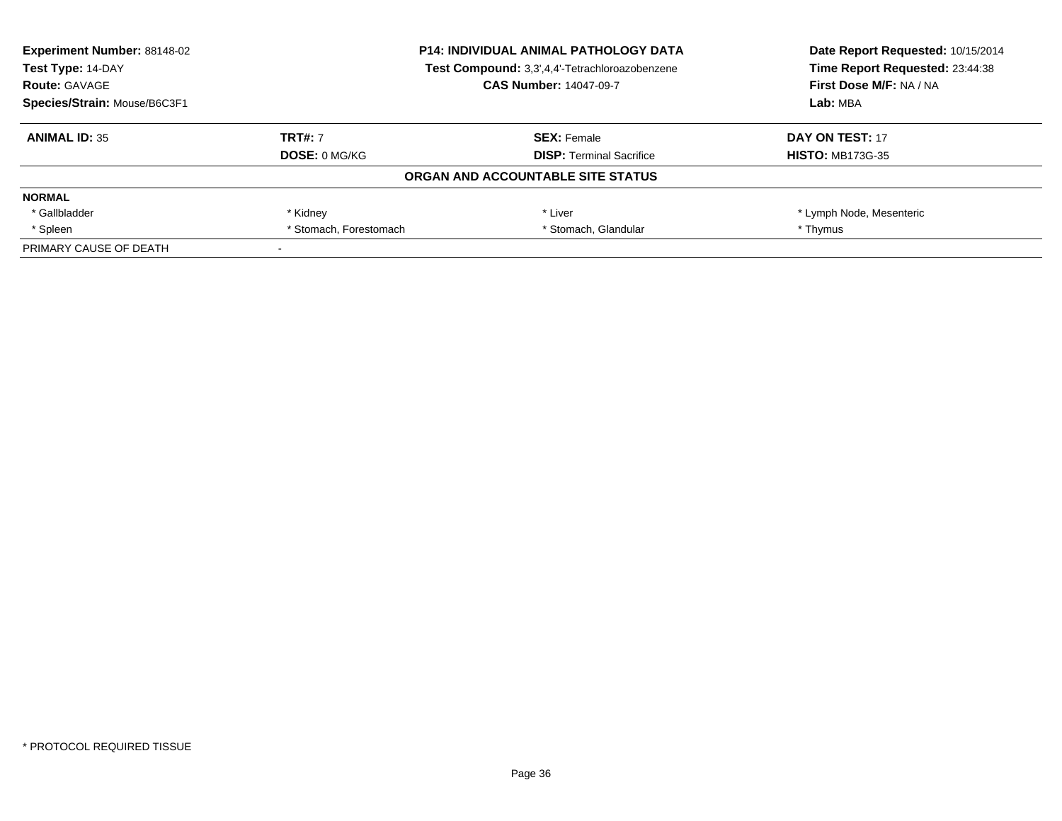| **Experiment Number:** 88148-02 | **P14: INDIVIDUAL ANIMAL PATHOLOGY DATA** | **Date Report Requested:** 10/15/2014 |
|---|---|---|
| **Test Type:** 14-DAY | **Test Compound:** 3,3',4,4'-Tetrachloroazobenzene | **Time Report Requested:** 23:44:38 |
| **Route:** GAVAGE | **CAS Number:** 14047-09-7 | **First Dose M/F:** NA / NA |
| **Species/Strain:** Mouse/B6C3F1 | | **Lab:** MBA |

| **ANIMAL ID:** 35 | **TRT#:** 7 | **SEX:** Female | **DAY ON TEST:** 17 |
|---|---|---|---|
| | **DOSE:** 0 MG/KG | **DISP:** Terminal Sacrifice | **HISTO:** MB173G-35 |

**ORGAN AND ACCOUNTABLE SITE STATUS**

| **NORMAL** | | | |
|---|---|---|---|
| * Gallbladder | * Kidney | * Liver | * Lymph Node, Mesenteric |
| * Spleen | * Stomach, Forestomach | * Stomach, Glandular | * Thymus |
| PRIMARY CAUSE OF DEATH | - | | |

* PROTOCOL REQUIRED TISSUE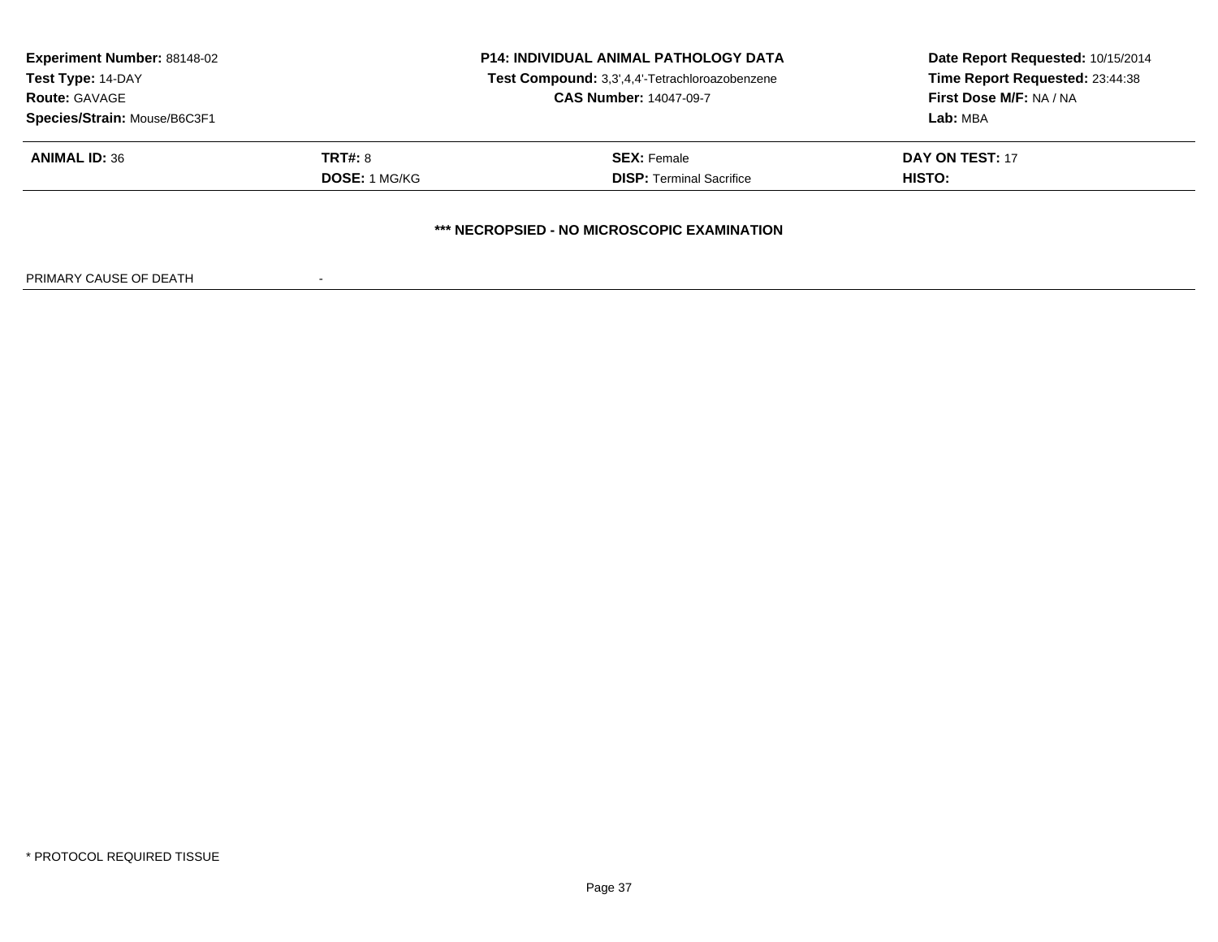| **Experiment Number:** 88148-02 | **P14: INDIVIDUAL ANIMAL PATHOLOGY DATA** | **Date Report Requested:** 10/15/2014 |
|---|---|---|
| **Test Type:** 14-DAY | **Test Compound:** 3,3',4,4'-Tetrachloroazobenzene | **Time Report Requested:** 23:44:38 |
| **Route:** GAVAGE | **CAS Number:** 14047-09-7 | **First Dose M/F:** NA / NA |
| **Species/Strain:** Mouse/B6C3F1 | | **Lab:** MBA |

| **ANIMAL ID:** 36 | **TRT#:** 8 | **SEX:** Female | **DAY ON TEST:** 17 |
|---|---|---|---|
| | **DOSE:** 1 MG/KG | **DISP:** Terminal Sacrifice | **HISTO:** |

**\*\*\* NECROPSIED - NO MICROSCOPIC EXAMINATION**

PRIMARY CAUSE OF DEATH -

\* PROTOCOL REQUIRED TISSUE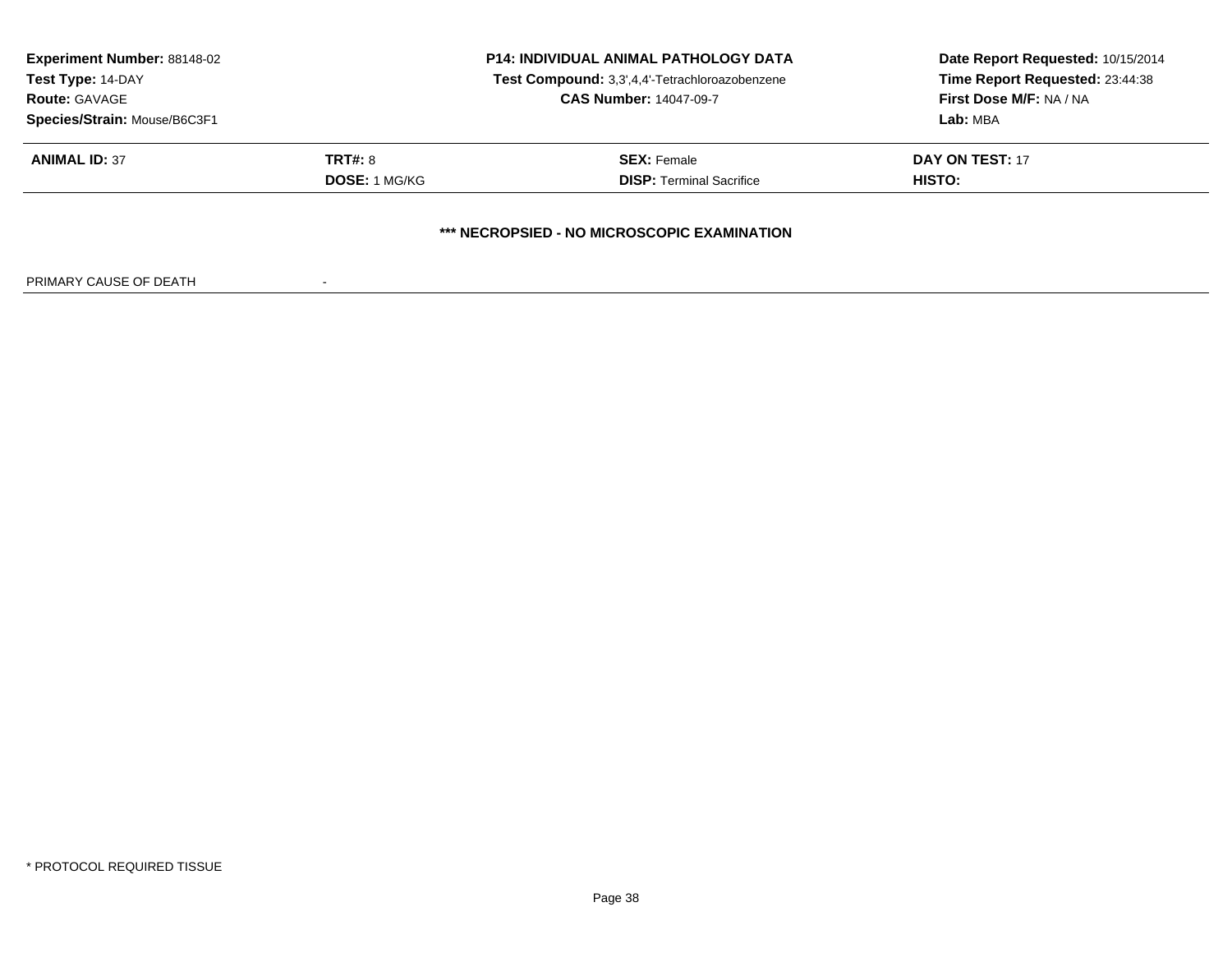**Experiment Number:** 88148-02
**Test Type:** 14-DAY
**Route:** GAVAGE
**Species/Strain:** Mouse/B6C3F1

**P14: INDIVIDUAL ANIMAL PATHOLOGY DATA**
**Test Compound:** 3,3',4,4'-Tetrachloroazobenzene
**CAS Number:** 14047-09-7

**Date Report Requested:** 10/15/2014
**Time Report Requested:** 23:44:38
**First Dose M/F:** NA / NA
**Lab:** MBA

| **ANIMAL ID:** 37 | **TRT#:** 8 | **SEX:** Female | **DAY ON TEST:** 17 |
|---|---|---|---|
| | **DOSE:** 1 MG/KG | **DISP:** Terminal Sacrifice | **HISTO:** |

**\*\*\* NECROPSIED - NO MICROSCOPIC EXAMINATION**

PRIMARY CAUSE OF DEATH -

\* PROTOCOL REQUIRED TISSUE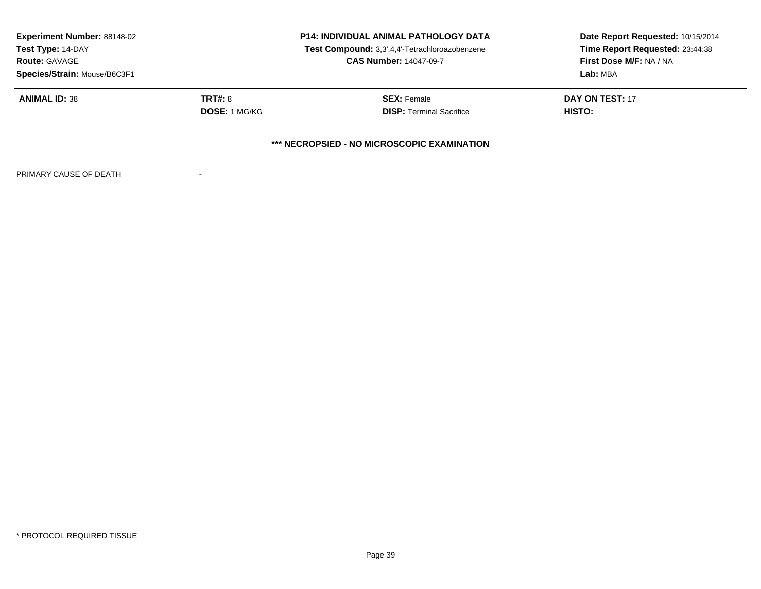**Experiment Number:** 88148-02
**Test Type:** 14-DAY
**Route:** GAVAGE
**Species/Strain:** Mouse/B6C3F1

**P14: INDIVIDUAL ANIMAL PATHOLOGY DATA**
**Test Compound:** 3,3',4,4'-Tetrachloroazobenzene
**CAS Number:** 14047-09-7

**Date Report Requested:** 10/15/2014
**Time Report Requested:** 23:44:38
**First Dose M/F:** NA / NA
**Lab:** MBA

| **ANIMAL ID:** 38 | **TRT#:** 8 | **SEX:** Female | **DAY ON TEST:** 17 |
|---|---|---|---|
| | **DOSE:** 1 MG/KG | **DISP:** Terminal Sacrifice | **HISTO:** |

**\*\*\* NECROPSIED - NO MICROSCOPIC EXAMINATION**

PRIMARY CAUSE OF DEATH -

\* PROTOCOL REQUIRED TISSUE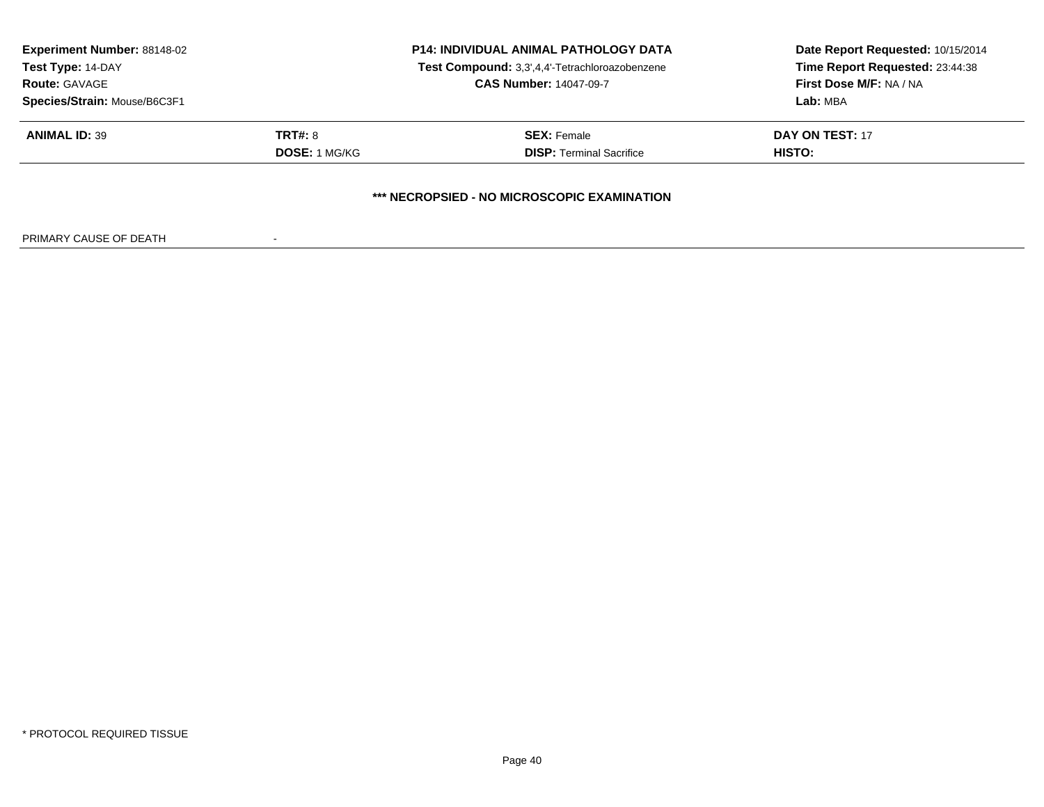**Experiment Number:** 88148-02
**Test Type:** 14-DAY
**Route:** GAVAGE
**Species/Strain:** Mouse/B6C3F1

**P14: INDIVIDUAL ANIMAL PATHOLOGY DATA**
**Test Compound:** 3,3',4,4'-Tetrachloroazobenzene
**CAS Number:** 14047-09-7

**Date Report Requested:** 10/15/2014
**Time Report Requested:** 23:44:38
**First Dose M/F:** NA / NA
**Lab:** MBA

| **ANIMAL ID:** 39 | **TRT#:** 8 | **SEX:** Female | **DAY ON TEST:** 17 |
|---|---|---|---|
| | **DOSE:** 1 MG/KG | **DISP:** Terminal Sacrifice | **HISTO:** |

**\*\*\* NECROPSIED - NO MICROSCOPIC EXAMINATION**

PRIMARY CAUSE OF DEATH -

\* PROTOCOL REQUIRED TISSUE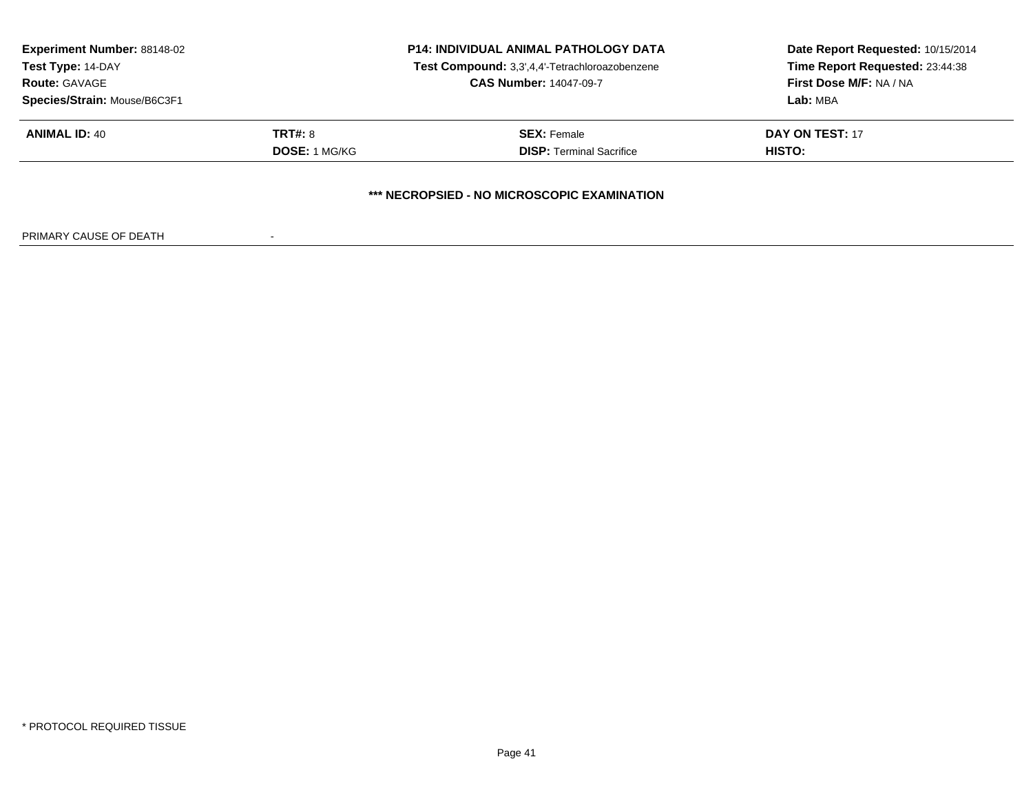**Experiment Number:** 88148-02
**Test Type:** 14-DAY
**Route:** GAVAGE
**Species/Strain:** Mouse/B6C3F1

**P14: INDIVIDUAL ANIMAL PATHOLOGY DATA**
**Test Compound:** 3,3',4,4'-Tetrachloroazobenzene
**CAS Number:** 14047-09-7

**Date Report Requested:** 10/15/2014
**Time Report Requested:** 23:44:38
**First Dose M/F:** NA / NA
**Lab:** MBA

| **ANIMAL ID:** 40 | **TRT#:** 8 | **SEX:** Female | **DAY ON TEST:** 17 |
|---|---|---|---|
| | **DOSE:** 1 MG/KG | **DISP:** Terminal Sacrifice | **HISTO:** |

**\*\*\* NECROPSIED - NO MICROSCOPIC EXAMINATION**

PRIMARY CAUSE OF DEATH -

\* PROTOCOL REQUIRED TISSUE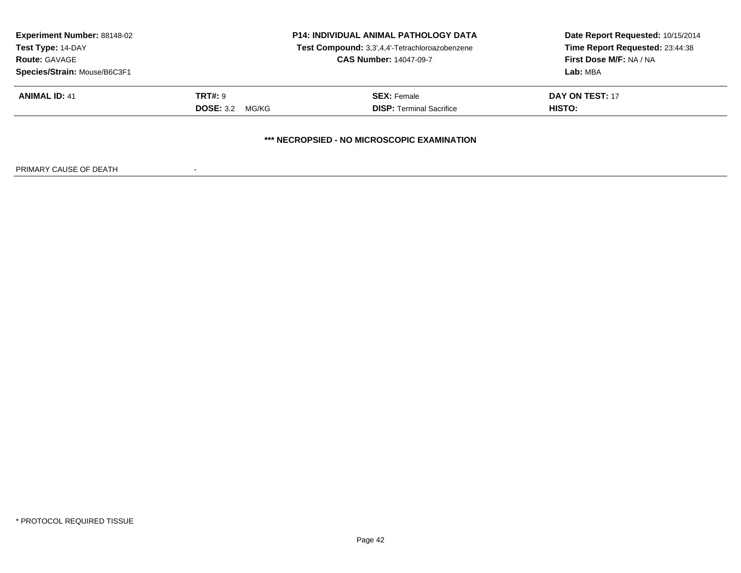**Experiment Number:** 88148-02
**Test Type:** 14-DAY
**Route:** GAVAGE
**Species/Strain:** Mouse/B6C3F1

**P14: INDIVIDUAL ANIMAL PATHOLOGY DATA**
**Test Compound:** 3,3',4,4'-Tetrachloroazobenzene
**CAS Number:** 14047-09-7

**Date Report Requested:** 10/15/2014
**Time Report Requested:** 23:44:38
**First Dose M/F:** NA / NA
**Lab:** MBA

| **ANIMAL ID:** 41 | **TRT#:** 9 | **SEX:** Female | **DAY ON TEST:** 17 |
|---|---|---|---|
| | **DOSE:** 3.2 MG/KG | **DISP:** Terminal Sacrifice | **HISTO:** |

**\*\*\* NECROPSIED - NO MICROSCOPIC EXAMINATION**

PRIMARY CAUSE OF DEATH -

* PROTOCOL REQUIRED TISSUE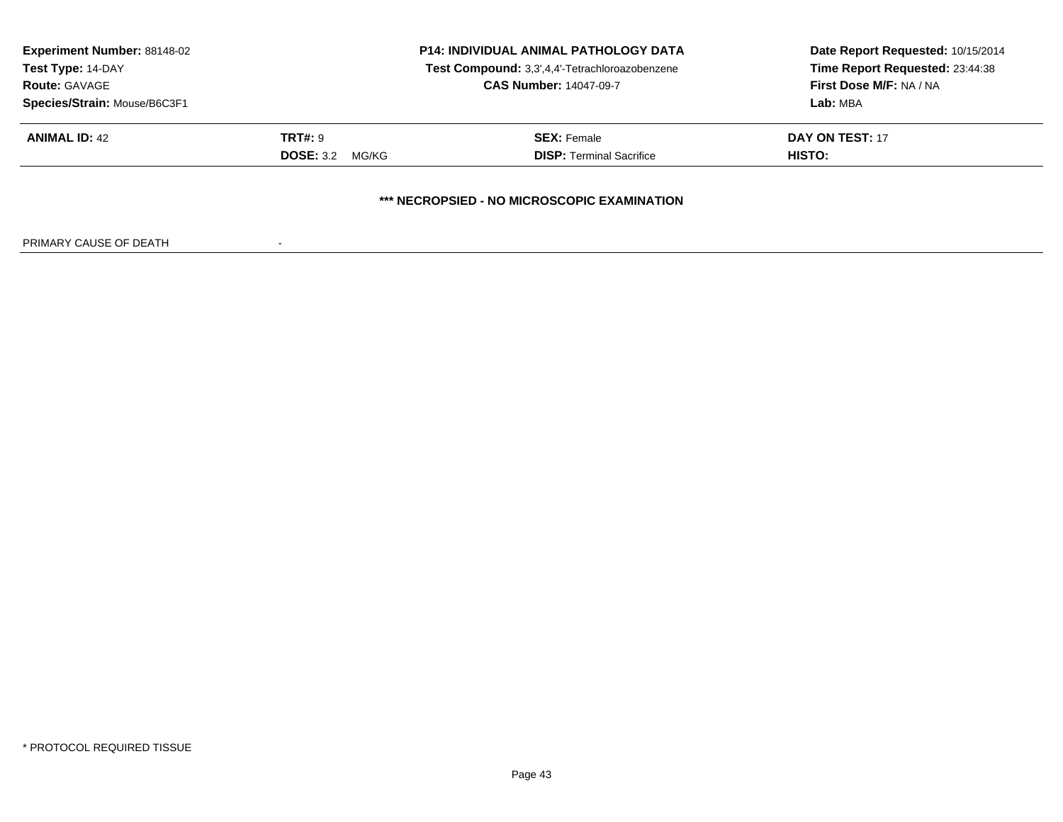**Experiment Number:** 88148-02
**Test Type:** 14-DAY
**Route:** GAVAGE
**Species/Strain:** Mouse/B6C3F1

**P14: INDIVIDUAL ANIMAL PATHOLOGY DATA**
**Test Compound:** 3,3',4,4'-Tetrachloroazobenzene
**CAS Number:** 14047-09-7

**Date Report Requested:** 10/15/2014
**Time Report Requested:** 23:44:38
**First Dose M/F:** NA / NA
**Lab:** MBA

| **ANIMAL ID:** 42 | **TRT#:** 9 | **SEX:** Female | **DAY ON TEST:** 17 |
|---|---|---|---|
| | **DOSE:** 3.2 MG/KG | **DISP:** Terminal Sacrifice | **HISTO:** |

**\*\*\* NECROPSIED - NO MICROSCOPIC EXAMINATION**

PRIMARY CAUSE OF DEATH -

\* PROTOCOL REQUIRED TISSUE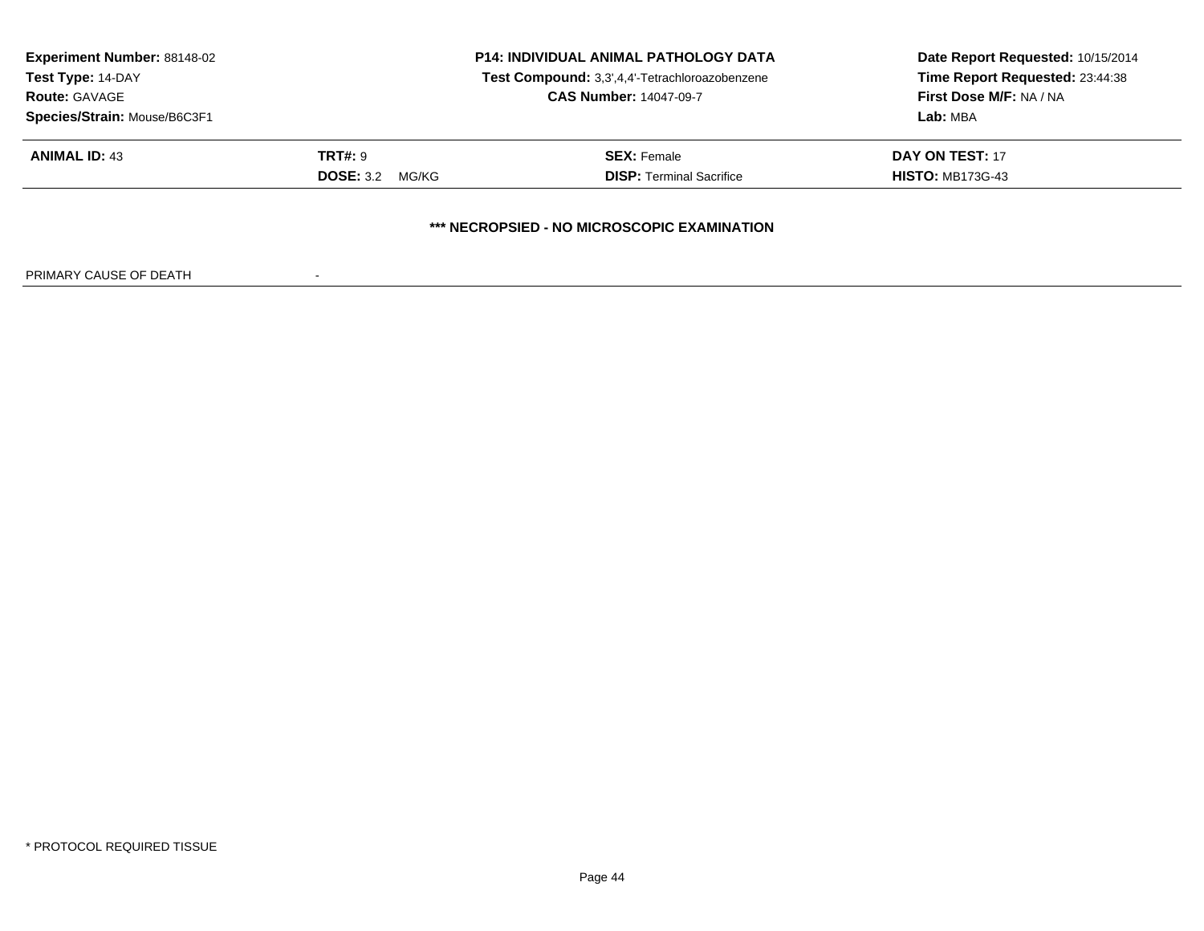**Experiment Number:** 88148-02
**Test Type:** 14-DAY
**Route:** GAVAGE
**Species/Strain:** Mouse/B6C3F1

**P14: INDIVIDUAL ANIMAL PATHOLOGY DATA**
**Test Compound:** 3,3',4,4'-Tetrachloroazobenzene
**CAS Number:** 14047-09-7

**Date Report Requested:** 10/15/2014
**Time Report Requested:** 23:44:38
**First Dose M/F:** NA / NA
**Lab:** MBA

| **ANIMAL ID:** 43 | **TRT#:** 9 | **SEX:** Female | **DAY ON TEST:** 17 |
|---|---|---|---|
| | **DOSE:** 3.2 MG/KG | **DISP:** Terminal Sacrifice | **HISTO:** MB173G-43 |

**\*\*\* NECROPSIED - NO MICROSCOPIC EXAMINATION**

PRIMARY CAUSE OF DEATH -

\* PROTOCOL REQUIRED TISSUE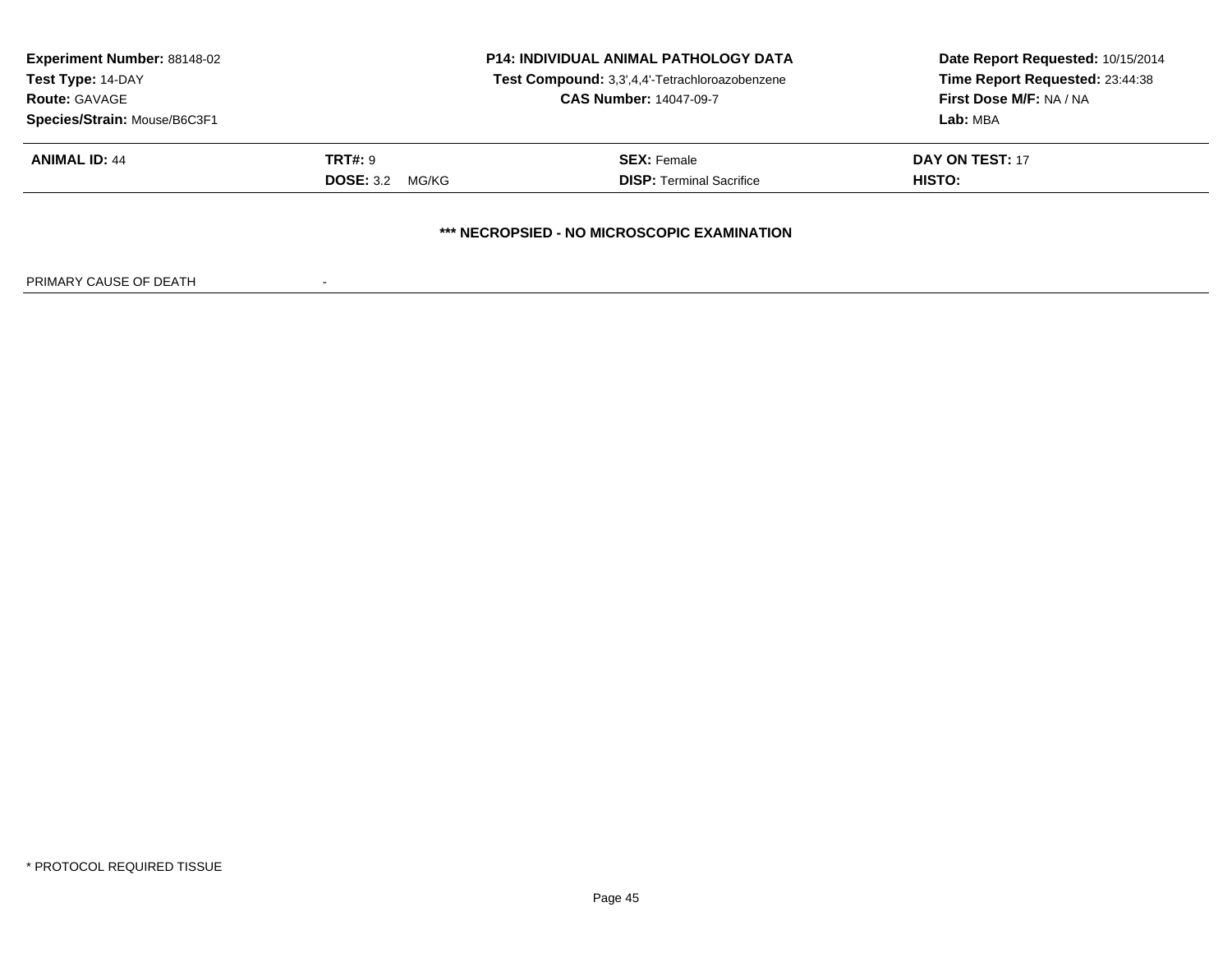**Experiment Number:** 88148-02
**Test Type:** 14-DAY
**Route:** GAVAGE
**Species/Strain:** Mouse/B6C3F1

**P14: INDIVIDUAL ANIMAL PATHOLOGY DATA**
**Test Compound:** 3,3',4,4'-Tetrachloroazobenzene
**CAS Number:** 14047-09-7

**Date Report Requested:** 10/15/2014
**Time Report Requested:** 23:44:38
**First Dose M/F:** NA / NA
**Lab:** MBA

| **ANIMAL ID:** 44 | **TRT#:** 9 | **SEX:** Female | **DAY ON TEST:** 17 |
|---|---|---|---|
| | **DOSE:** 3.2 MG/KG | **DISP:** Terminal Sacrifice | **HISTO:** |

**\*\*\* NECROPSIED - NO MICROSCOPIC EXAMINATION**

PRIMARY CAUSE OF DEATH -

\* PROTOCOL REQUIRED TISSUE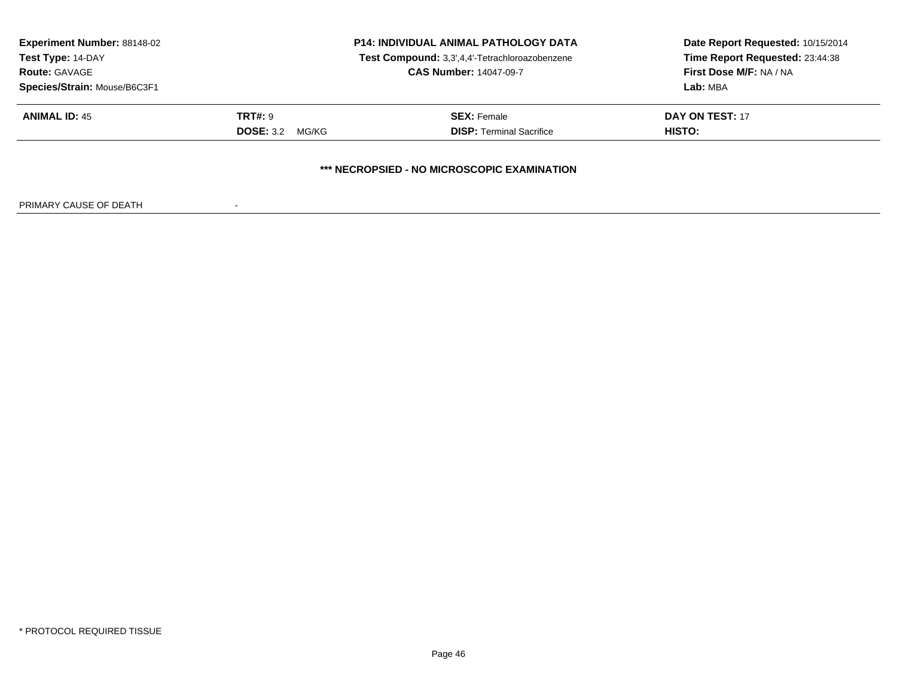**Experiment Number:** 88148-02
**Test Type:** 14-DAY
**Route:** GAVAGE
**Species/Strain:** Mouse/B6C3F1

**P14: INDIVIDUAL ANIMAL PATHOLOGY DATA**
**Test Compound:** 3,3',4,4'-Tetrachloroazobenzene
**CAS Number:** 14047-09-7

**Date Report Requested:** 10/15/2014
**Time Report Requested:** 23:44:38
**First Dose M/F:** NA / NA
**Lab:** MBA

| **ANIMAL ID:** 45 | **TRT#:** 9 | **SEX:** Female | **DAY ON TEST:** 17 |
|---|---|---|---|
| | **DOSE:** 3.2 MG/KG | **DISP:** Terminal Sacrifice | **HISTO:** |

**\*\*\* NECROPSIED - NO MICROSCOPIC EXAMINATION**

PRIMARY CAUSE OF DEATH -

\* PROTOCOL REQUIRED TISSUE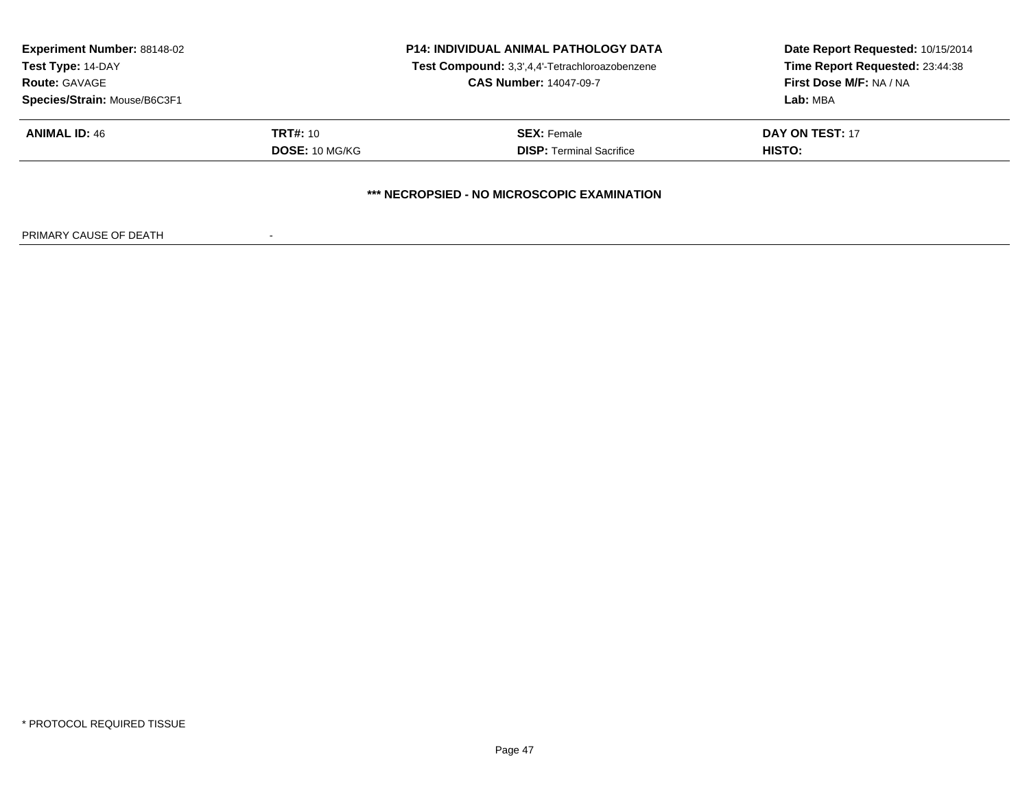**Experiment Number:** 88148-02
**Test Type:** 14-DAY
**Route:** GAVAGE
**Species/Strain:** Mouse/B6C3F1

**P14: INDIVIDUAL ANIMAL PATHOLOGY DATA**
**Test Compound:** 3,3',4,4'-Tetrachloroazobenzene
**CAS Number:** 14047-09-7

**Date Report Requested:** 10/15/2014
**Time Report Requested:** 23:44:38
**First Dose M/F:** NA / NA
**Lab:** MBA

| **ANIMAL ID:** 46 | **TRT#:** 10 | **SEX:** Female | **DAY ON TEST:** 17 |
|---|---|---|---|
| | **DOSE:** 10 MG/KG | **DISP:** Terminal Sacrifice | **HISTO:** |

**\*\*\* NECROPSIED - NO MICROSCOPIC EXAMINATION**

PRIMARY CAUSE OF DEATH -

\* PROTOCOL REQUIRED TISSUE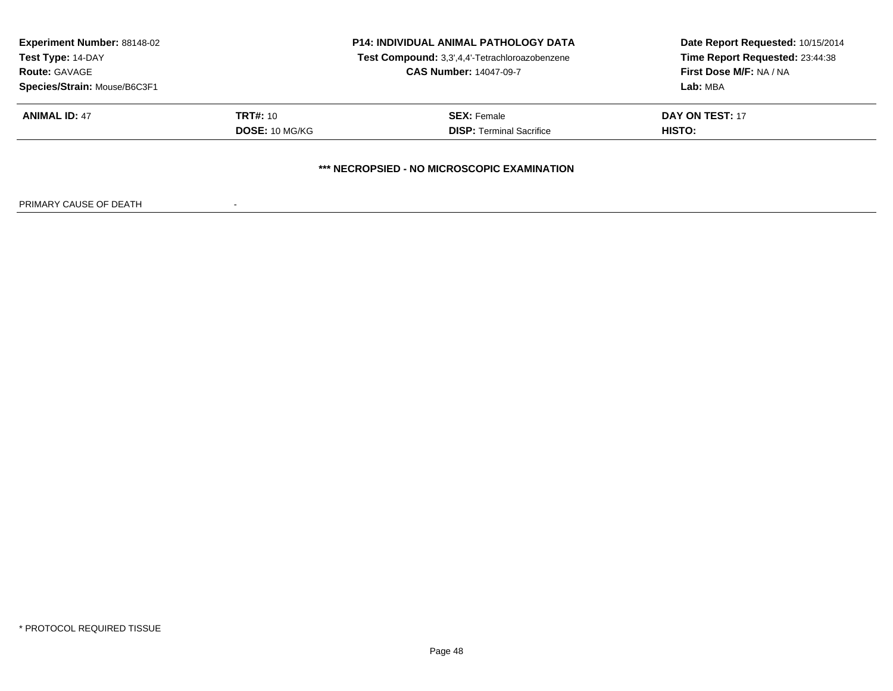**Experiment Number:** 88148-02
**Test Type:** 14-DAY
**Route:** GAVAGE
**Species/Strain:** Mouse/B6C3F1

**P14: INDIVIDUAL ANIMAL PATHOLOGY DATA**
**Test Compound:** 3,3',4,4'-Tetrachloroazobenzene
**CAS Number:** 14047-09-7

**Date Report Requested:** 10/15/2014
**Time Report Requested:** 23:44:38
**First Dose M/F:** NA / NA
**Lab:** MBA

| **ANIMAL ID:** 47 | **TRT#:** 10 | **SEX:** Female | **DAY ON TEST:** 17 |
|---|---|---|---|
| | **DOSE:** 10 MG/KG | **DISP:** Terminal Sacrifice | **HISTO:** |

**\*\*\* NECROPSIED - NO MICROSCOPIC EXAMINATION**

PRIMARY CAUSE OF DEATH -

\* PROTOCOL REQUIRED TISSUE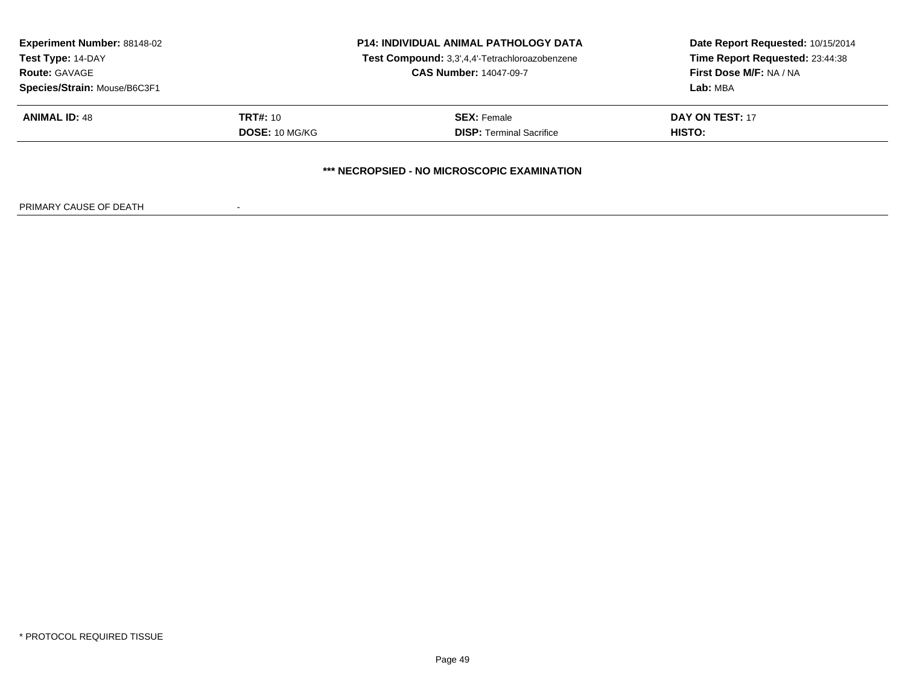**Experiment Number:** 88148-02
**Test Type:** 14-DAY
**Route:** GAVAGE
**Species/Strain:** Mouse/B6C3F1

**P14: INDIVIDUAL ANIMAL PATHOLOGY DATA**
**Test Compound:** 3,3',4,4'-Tetrachloroazobenzene
**CAS Number:** 14047-09-7

**Date Report Requested:** 10/15/2014
**Time Report Requested:** 23:44:38
**First Dose M/F:** NA / NA
**Lab:** MBA

| **ANIMAL ID:** 48 | **TRT#:** 10 | **SEX:** Female | **DAY ON TEST:** 17 |
|---|---|---|---|
| | **DOSE:** 10 MG/KG | **DISP:** Terminal Sacrifice | **HISTO:** |

**\*\*\* NECROPSIED - NO MICROSCOPIC EXAMINATION**

PRIMARY CAUSE OF DEATH -

\* PROTOCOL REQUIRED TISSUE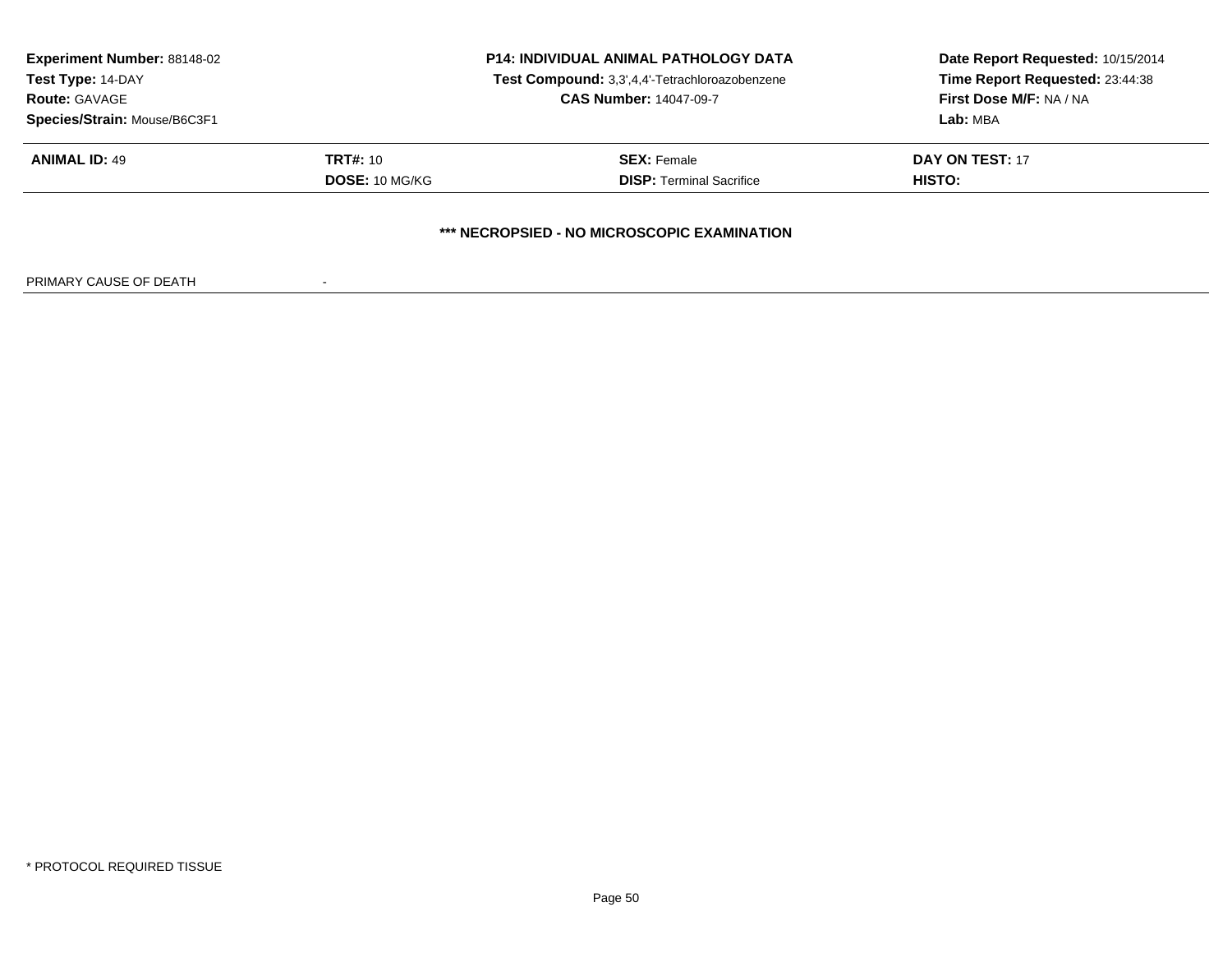**Experiment Number:** 88148-02
**Test Type:** 14-DAY
**Route:** GAVAGE
**Species/Strain:** Mouse/B6C3F1

**P14: INDIVIDUAL ANIMAL PATHOLOGY DATA**
**Test Compound:** 3,3',4,4'-Tetrachloroazobenzene
**CAS Number:** 14047-09-7

**Date Report Requested:** 10/15/2014
**Time Report Requested:** 23:44:38
**First Dose M/F:** NA / NA
**Lab:** MBA

| **ANIMAL ID:** 49 | **TRT#:** 10 | **SEX:** Female | **DAY ON TEST:** 17 |
|---|---|---|---|
| | **DOSE:** 10 MG/KG | **DISP:** Terminal Sacrifice | **HISTO:** |

**\*\*\* NECROPSIED - NO MICROSCOPIC EXAMINATION**

PRIMARY CAUSE OF DEATH -

\* PROTOCOL REQUIRED TISSUE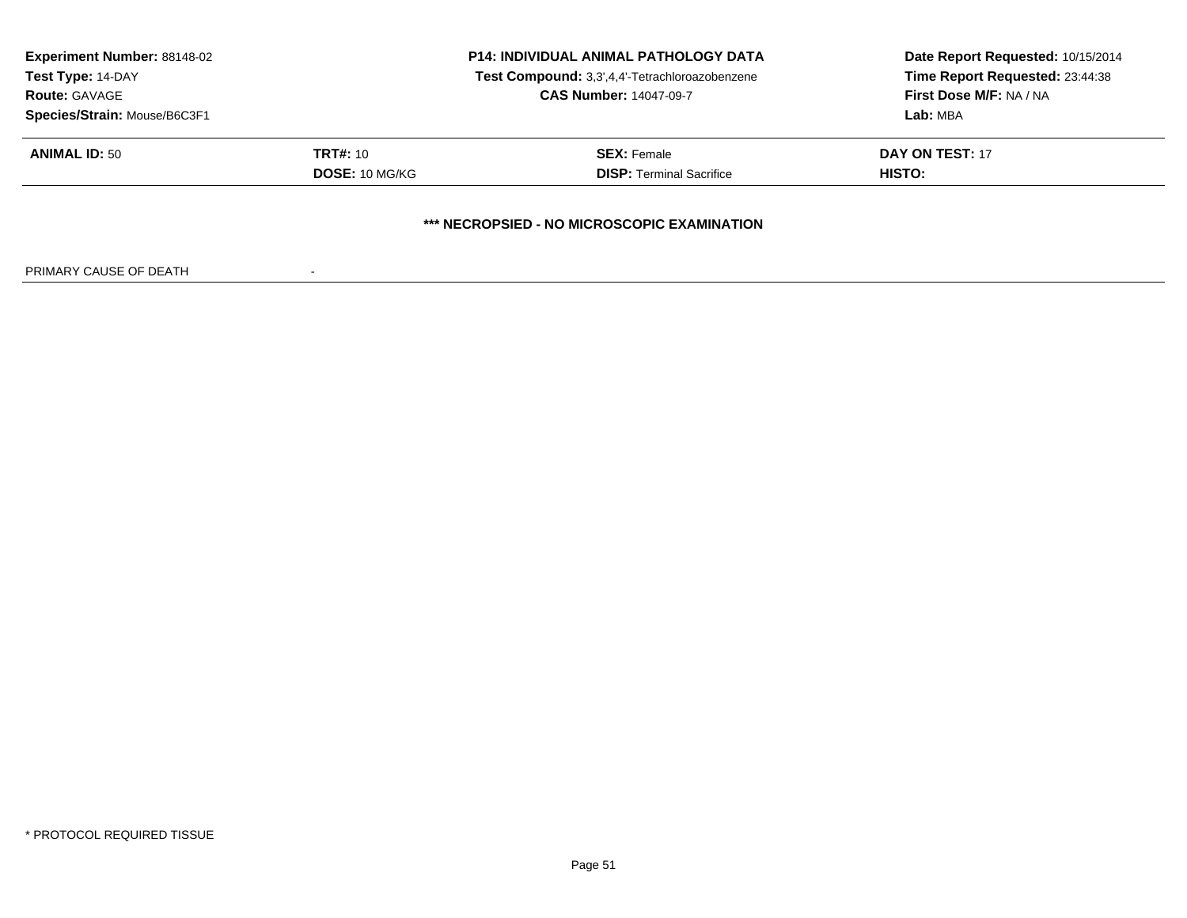| **Experiment Number:** 88148-02 | **P14: INDIVIDUAL ANIMAL PATHOLOGY DATA** | **Date Report Requested:** 10/15/2014 |
|---|---|---|
| **Test Type:** 14-DAY | **Test Compound:** 3,3',4,4'-Tetrachloroazobenzene | **Time Report Requested:** 23:44:38 |
| **Route:** GAVAGE | **CAS Number:** 14047-09-7 | **First Dose M/F:** NA / NA |
| **Species/Strain:** Mouse/B6C3F1 | | **Lab:** MBA |

| **ANIMAL ID:** 50 | **TRT#:** 10 | **SEX:** Female | **DAY ON TEST:** 17 |
|---|---|---|---|
| | **DOSE:** 10 MG/KG | **DISP:** Terminal Sacrifice | **HISTO:** |

**\*\*\* NECROPSIED - NO MICROSCOPIC EXAMINATION**

PRIMARY CAUSE OF DEATH -

\* PROTOCOL REQUIRED TISSUE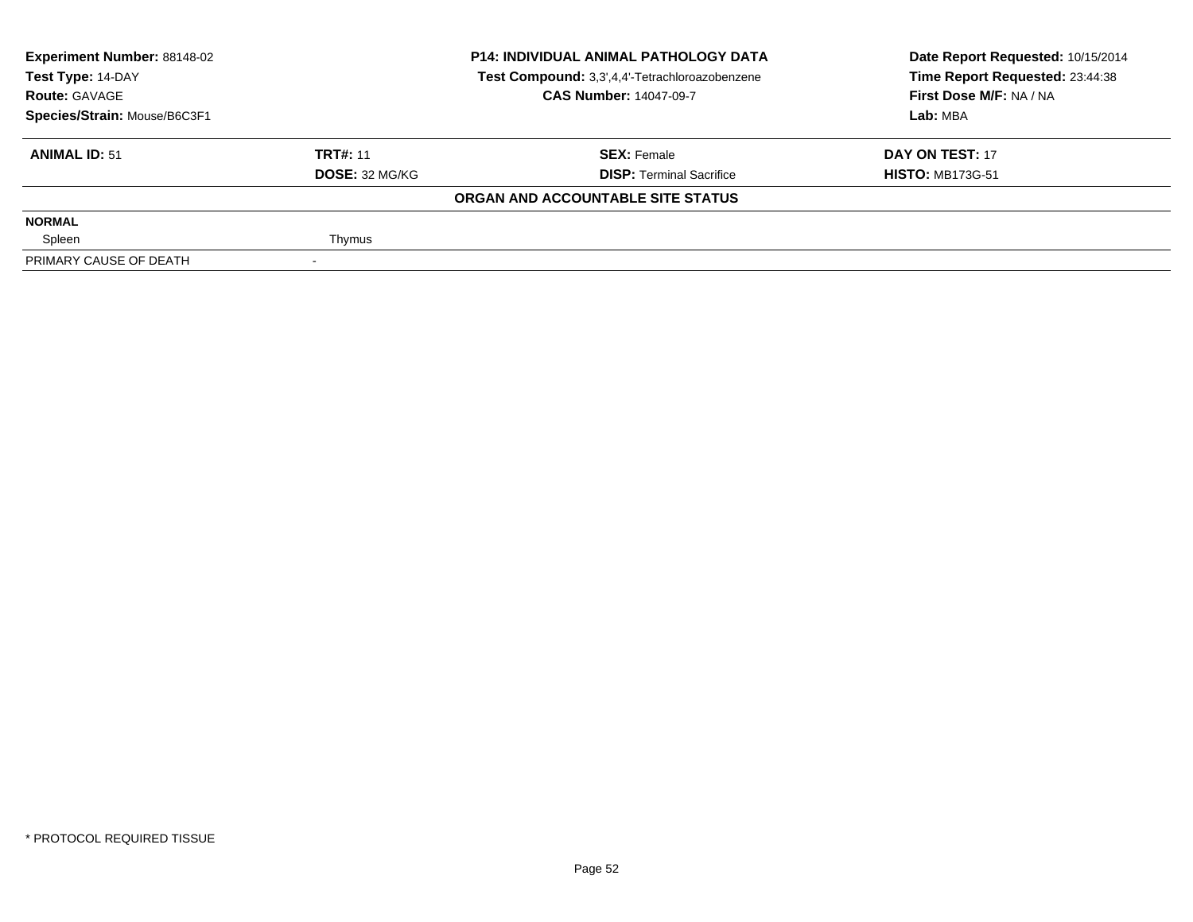**Experiment Number:** 88148-02
**Test Type:** 14-DAY
**Route:** GAVAGE
**Species/Strain:** Mouse/B6C3F1

**P14: INDIVIDUAL ANIMAL PATHOLOGY DATA**
**Test Compound:** 3,3',4,4'-Tetrachloroazobenzene
**CAS Number:** 14047-09-7

**Date Report Requested:** 10/15/2014
**Time Report Requested:** 23:44:38
**First Dose M/F:** NA / NA
**Lab:** MBA

| **ANIMAL ID:** 51 | **TRT#:** 11 | **SEX:** Female | **DAY ON TEST:** 17 |
|---|---|---|---|
| | **DOSE:** 32 MG/KG | **DISP:** Terminal Sacrifice | **HISTO:** MB173G-51 |

**ORGAN AND ACCOUNTABLE SITE STATUS**

| | | | |
|---|---|---|---|
| **NORMAL** | | | |
| Spleen | Thymus | | |
| PRIMARY CAUSE OF DEATH | - | | |

* PROTOCOL REQUIRED TISSUE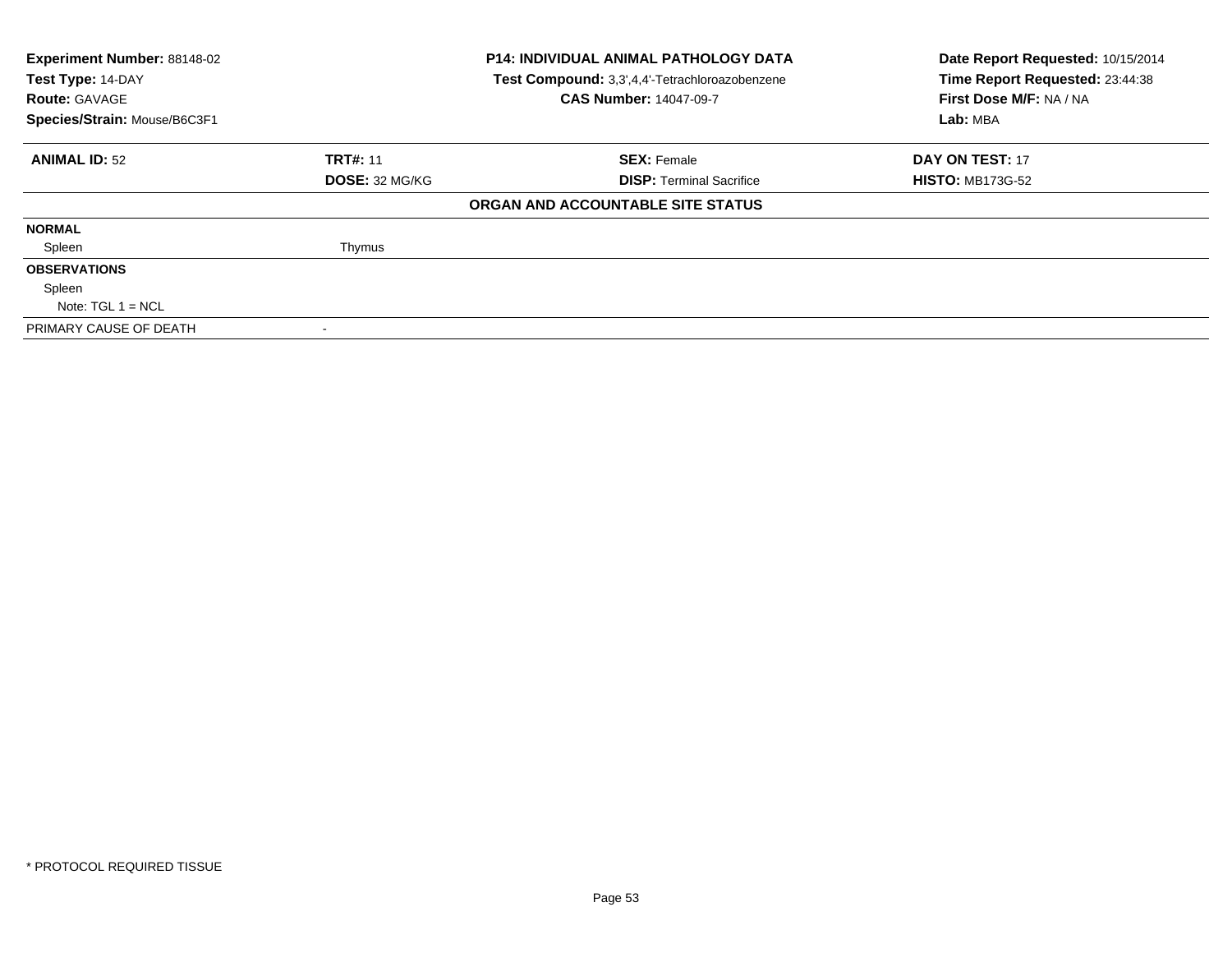**Experiment Number:** 88148-02
**Test Type:** 14-DAY
**Route:** GAVAGE
**Species/Strain:** Mouse/B6C3F1

**P14: INDIVIDUAL ANIMAL PATHOLOGY DATA**
**Test Compound:** 3,3',4,4'-Tetrachloroazobenzene
**CAS Number:** 14047-09-7

**Date Report Requested:** 10/15/2014
**Time Report Requested:** 23:44:38
**First Dose M/F:** NA / NA
**Lab:** MBA

| **ANIMAL ID:** 52 | **TRT#:** 11 | **SEX:** Female | **DAY ON TEST:** 17 |
|---|---|---|---|
| | **DOSE:** 32 MG/KG | **DISP:** Terminal Sacrifice | **HISTO:** MB173G-52 |

**ORGAN AND ACCOUNTABLE SITE STATUS**

**NORMAL**

Spleen Thymus

**OBSERVATIONS**

Spleen

Note: TGL 1 = NCL

PRIMARY CAUSE OF DEATH -

\* PROTOCOL REQUIRED TISSUE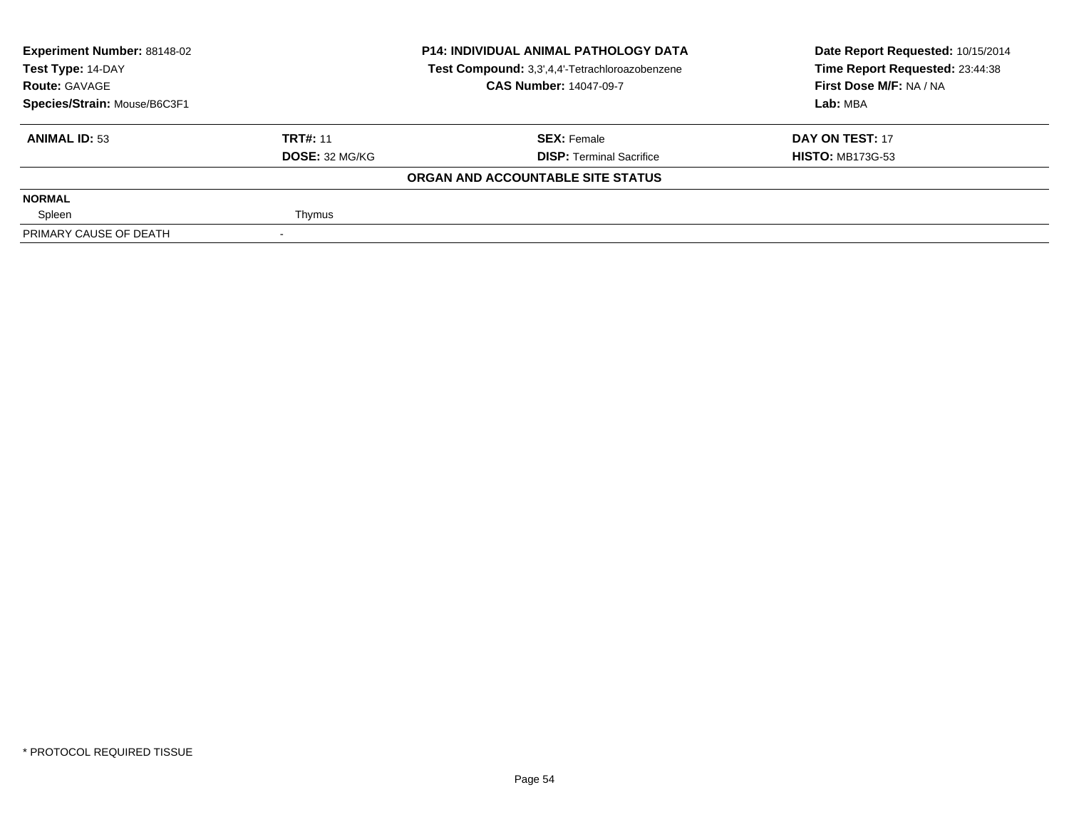| **Experiment Number:** 88148-02 | **P14: INDIVIDUAL ANIMAL PATHOLOGY DATA** | **Date Report Requested:** 10/15/2014 |
|---|---|---|
| **Test Type:** 14-DAY | **Test Compound:** 3,3',4,4'-Tetrachloroazobenzene | **Time Report Requested:** 23:44:38 |
| **Route:** GAVAGE | **CAS Number:** 14047-09-7 | **First Dose M/F:** NA / NA |
| **Species/Strain:** Mouse/B6C3F1 | | **Lab:** MBA |

| **ANIMAL ID:** 53 | **TRT#:** 11 | **SEX:** Female | **DAY ON TEST:** 17 |
|---|---|---|---|
| | **DOSE:** 32 MG/KG | **DISP:** Terminal Sacrifice | **HISTO:** MB173G-53 |

**ORGAN AND ACCOUNTABLE SITE STATUS**

| | |
|---|---|
| **NORMAL** | |
| Spleen | Thymus |
| PRIMARY CAUSE OF DEATH | - |

* PROTOCOL REQUIRED TISSUE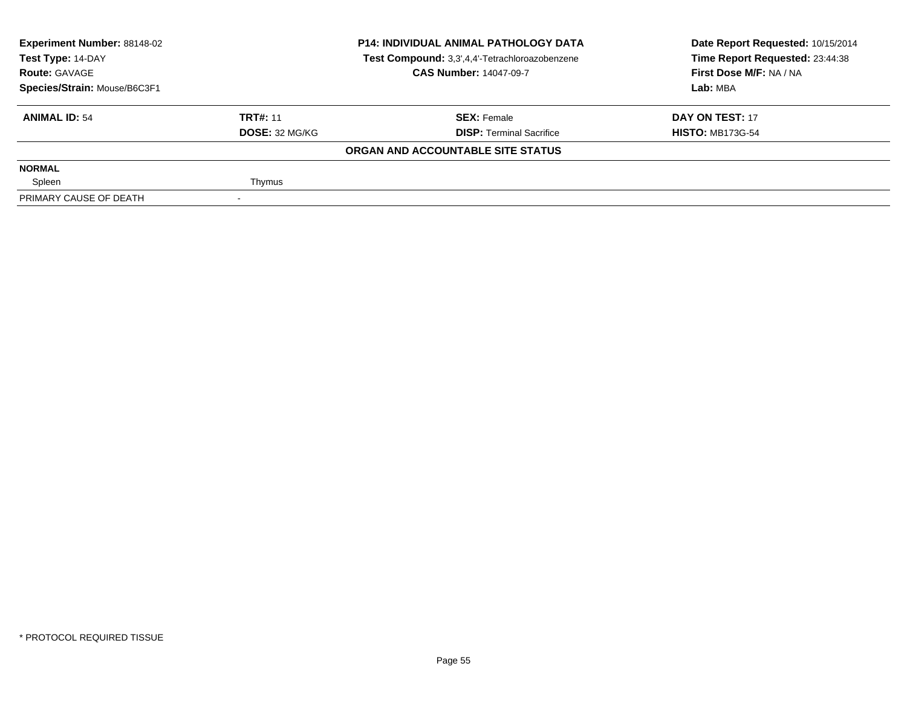**Experiment Number:** 88148-02
**Test Type:** 14-DAY
**Route:** GAVAGE
**Species/Strain:** Mouse/B6C3F1

**P14: INDIVIDUAL ANIMAL PATHOLOGY DATA**
**Test Compound:** 3,3',4,4'-Tetrachloroazobenzene
**CAS Number:** 14047-09-7

**Date Report Requested:** 10/15/2014
**Time Report Requested:** 23:44:38
**First Dose M/F:** NA / NA
**Lab:** MBA

| **ANIMAL ID:** 54 | **TRT#:** 11 | **SEX:** Female | **DAY ON TEST:** 17 |
|---|---|---|---|
| | **DOSE:** 32 MG/KG | **DISP:** Terminal Sacrifice | **HISTO:** MB173G-54 |

**ORGAN AND ACCOUNTABLE SITE STATUS**

| | | | |
|---|---|---|---|
| **NORMAL** | | | |
| Spleen | Thymus | | |
| PRIMARY CAUSE OF DEATH | - | | |

\* PROTOCOL REQUIRED TISSUE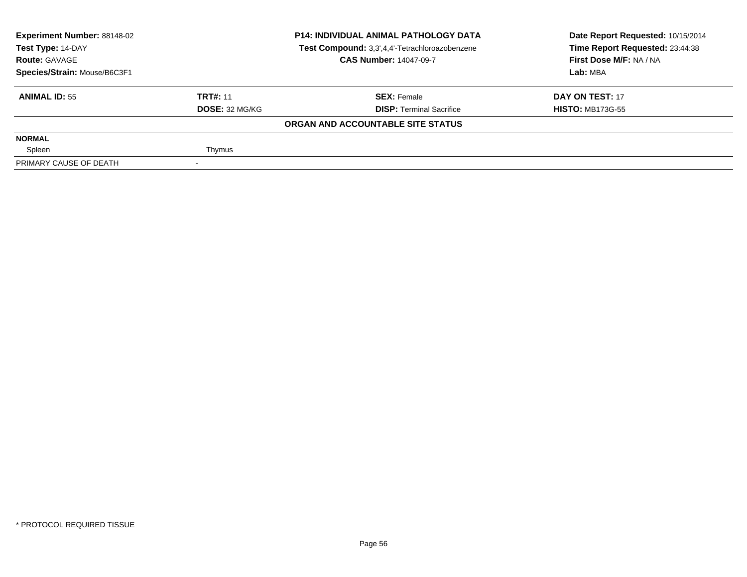**Experiment Number:** 88148-02
**Test Type:** 14-DAY
**Route:** GAVAGE
**Species/Strain:** Mouse/B6C3F1

**P14: INDIVIDUAL ANIMAL PATHOLOGY DATA**
**Test Compound:** 3,3',4,4'-Tetrachloroazobenzene
**CAS Number:** 14047-09-7

**Date Report Requested:** 10/15/2014
**Time Report Requested:** 23:44:38
**First Dose M/F:** NA / NA
**Lab:** MBA

| **ANIMAL ID:** 55 | **TRT#:** 11 | **SEX:** Female | **DAY ON TEST:** 17 |
|---|---|---|---|
| | **DOSE:** 32 MG/KG | **DISP:** Terminal Sacrifice | **HISTO:** MB173G-55 |

**ORGAN AND ACCOUNTABLE SITE STATUS**

| | |
|---|---|
| **NORMAL** | |
| Spleen | Thymus |
| PRIMARY CAUSE OF DEATH | - |

\* PROTOCOL REQUIRED TISSUE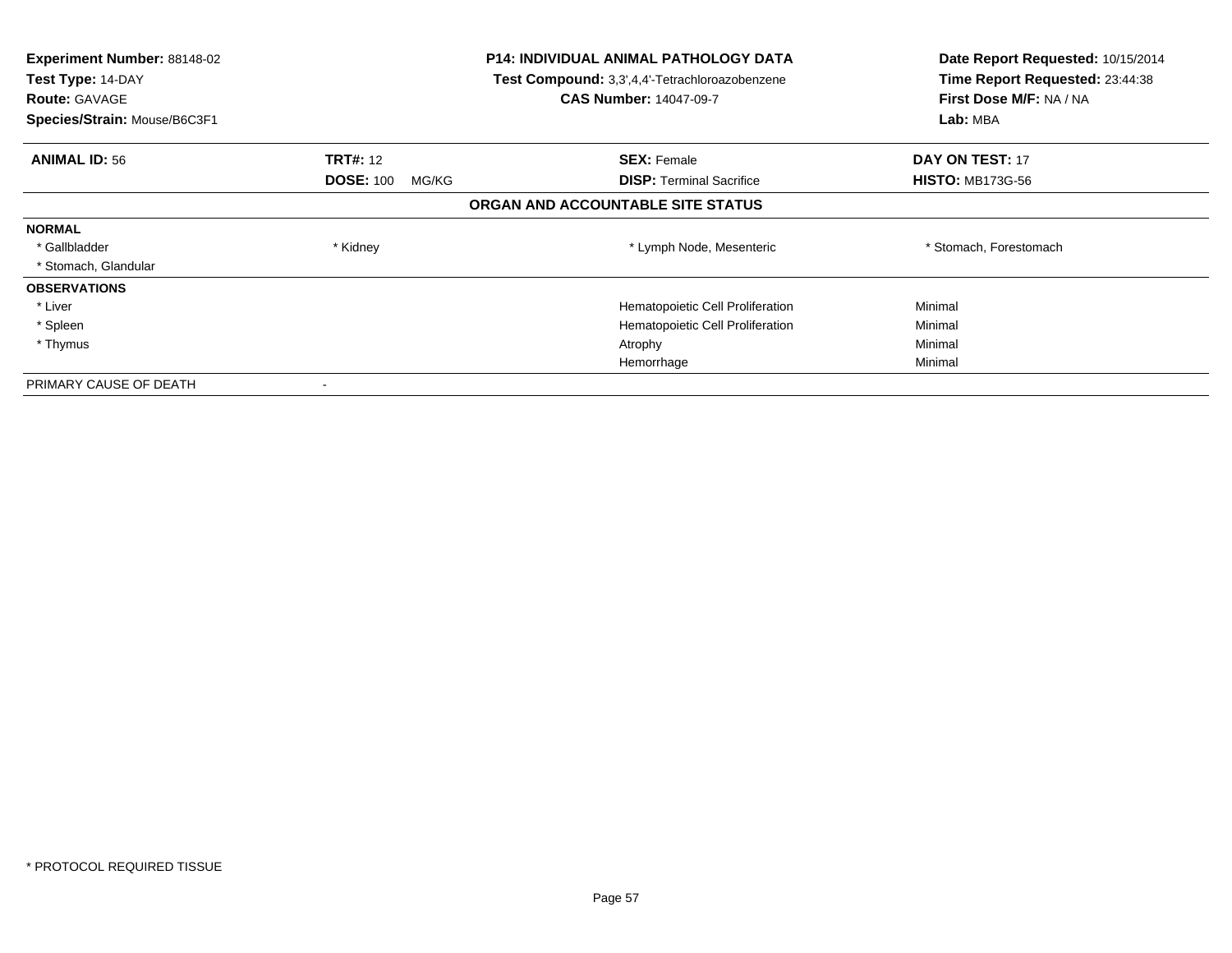| **Experiment Number:** 88148-02 | **P14: INDIVIDUAL ANIMAL PATHOLOGY DATA** | **Date Report Requested:** 10/15/2014 |
|---|---|---|
| **Test Type:** 14-DAY | **Test Compound:** 3,3',4,4'-Tetrachloroazobenzene | **Time Report Requested:** 23:44:38 |
| **Route:** GAVAGE | **CAS Number:** 14047-09-7 | **First Dose M/F:** NA / NA |
| **Species/Strain:** Mouse/B6C3F1 | | **Lab:** MBA |

| **ANIMAL ID:** 56 | **TRT#:** 12 | **SEX:** Female | **DAY ON TEST:** 17 |
|---|---|---|---|
| | **DOSE:** 100 MG/KG | **DISP:** Terminal Sacrifice | **HISTO:** MB173G-56 |

## ORGAN AND ACCOUNTABLE SITE STATUS

| | | | |
|---|---|---|---|
| **NORMAL** | | | |
| * Gallbladder | * Kidney | * Lymph Node, Mesenteric | * Stomach, Forestomach |
| * Stomach, Glandular | | | |
| **OBSERVATIONS** | | | |
| * Liver | | Hematopoietic Cell Proliferation | Minimal |
| * Spleen | | Hematopoietic Cell Proliferation | Minimal |
| * Thymus | | Atrophy | Minimal |
| | | Hemorrhage | Minimal |
| PRIMARY CAUSE OF DEATH | - | | |

* PROTOCOL REQUIRED TISSUE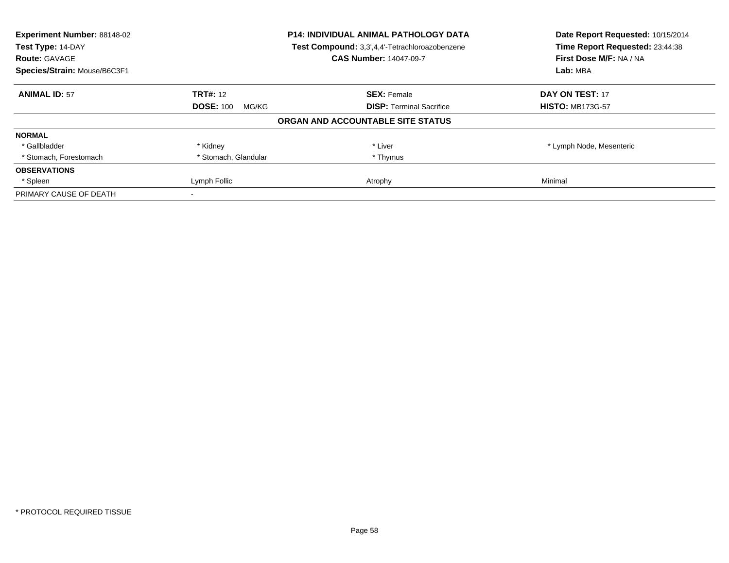**Experiment Number:** 88148-02
**Test Type:** 14-DAY
**Route:** GAVAGE
**Species/Strain:** Mouse/B6C3F1

**P14: INDIVIDUAL ANIMAL PATHOLOGY DATA**
**Test Compound:** 3,3',4,4'-Tetrachloroazobenzene
**CAS Number:** 14047-09-7

**Date Report Requested:** 10/15/2014
**Time Report Requested:** 23:44:38
**First Dose M/F:** NA / NA
**Lab:** MBA

| **ANIMAL ID:** 57 | **TRT#:** 12 | **SEX:** Female | **DAY ON TEST:** 17 |
|---|---|---|---|
| | **DOSE:** 100 MG/KG | **DISP:** Terminal Sacrifice | **HISTO:** MB173G-57 |

**ORGAN AND ACCOUNTABLE SITE STATUS**

| | | | |
|---|---|---|---|
| **NORMAL** | | | |
| * Gallbladder | * Kidney | * Liver | * Lymph Node, Mesenteric |
| * Stomach, Forestomach | * Stomach, Glandular | * Thymus | |
| **OBSERVATIONS** | | | |
| * Spleen | Lymph Follic | Atrophy | Minimal |
| PRIMARY CAUSE OF DEATH | - | | |

\* PROTOCOL REQUIRED TISSUE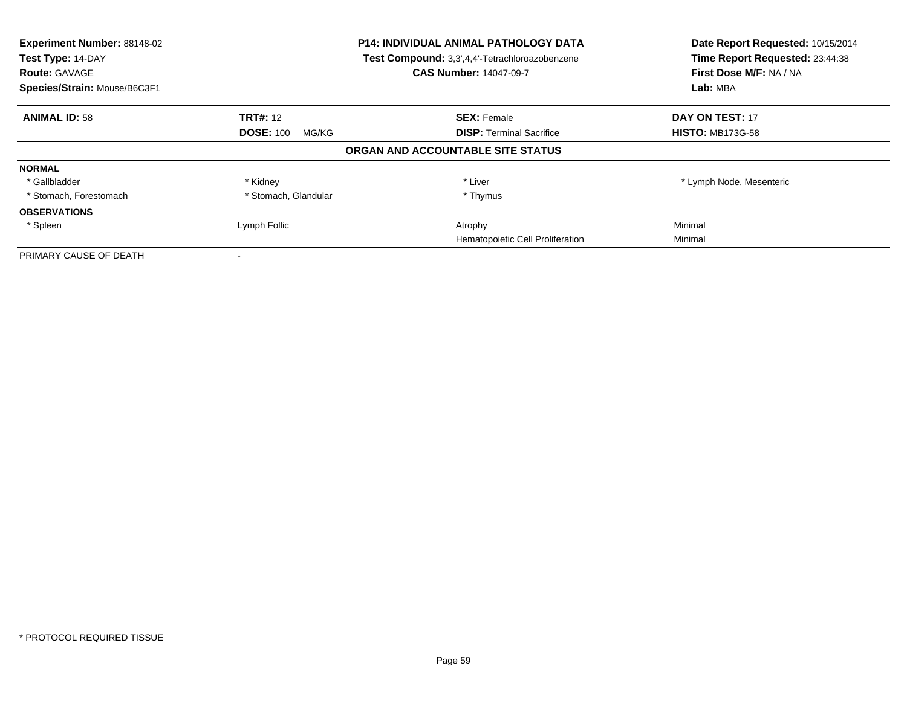**Experiment Number:** 88148-02
**Test Type:** 14-DAY
**Route:** GAVAGE
**Species/Strain:** Mouse/B6C3F1

**P14: INDIVIDUAL ANIMAL PATHOLOGY DATA**
**Test Compound:** 3,3',4,4'-Tetrachloroazobenzene
**CAS Number:** 14047-09-7

**Date Report Requested:** 10/15/2014
**Time Report Requested:** 23:44:38
**First Dose M/F:** NA / NA
**Lab:** MBA

| **ANIMAL ID:** 58 | **TRT#:** 12 | **SEX:** Female | **DAY ON TEST:** 17 |
|---|---|---|---|
| | **DOSE:** 100 MG/KG | **DISP:** Terminal Sacrifice | **HISTO:** MB173G-58 |

**ORGAN AND ACCOUNTABLE SITE STATUS**

| | | | |
|---|---|---|---|
| **NORMAL** | | | |
| * Gallbladder | * Kidney | * Liver | * Lymph Node, Mesenteric |
| * Stomach, Forestomach | * Stomach, Glandular | * Thymus | |
| **OBSERVATIONS** | | | |
| * Spleen | Lymph Follic | Atrophy | Minimal |
| | | Hematopoietic Cell Proliferation | Minimal |
| PRIMARY CAUSE OF DEATH | - | | |

* PROTOCOL REQUIRED TISSUE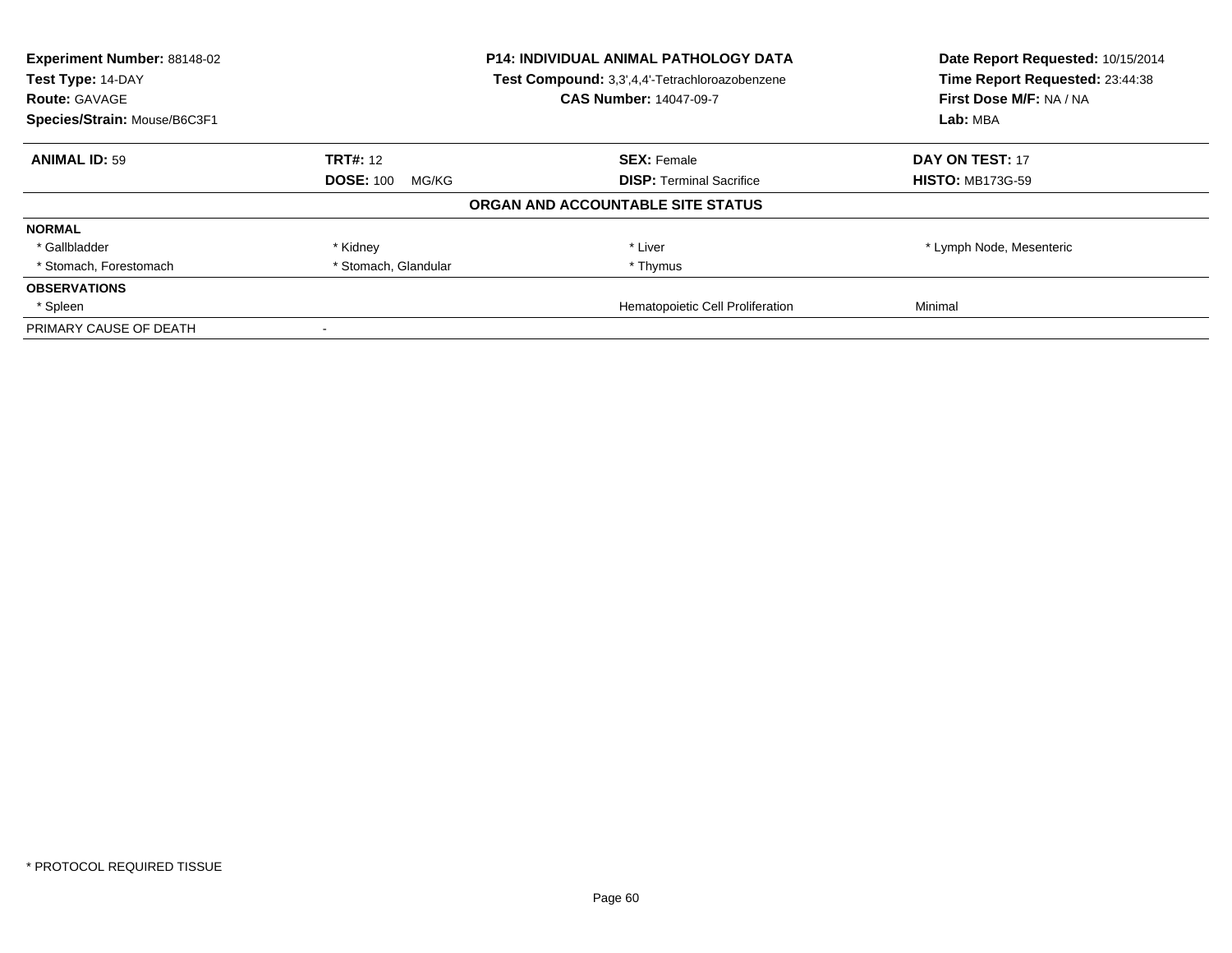**Experiment Number:** 88148-02
**Test Type:** 14-DAY
**Route:** GAVAGE
**Species/Strain:** Mouse/B6C3F1

**P14: INDIVIDUAL ANIMAL PATHOLOGY DATA**
**Test Compound:** 3,3',4,4'-Tetrachloroazobenzene
**CAS Number:** 14047-09-7

**Date Report Requested:** 10/15/2014
**Time Report Requested:** 23:44:38
**First Dose M/F:** NA / NA
**Lab:** MBA

| **ANIMAL ID:** 59 | **TRT#:** 12 | **SEX:** Female | **DAY ON TEST:** 17 |
|---|---|---|---|
| | **DOSE:** 100 MG/KG | **DISP:** Terminal Sacrifice | **HISTO:** MB173G-59 |

**ORGAN AND ACCOUNTABLE SITE STATUS**

| | | | |
|---|---|---|---|
| **NORMAL** | | | |
| * Gallbladder | * Kidney | * Liver | * Lymph Node, Mesenteric |
| * Stomach, Forestomach | * Stomach, Glandular | * Thymus | |
| **OBSERVATIONS** | | | |
| * Spleen | | Hematopoietic Cell Proliferation | Minimal |
| PRIMARY CAUSE OF DEATH | - | | |

* PROTOCOL REQUIRED TISSUE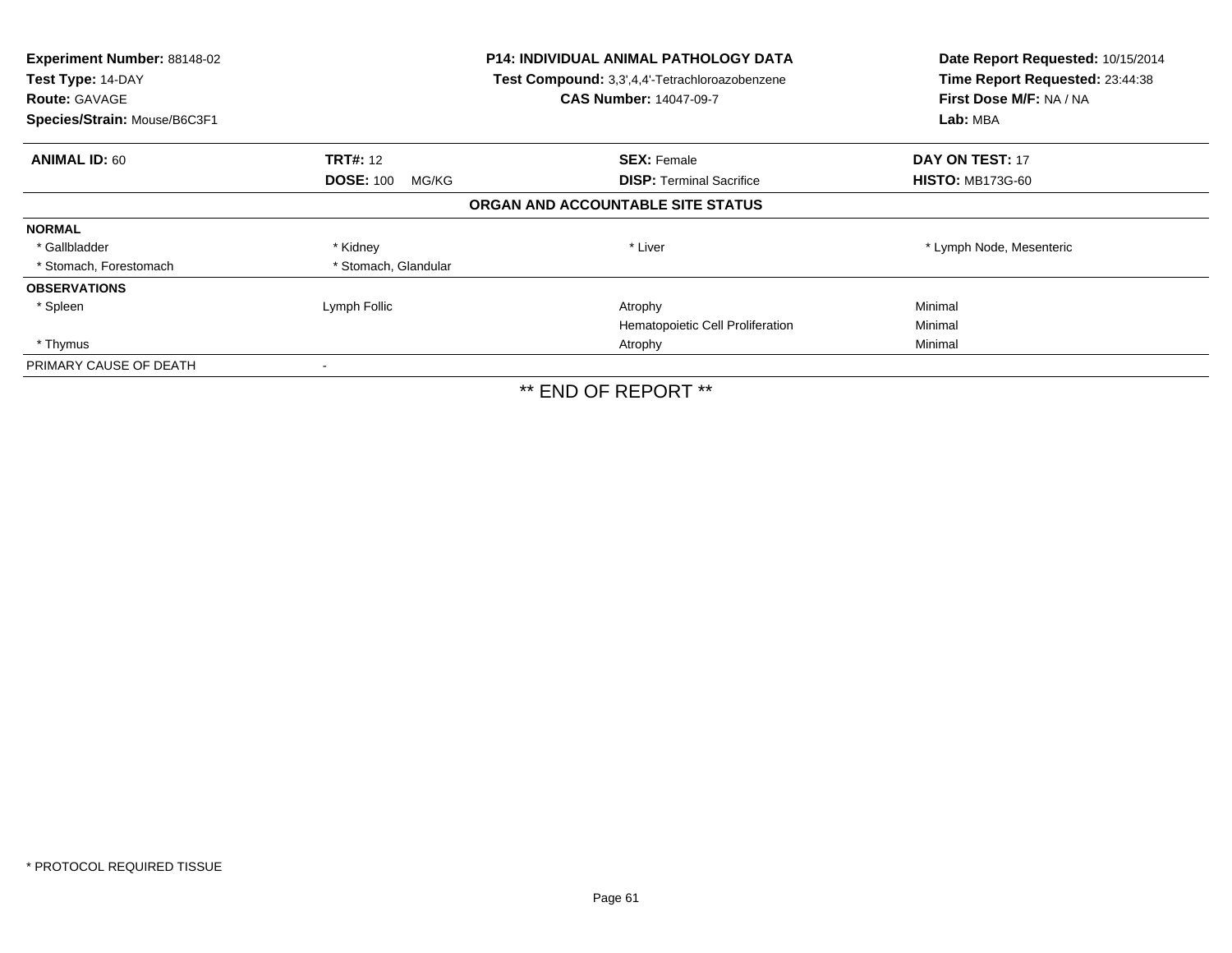**Experiment Number:** 88148-02
**Test Type:** 14-DAY
**Route:** GAVAGE
**Species/Strain:** Mouse/B6C3F1

**P14: INDIVIDUAL ANIMAL PATHOLOGY DATA**
**Test Compound:** 3,3',4,4'-Tetrachloroazobenzene
**CAS Number:** 14047-09-7

**Date Report Requested:** 10/15/2014
**Time Report Requested:** 23:44:38
**First Dose M/F:** NA / NA
**Lab:** MBA

| | | | |
|---|---|---|---|
| **ANIMAL ID:** 60 | **TRT#:** 12 | **SEX:** Female | **DAY ON TEST:** 17 |
| | **DOSE:** 100 MG/KG | **DISP:** Terminal Sacrifice | **HISTO:** MB173G-60 |

**ORGAN AND ACCOUNTABLE SITE STATUS**

| | | | |
|---|---|---|---|
| **NORMAL** | | | |
| * Gallbladder | * Kidney | * Liver | * Lymph Node, Mesenteric |
| * Stomach, Forestomach | * Stomach, Glandular | | |
| **OBSERVATIONS** | | | |
| * Spleen | Lymph Follic | Atrophy | Minimal |
| | | Hematopoietic Cell Proliferation | Minimal |
| * Thymus | | Atrophy | Minimal |
| PRIMARY CAUSE OF DEATH | - | | |

** END OF REPORT **

* PROTOCOL REQUIRED TISSUE